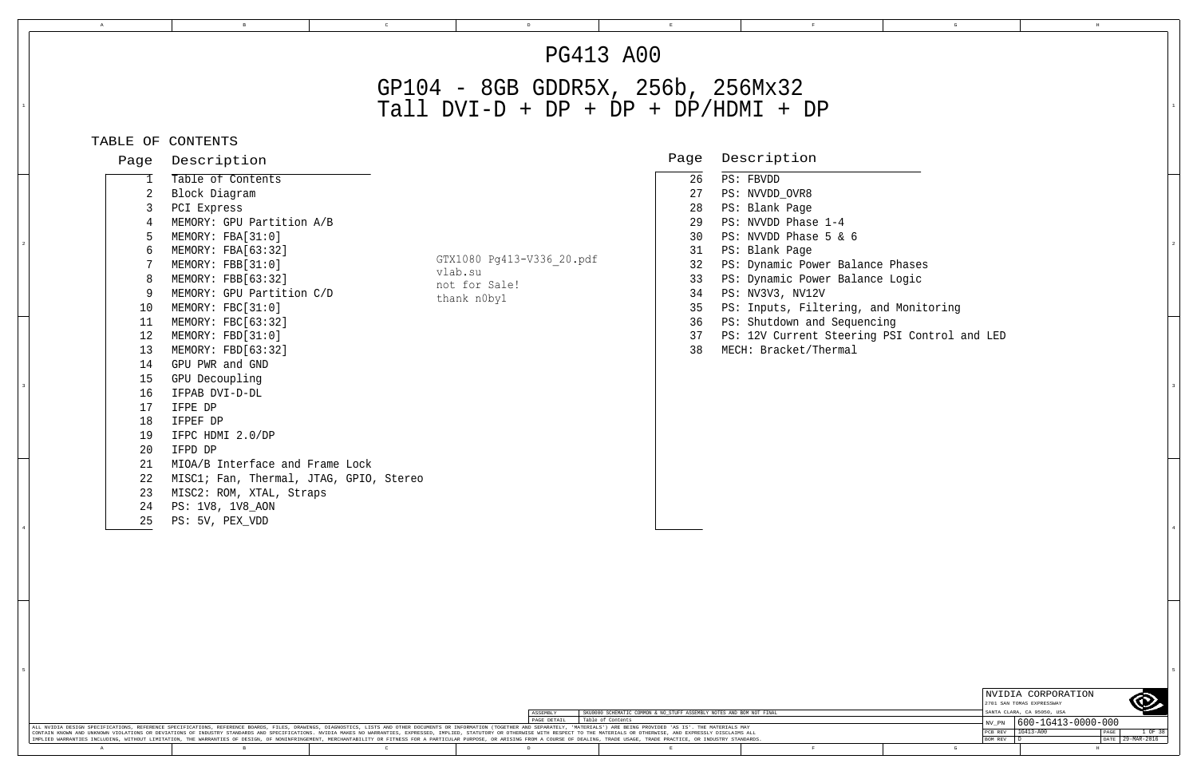# PG413 A00

## GP104 - 8GB GDDR5X, 256b, 256Mx32
## Tall DVI-D + DP + DP + DP/HDMI + DP

### TABLE OF CONTENTS

| Page | Description |
|---|---|
| 1 | Table of Contents |
| 2 | Block Diagram |
| 3 | PCI Express |
| 4 | MEMORY: GPU Partition A/B |
| 5 | MEMORY: FBA[31:0] |
| 6 | MEMORY: FBA[63:32] |
| 7 | MEMORY: FBB[31:0] |
| 8 | MEMORY: FBB[63:32] |
| 9 | MEMORY: GPU Partition C/D |
| 10 | MEMORY: FBC[31:0] |
| 11 | MEMORY: FBC[63:32] |
| 12 | MEMORY: FBD[31:0] |
| 13 | MEMORY: FBD[63:32] |
| 14 | GPU PWR and GND |
| 15 | GPU Decoupling |
| 16 | IFPAB DVI-D-DL |
| 17 | IFPE DP |
| 18 | IFPEF DP |
| 19 | IFPC HDMI 2.0/DP |
| 20 | IFPD DP |
| 21 | MIOA/B Interface and Frame Lock |
| 22 | MISC1; Fan, Thermal, JTAG, GPIO, Stereo |
| 23 | MISC2: ROM, XTAL, Straps |
| 24 | PS: 1V8, 1V8_AON |
| 25 | PS: 5V, PEX_VDD |

GTX1080 Pg413-V336_20.pdf
vlab.su
not for Sale!
thank n0by1

| Page | Description |
|---|---|
| 26 | PS: FBVDD |
| 27 | PS: NVVDD_OVR8 |
| 28 | PS: Blank Page |
| 29 | PS: NVVDD Phase 1-4 |
| 30 | PS: NVVDD Phase 5 & 6 |
| 31 | PS: Blank Page |
| 32 | PS: Dynamic Power Balance Phases |
| 33 | PS: Dynamic Power Balance Logic |
| 34 | PS: NV3V3, NV12V |
| 35 | PS: Inputs, Filtering, and Monitoring |
| 36 | PS: Shutdown and Sequencing |
| 37 | PS: 12V Current Steering PSI Control and LED |
| 38 | MECH: Bracket/Thermal |

ASSEMBLY: SKU0000 SCHEMATIC COMMON & NO_STUFF ASSEMBLY NOTES AND BOM NOT FINAL
PAGE DETAIL: Table of Contents

ALL NVIDIA DESIGN SPECIFICATIONS, REFERENCE SPECIFICATIONS, REFERENCE BOARDS, FILES, DRAWINGS, DIAGNOSTICS, LISTS AND OTHER DOCUMENTS OR INFORMATION (TOGETHER AND SEPARATELY, 'MATERIALS') ARE BEING PROVIDED 'AS IS'. THE MATERIALS MAY CONTAIN KNOWN AND UNKNOWN VIOLATIONS OR DEVIATIONS OF INDUSTRY STANDARDS AND SPECIFICATIONS. NVIDIA MAKES NO WARRANTIES, EXPRESSED, IMPLIED, STATUTORY OR OTHERWISE WITH RESPECT TO THE MATERIALS OR OTHERWISE, AND EXPRESSLY DISCLAIMS ALL IMPLIED WARRANTIES INCLUDING, WITHOUT LIMITATION, THE WARRANTIES OF DESIGN, OF NONINFRINGEMENT, MERCHANTABILITY OR FITNESS FOR A PARTICULAR PURPOSE, OR ARISING FROM A COURSE OF DEALING, TRADE USAGE, TRADE PRACTICE, OR INDUSTRY STANDARDS.

NVIDIA CORPORATION
2701 SAN TOMAS EXPRESSWAY
SANTA CLARA, CA 95050, USA

| | | | |
|---|---|---|---|
| NV_PN | 600-1G413-0000-000 | | |
| PCB REV | 1G413-A00 | PAGE | 1 OF 38 |
| BOM REV | D | DATE | 29-MAR-2016 |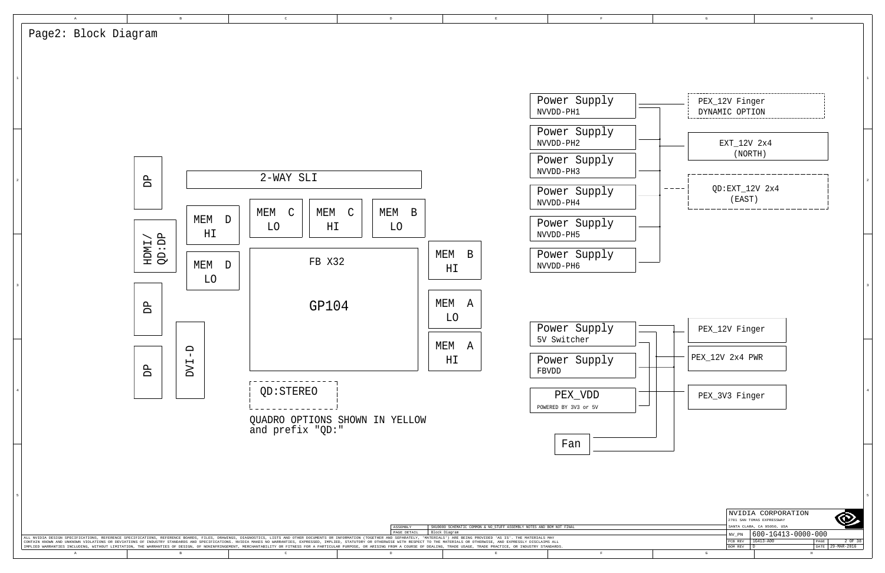# Page2: Block Diagram

DP

HDMI/ QD:DP

DP

DP

DVI-D

2-WAY SLI

MEM D HI

MEM D LO

MEM C LO

MEM C HI

MEM B LO

MEM B HI

MEM A LO

MEM A HI

FB X32

GP104

QD:STEREO

QUADRO OPTIONS SHOWN IN YELLOW and prefix "QD:"

Power Supply NVVDD-PH1

Power Supply NVVDD-PH2

Power Supply NVVDD-PH3

Power Supply NVVDD-PH4

Power Supply NVVDD-PH5

Power Supply NVVDD-PH6

PEX_12V Finger DYNAMIC OPTION

EXT_12V 2x4 (NORTH)

QD:EXT_12V 2x4 (EAST)

Power Supply 5V Switcher

Power Supply FBVDD

PEX_VDD POWERED BY 3V3 or 5V

Fan

PEX_12V Finger

PEX_12V 2x4 PWR

PEX_3V3 Finger

ASSEMBLY: SKU0000 SCHEMATIC COMMON & NO_STUFF ASSEMBLY NOTES AND BOM NOT FINAL

PAGE DETAIL: Block Diagram

ALL NVIDIA DESIGN SPECIFICATIONS, REFERENCE SPECIFICATIONS, REFERENCE BOARDS, FILES, DRAWINGS, DIAGNOSTICS, LISTS AND OTHER DOCUMENTS OR INFORMATION (TOGETHER AND SEPARATELY, 'MATERIALS') ARE BEING PROVIDED 'AS IS'. THE MATERIALS MAY CONTAIN KNOWN AND UNKNOWN VIOLATIONS OR DEVIATIONS OF INDUSTRY STANDARDS AND SPECIFICATIONS. NVIDIA MAKES NO WARRANTIES, EXPRESSED, IMPLIED, STATUTORY OR OTHERWISE WITH RESPECT TO THE MATERIALS OR OTHERWISE, AND EXPRESSLY DISCLAIMS ALL IMPLIED WARRANTIES INCLUDING, WITHOUT LIMITATION, THE WARRANTIES OF DESIGN, OF NONINFRINGEMENT, MERCHANTABILITY OR FITNESS FOR A PARTICULAR PURPOSE, OR ARISING FROM A COURSE OF DEALING, TRADE USAGE, TRADE PRACTICE, OR INDUSTRY STANDARDS.

NVIDIA CORPORATION
2701 SAN TOMAS EXPRESSWAY
SANTA CLARA, CA 95050, USA

| NV_PN | 600-1G413-0000-000 | | |
|---|---|---|---|
| PCB REV | 1G413-A00 | PAGE | 2 OF 38 |
| BOM REV | D | DATE | 29-MAR-2016 |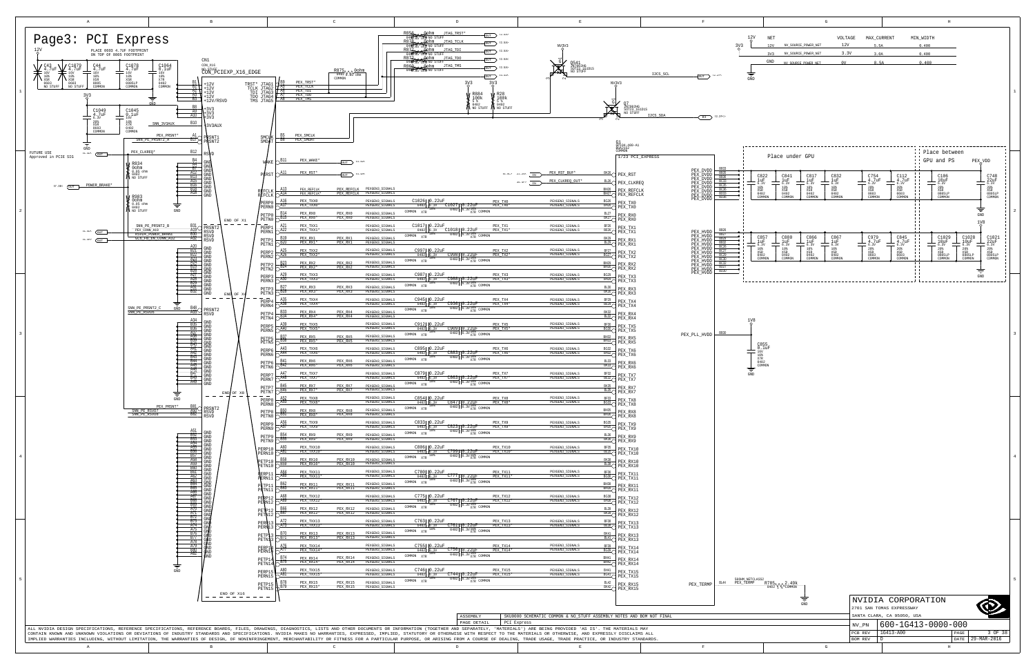# Page3: PCI Express

PLACE 0603 4.7uF FOOTPRINT ON TOP OF 0805 FOOTPRINT

| NET | VOLTAGE | MAX_CURRENT | MIN_WIDTH |
|---|---|---|---|
| 12V | 12V | 5.5A | 0.400 |
| 3V3 | 3.3V | 3.0A | 0.400 |
| GND | 0V | 8.5A | 0.400 |

CN1 CON_X16 CON_PCIEXP_X16_EDGE

FUTURE USE Approved in PCIE SIG

POWER_BRAKE*

END OF X1

END OF X4

END OF X8

END OF X16

I2CS_SCL

I2CS_SDA

G1 GP104-400-A1 1/23 PCI_EXPRESS

Place under GPU

Place between GPU and PS

PEX_VDD

1V8

PEX_PLL_HVDD

PEX_TERMP

R785 2.49k

ALL NVIDIA DESIGN SPECIFICATIONS, REFERENCE SPECIFICATIONS, REFERENCE BOARDS, FILES, DRAWINGS, DIAGNOSTICS, LISTS AND OTHER DOCUMENTS OR INFORMATION (TOGETHER AND SEPARATELY, "MATERIALS") ARE BEING PROVIDED "AS IS". THE MATERIALS MAY CONTAIN KNOWN AND UNKNOWN VIOLATIONS OR DEVIATIONS OF INDUSTRY STANDARDS AND SPECIFICATIONS. NVIDIA MAKES NO WARRANTIES, EXPRESSED, IMPLIED, STATUTORY OR OTHERWISE WITH RESPECT TO THE MATERIALS OR OTHERWISE, AND EXPRESSLY DISCLAIMS ALL IMPLIED WARRANTIES INCLUDING, WITHOUT LIMITATION, THE WARRANTIES OF DESIGN, OF NONINFRINGEMENT, MERCHANTABILITY OR FITNESS FOR A PARTICULAR PURPOSE, OR ARISING FROM A COURSE OF DEALING, TRADE USAGE, TRADE PRACTICE, OR INDUSTRY STANDARDS.

| ASSEMBLY | SKU0000 SCHEMATIC COMMON & NO_STUFF ASSEMBLY NOTES AND BOM NOT FINAL |
|---|---|
| PAGE DETAIL | PCI Express |

NVIDIA CORPORATION
2701 SAN TOMAS EXPRESSWAY
SANTA CLARA, CA 95050, USA

| NV_PN | 600-1G413-0000-000 | | |
|---|---|---|---|
| PCB REV | 1G413-A00 | PAGE | 3 OF 38 |
| BOM REV | D | DATE | 29-MAR-2016 |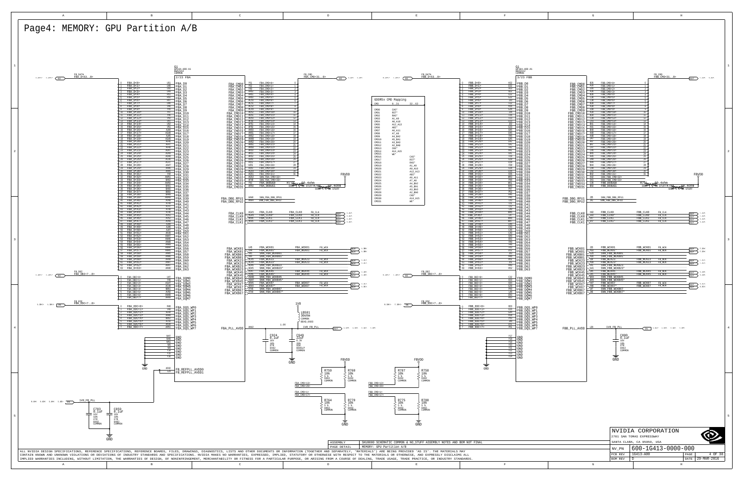# Page4: MEMORY: GPU Partition A/B

GDDR5X CMD Mapping

| CMD | 0..31 | 32..63 |
|---|---|---|
| CMD0 | CAS* | |
| CMD1 | RST* | |
| CMD2 | RAS* | |
| CMD3 | A1_A9 | |
| CMD4 | A0_A10 | |
| CMD5 | A12_A13 | |
| CMD6 | ABI* | |
| CMD7 | A6_A11 | |
| CMD8 | A7_A8 | |
| CMD9 | A4_BA2 | |
| CMD10 | A5_BA1 | |
| CMD11 | A3_BA3 | |
| CMD12 | A2_BA0 | |
| CMD13 | CKE* | |
| CMD14 | A14_A15 | |
| CMD15 | WE* | |
| CMD16 | | CAS* |
| CMD17 | | RST* |
| CMD18 | | RAS* |
| CMD19 | | A1_A9 |
| CMD20 | | A0_A10 |
| CMD21 | | A12_A13 |
| CMD22 | | ABI* |
| CMD23 | | A6_A11 |
| CMD24 | | A7_A8 |
| CMD25 | | A4_BA2 |
| CMD26 | | A5_BA1 |
| CMD27 | | A3_BA3 |
| CMD28 | | A2_BA0 |
| CMD29 | | CKE* |
| CMD30 | | A14_A15 |
| CMD31 | | WE* |

G1: GP104-400-A1, 3/23 FBA — FBA_D<63..0>, FBA_CMD<31..0>, FBA_DBI<7..0>, FBA_EDC<7..0>, FBA_CLK0/FBA_CLK1, FBA_WCK01/23/45/67, FBA_PLL_AVDD, FB_REFPLL_AVDD0/1

G1: GP104-400-A1, 3/23 FBB — FBB_D<63..0>, FBB_CMD<31..0>, FBB_DBI<7..0>, FBB_EDC<7..0>, FBB_CLK0/FBB_CLK1, FBB_WCK01/23/45/67, FBB_PLL_AVDD

Components: L501 300ohm BEAD_0603; C924 0.1uF 16V; C949 22uF 6.3V; C783 0.1uF 16V; C859 0.1uF 16V; C800 0.1uF 16V; R759 10k; R760 10k; R764 10k; R770 10k; R787 10k; R758 10k; R775 10k; R788 10k; R740 60.4ohm; R741 60.4ohm

| | |
|---|---|
| ASSEMBLY | SKU0000 SCHEMATIC COMMON & NO_STUFF ASSEMBLY NOTES AND BOM NOT FINAL |
| PAGE DETAIL | MEMORY: GPU Partition A/B |

NVIDIA CORPORATION
2701 SAN TOMAS EXPRESSWAY
SANTA CLARA, CA 95050, USA

| NV_PN | 600-1G413-0000-000 | | |
|---|---|---|---|
| PCB REV | 1G413-A00 | PAGE | 4 OF 38 |
| BOM REV | D | DATE | 29-MAR-2016 |

ALL NVIDIA DESIGN SPECIFICATIONS, REFERENCE SPECIFICATIONS, REFERENCE BOARDS, FILES, DRAWINGS, DIAGNOSTICS, LISTS AND OTHER DOCUMENTS OR INFORMATION (TOGETHER AND SEPARATELY, 'MATERIALS') ARE BEING PROVIDED 'AS IS'. THE MATERIALS MAY CONTAIN KNOWN AND UNKNOWN VIOLATIONS OR DEVIATIONS OF INDUSTRY STANDARDS AND SPECIFICATIONS. NVIDIA MAKES NO WARRANTIES, EXPRESSED, IMPLIED, STATUTORY OR OTHERWISE WITH RESPECT TO THE MATERIALS OR OTHERWISE, AND EXPRESSLY DISCLAIMS ALL IMPLIED WARRANTIES INCLUDING, WITHOUT LIMITATION, THE WARRANTIES OF DESIGN, OF NONINFRINGEMENT, MERCHANTABILITY OR FITNESS FOR A PARTICULAR PURPOSE, OR ARISING FROM A COURSE OF DEALING, TRADE USAGE, TRADE PRACTICE, OR INDUSTRY STANDARDS.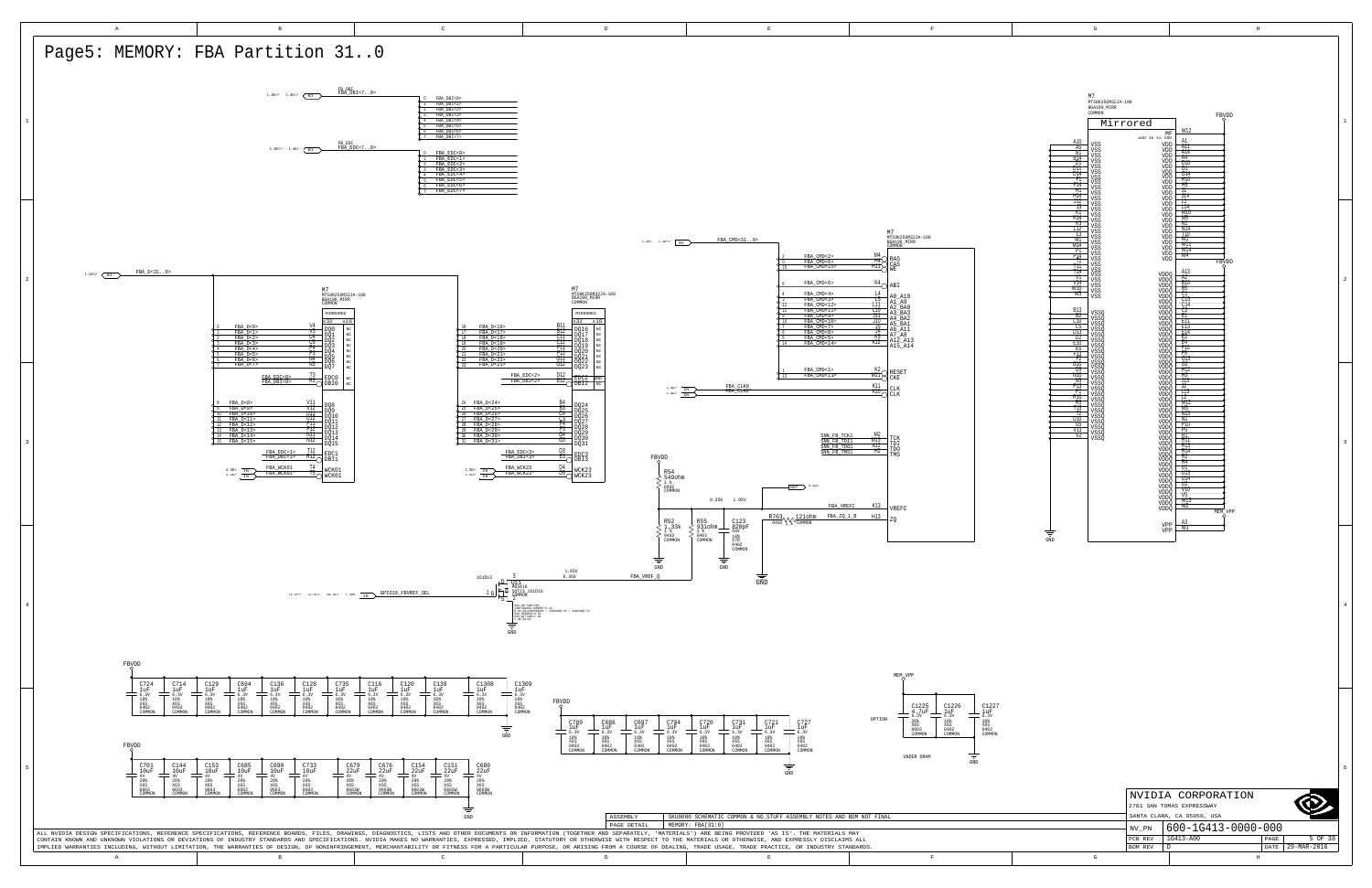# Page5: MEMORY: FBA Partition 31..0

FBA_DBI<7..0>: 0 FBA_DBI<0>, 1 FBA_DBI<1>, 2 FBA_DBI<2>, 3 FBA_DBI<3>, 4 FBA_DBI<4>, 5 FBA_DBI<5>, 6 FBA_DBI<6>, 7 FBA_DBI<7>

FBA_EDC<7..0>: 0 FBA_EDC<0>, 1 FBA_EDC<1>, 2 FBA_EDC<2>, 3 FBA_EDC<3>, 4 FBA_EDC<4>, 5 FBA_EDC<5>, 6 FBA_EDC<6>, 7 FBA_EDC<7>

FBA_D<31..0>

M7
MT58K256M32JA-100
BGA190_MIRR
COMMON

MIRRORED

| Net | Pin | Signal |
|---|---|---|
| FBA_D<0> | V4 | DQ0 |
| FBA_D<1> | V3 | DQ1 |
| FBA_D<2> | U4 | DQ2 |
| FBA_D<3> | U3 | DQ3 |
| FBA_D<4> | P4 | DQ4 |
| FBA_D<5> | P3 | DQ5 |
| FBA_D<6> | N4 | DQ6 |
| FBA_D<7> | N3 | DQ7 |
| FBA_EDC<0> | T3 | EDC0 |
| FBA_DBI<0> | R3 | DBI0 |
| FBA_D<8> | V11 | DQ8 |
| FBA_D<9> | V12 | DQ9 |
| FBA_D<10> | U11 | DQ10 |
| FBA_D<11> | U12 | DQ11 |
| FBA_D<12> | P11 | DQ12 |
| FBA_D<13> | P12 | DQ13 |
| FBA_D<14> | N11 | DQ14 |
| FBA_D<15> | N12 | DQ15 |
| FBA_EDC<1> | T12 | EDC1 |
| FBA_DBI<1> | R12 | DBI1 |
| FBA_WCK01 | T4 | WCK01 |
| FBA_WCK01* | T5 | WCK01 |
| FBA_D<16> | B11 | DQ16 |
| FBA_D<17> | B12 | DQ17 |
| FBA_D<18> | C11 | DQ18 |
| FBA_D<19> | C12 | DQ19 |
| FBA_D<20> | F11 | DQ20 |
| FBA_D<21> | F12 | DQ21 |
| FBA_D<22> | G11 | DQ22 |
| FBA_D<23> | G12 | DQ23 |
| FBA_EDC<2> | D12 | EDC2 |
| FBA_DBI<2> | E12 | DBI2 |
| FBA_D<24> | B4 | DQ24 |
| FBA_D<25> | B3 | DQ25 |
| FBA_D<26> | C4 | DQ26 |
| FBA_D<27> | C3 | DQ27 |
| FBA_D<28> | F4 | DQ28 |
| FBA_D<29> | F3 | DQ29 |
| FBA_D<30> | G4 | DQ30 |
| FBA_D<31> | G3 | DQ31 |
| FBA_EDC<3> | D3 | EDC3 |
| FBA_DBI<3> | E3 | DBI3 |
| FBA_WCK23 | D4 | WCK23 |
| FBA_WCK23* | D5 | WCK23 |

FBA_CMD<31..0>

| Net | Pin | Signal |
|---|---|---|
| FBA_CMD<2> | M4 | RAS |
| FBA_CMD<0> | M4 | CAS |
| FBA_CMD<15> | M12 | WE |
| FBA_CMD<6> | K4 | ABI |
| FBA_CMD<4> | L4 | A8_A10 |
| FBA_CMD<3> | L3 | A1_A9 |
| FBA_CMD<12> | L11 | A2_BA0 |
| FBA_CMD<11> | L11 | A3_BA3 |
| FBA_CMD<9> | J11 | A4_BA2 |
| FBA_CMD<10> | J10 | A5_BA1 |
| FBA_CMD<7> | J3 | A6_A11 |
| FBA_CMD<8> | J2 | A7_A8 |
| FBA_CMD<5> | K3 | A12_A13 |
| FBA_CMD<14> | K12 | A15_A14 |
| FBA_CMD<1> | K2 | RESET |
| FBA_CMD<13> | M11 | CKE |
| FBA_CLK0 | K11 | CLK |
| FBA_CLK0* | K10 | CLK |
| SNN_FB_TCK1 | M2 | TCK |
| SNN_FB_TDI1 | M13 | TDI |
| SNN_FB_TDO1 | A12 | TDO |
| SNN_FB_TMS1 | H2 | TMS |
| FBA_VREFC | K13 | VREFC |
| FBA_ZQ_1_B | H13 | ZQ |

FBVDD, R54 549ohm 1% 0402 COMMON; R52 1.33K 1% 0402 COMMON; R55 931ohm 1% 0402 COMMON; C123 820pF 50V 10% X7R 0402 COMMON; 0.35V, 1.05V; R763 121ohm 0402 1% COMMON; GND

FBA_VREF_Q, 1.05V, 0.35V, 1S1D1S, Q11 ASI416 SOT23_S1D1S COMMON, GPIO10_FBVREF_SEL

M7 MT58K256M32JA-100 BGA190_MIRR COMMON — Mirrored; MF: add 1k to VDD

VSS: A10, A5, B1, B14, D1, D11, D14, G1, G14, F14, K1, K14, J10(?), J5, K5, K10(?), L12, L1, M1, M14, P1, P14, R1, R14, T14, T1, V14, W10, W5

VSSQ: B13, B2, C10, C5, D13, D2, E10, E5, F13, F2, G10, G5, H10, H5, J11(?), J4, L10, L5, M10, M5, N13, N2, P13, P2, T13, T2, U10, U5, V13, V2

VDD: W12, A1, A11, A14, A4, B10, G1, G14, H4, J1, J14, L1, L14, M10, M4, N1, N14, T10, W1, W11, W14, W4

VDDQ: A13, A2, B10, B5, C1, C13, C14, C2, E1, E11, E13, E14, E2, E4, F10, F5, G13, G2, H12, H3, J13, J2, L13, L2, M12, M3, N10, N5, P10, P5, R1, R11, R13, R14, R2, T11, U1, U13, U14, U2, V10, V5, W13, W2

VPP: A3, W3 — MEM_VPP

FBVDD: C724 1uF, C714 1uF, C129 1uF, C694 1uF, C136 1uF, C128 1uF, C735 1uF, C116 1uF, C120 1uF, C139 1uF, C1308 1uF, C1309 1uF (6.3V 10% X6S 0402 COMMON)

FBVDD: C709 1uF, C686 1uF, C697 1uF, C704 1uF, C720 1uF, C731 1uF, C721 1uF, C727 1uF (6.3V 10% X6S 0402 COMMON)

MEM_VPP: OPTION C1225 4.7uF 6.3V 20% X5R 0603 COMMON, C1226 1uF 6.3V 10% X6S 0402 COMMON, C1227 1uF 6.3V 10% X6S 0402 COMMON; UNDER DRAM

FBVDD: C701 10uF, C144 10uF, C153 10uF, C685 10uF, C690 10uF, C733 10uF, C679 22uF, C676 22uF, C154 22uF, C151 22uF, C680 22uF

| ASSEMBLY | SKU0000 SCHEMATIC COMMON & NO_STUFF ASSEMBLY NOTES AND BOM NOT FINAL |
|---|---|
| PAGE DETAIL | MEMORY: FBA[31:0] |

ALL NVIDIA DESIGN SPECIFICATIONS, REFERENCE SPECIFICATIONS, REFERENCE BOARDS, FILES, DRAWINGS, DIAGNOSTICS, LISTS AND OTHER DOCUMENTS OR INFORMATION (TOGETHER AND SEPARATELY, 'MATERIALS') ARE BEING PROVIDED 'AS IS'. THE MATERIALS MAY CONTAIN KNOWN AND UNKNOWN VIOLATIONS OR DEVIATIONS OF INDUSTRY STANDARDS AND SPECIFICATIONS. NVIDIA MAKES NO WARRANTIES, EXPRESSED, IMPLIED, STATUTORY OR OTHERWISE WITH RESPECT TO THE MATERIALS OR OTHERWISE, AND EXPRESSLY DISCLAIMS ALL IMPLIED WARRANTIES INCLUDING, WITHOUT LIMITATION, THE WARRANTIES OF DESIGN, OF NONINFRINGEMENT, MERCHANTABILITY OR FITNESS FOR A PARTICULAR PURPOSE, OR ARISING FROM A COURSE OF DEALING, TRADE USAGE, TRADE PRACTICE, OR INDUSTRY STANDARDS.

NVIDIA CORPORATION
2701 SAN TOMAS EXPRESSWAY
SANTA CLARA, CA 95050, USA

| NV_PN | 600-1G413-0000-000 | | |
|---|---|---|---|
| PCB REV | 1G413-A00 | PAGE | 5 OF 38 |
| BOM REV | D | DATE | 29-MAR-2016 |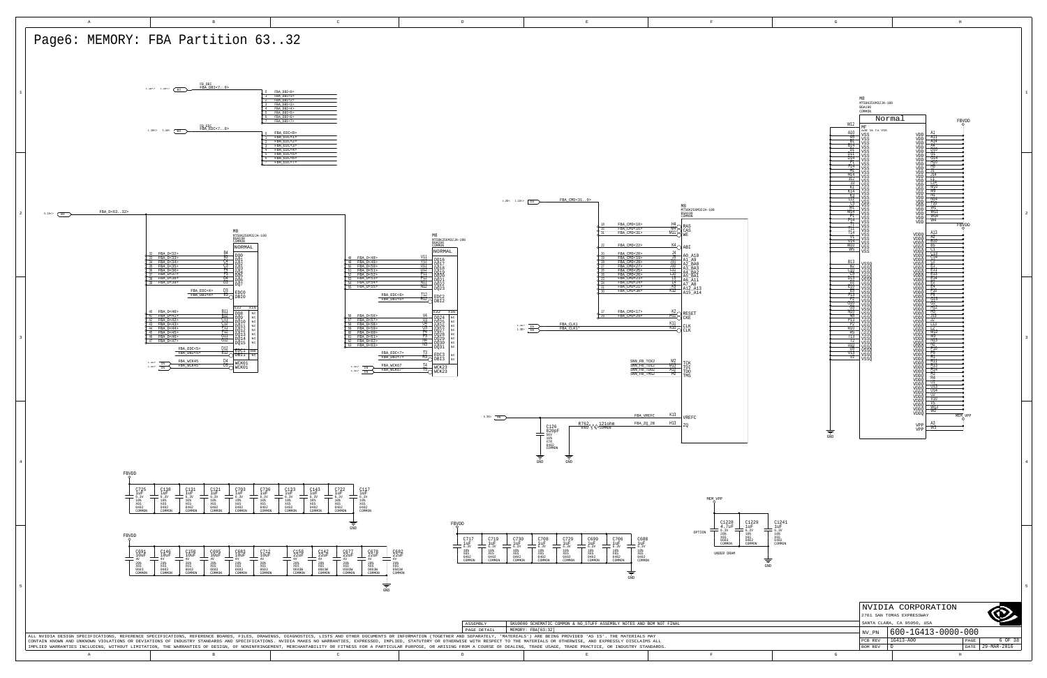# Page6: MEMORY: FBA Partition 63..32

FB_DBI
FBA_DBI<7..0>

FB_EDC
FBA_EDC<7..0>

FBA_D<63..32>

FBA_CMD<31..0>

M8
MT58K256M32JA-100
BGA190
COMMON

NORMAL

FBA_CLK1
FBA_CLK1*

SNN_FB_TCK2
SNN_FB_TDI2
SNN_FB_TDO2
SNN_FB_TMS2

FBA_VREFC

FBA_ZQ_2B

C126
820pF

R762
121ohm

FBVDD

MEM_VPP

UNDER DRAM

OPTION

GND

| ASSEMBLY | SKU0000 SCHEMATIC COMMON & NO_STUFF ASSEMBLY NOTES AND BOM NOT FINAL |
|---|---|
| PAGE DETAIL | MEMORY: FBA[63:32] |

ALL NVIDIA DESIGN SPECIFICATIONS, REFERENCE SPECIFICATIONS, REFERENCE BOARDS, FILES, DRAWINGS, DIAGNOSTICS, LISTS AND OTHER DOCUMENTS OR INFORMATION (TOGETHER AND SEPARATELY, "MATERIALS") ARE BEING PROVIDED 'AS IS'. THE MATERIALS MAY CONTAIN KNOWN AND UNKNOWN VIOLATIONS OR DEVIATIONS OF INDUSTRY STANDARDS AND SPECIFICATIONS. NVIDIA MAKES NO WARRANTIES, EXPRESSED, IMPLIED, STATUTORY OR OTHERWISE WITH RESPECT TO THE MATERIALS OR OTHERWISE, AND EXPRESSLY DISCLAIMS ALL IMPLIED WARRANTIES INCLUDING, WITHOUT LIMITATION, THE WARRANTIES OF DESIGN, OF NONINFRINGEMENT, MERCHANTABILITY OR FITNESS FOR A PARTICULAR PURPOSE, OR ARISING FROM A COURSE OF DEALING, TRADE USAGE, TRADE PRACTICE, OR INDUSTRY STANDARDS.

NVIDIA CORPORATION
2701 SAN TOMAS EXPRESSWAY
SANTA CLARA, CA 95050, USA

| NV_PN | 600-1G413-0000-000 | | |
|---|---|---|---|
| PCB REV | 1G413-A00 | PAGE | 6 OF 38 |
| BOM REV | D | DATE | 29-MAR-2016 |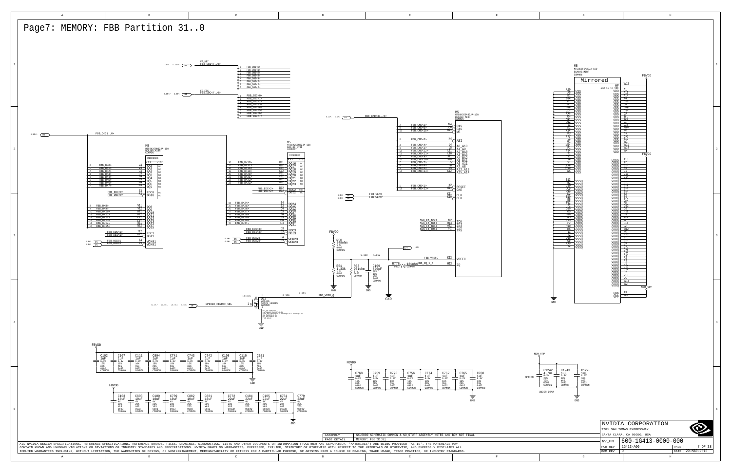# Page7: MEMORY: FBB Partition 31..0

FB_DBI
FBB_DBI<7..0>

FBB_DBI<0>
FBB_DBI<1>
FBB_DBI<2>
FBB_DBI<3>
FBB_DBI<4>
FBB_DBI<5>
FBB_DBI<6>
FBB_DBI<7>

FB_EDC
FBB_EDC<7..0>

FBB_EDC<0>
FBB_EDC<1>
FBB_EDC<2>
FBB_EDC<3>
FBB_EDC<4>
FBB_EDC<5>
FBB_EDC<6>
FBB_EDC<7>

FBB_CMD<31..0>

FBB_D<31..0>

M5
MT58K256M32JA-100
BGA180_MIRR
COMMON

MIRRORED

x32 x16

| Pin | Signal | Ball | Function |
|---|---|---|---|
| 0 | FBB_D<0> | V4 | DQ0 |
| 1 | FBB_D<1> | V2 | DQ1 |
| 2 | FBB_D<2> | U4 | DQ2 |
| 3 | FBB_D<3> | U2 | DQ3 |
| 4 | FBB_D<4> | P4 | DQ4 |
| 5 | FBB_D<5> | P2 | DQ5 |
| 6 | FBB_D<6> | N4 | DQ6 |
| 7 | FBB_D<7> | N2 | DQ7 |
| | FBB_EDC<0> | T3 | EDC0 |
| | FBB_DBI<0> | P3 | DBI0 |
| 8 | FBB_D<8> | V11 | DQ8 |
| 9 | FBB_D<9> | V13 | DQ9 |
| 10 | FBB_D<10> | U11 | DQ10 |
| 11 | FBB_D<11> | U13 | DQ11 |
| 12 | FBB_D<12> | P11 | DQ12 |
| 13 | FBB_D<13> | P13 | DQ13 |
| 14 | FBB_D<14> | N11 | DQ14 |
| 15 | FBB_D<15> | N13 | DQ15 |
| | FBB_EDC<1> | T12 | EDC1 |
| | FBB_DBI<1> | P12 | DBI1 |
| | FBB_WCK01 | T4 | WCK01 |
| | FBB_WCK01* | T5 | WCK01 |

M5
MT58K256M32JA-100
BGA180_MIRR
COMMON

MIRRORED

x32 x16

| Pin | Signal | Ball | Function |
|---|---|---|---|
| 16 | FBB_D<16> | B11 | DQ16 |
| 17 | FBB_D<17> | B13 | DQ17 |
| 18 | FBB_D<18> | C11 | DQ18 |
| 19 | FBB_D<19> | C13 | DQ19 |
| 20 | FBB_D<20> | F11 | DQ20 |
| 21 | FBB_D<21> | F13 | DQ21 |
| 22 | FBB_D<22> | G11 | DQ22 |
| 23 | FBB_D<23> | G13 | DQ23 |
| | FBB_EDC<2> | D12 | EDC2 |
| | FBB_DBI<2> | F12 | DBI2 |
| 24 | FBB_D<24> | B4 | DQ24 |
| 25 | FBB_D<25> | B2 | DQ25 |
| 26 | FBB_D<26> | C4 | DQ26 |
| 27 | FBB_D<27> | C2 | DQ27 |
| 28 | FBB_D<28> | F4 | DQ28 |
| 29 | FBB_D<29> | F2 | DQ29 |
| 30 | FBB_D<30> | G4 | DQ30 |
| 31 | FBB_D<31> | G2 | DQ31 |
| | FBB_EDC<3> | D3 | EDC3 |
| | FBB_DBI<3> | F3 | DBI3 |
| | FBB_WCK23 | D4 | WCK23 |
| | FBB_WCK23* | D5 | WCK23 |

M5
MT58K256M32JA-100
BGA180_MIRR
COMMON

| Pin | Signal | Ball | Function |
|---|---|---|---|
| 2 | FBB_CMD<2> | H4 | RAS |
| 3 | FBB_CMD<3> | G3 | CAS |
| 15 | FBB_CMD<15> | H11 | WE |
| 0 | FBB_CMD<0> | K4 | ABI |
| 4 | FBB_CMD<4> | L4 | A8_A10 |
| 5 | FBB_CMD<5> | G5 | A1_A9 |
| 12 | FBB_CMD<12> | L11 | A2_BA0 |
| 11 | FBB_CMD<11> | L10 | A3_BA3 |
| 10 | FBB_CMD<10> | J10 | A4_BA2 |
| 7 | FBB_CMD<7> | J5 | A5_BA1 |
| 6 | FBB_CMD<6> | J4 | A6_A11 |
| 9 | FBB_CMD<9> | K5 | A7_A8 |
| 8 | FBB_CMD<8> | J11 | A12_A13 |
| 14 | FBB_CMD<14> | K12 | A15_A14 |
| 1 | FBB_CMD<1> | K2 | RESET |
| 13 | FBB_CMD<13> | M11 | CKE |
| | FBB_CLK0 | K11 | CLK |
| | FBB_CLK0* | K10 | CLK |
| | SNN_FB_TCK3 | N2 | TCK |
| | SNN_FB_TDI3 | N12 | TDI |
| | SNN_FB_TDO3 | H12 | TDO |
| | SNN_FB_TMS3 | M5 | TMS |
| | FBB_VREFC | K13 | VREFC |
| | FBB_ZQ_1_B | H13 | ZQ |

M5
MT58K256M32JA-100
BGA180_MIRR
COMMON

Mirrored

MF
add 1k to vdd

FBVDD

VSS: A10, A5, B1, B14, D1, D11, D14, F1, F14, H1, H14, J2, J3, K1, K14, L12, L13, N1, N14, P1, P14, T1, T14, V1, V14, W10, W5

VSSQ: B13, B2, C10, C5, D2, E10, E5, F13, F2, G10, G5, H10, H5, J13, L2, P13, P2, T10, T5, U10, U5, V13, V2

VDD: W12, A1, A11, A4, B10, B5, D10, D5, G1, G14, H10, H4, J14, L1, L14, M10, M5, N14, T10, T5, W1, W14, W4

VDDQ: A13, A2, B10, B5, C1, C11, C14, E1, E11, E13, E14, E2, E4, F10, F5, G13, G2, G12, H1, H13, J1, J12, K13, L2, M12, M13, N1, N13, N14, P10, P5, R1, R11, R13, R14, R2, R4, U1, U11, U13, U14, U2, U10, V5, W13, W2

VPP: A3, W3

MEM_VPP

R50
549ohm
1%
0402
COMMON

R51
1.33k
1%
0402
COMMON

R53
931ohm
1%
0402
COMMON

C109
820pF
50V
10%
X7R
0402
COMMON

R778
121ohm
0402 1% COMMON

0.35V 1.05V

0.35V 1.05V

Q12
AO3416
SOT23_1G1D1S
COMMON

GPIO18_FBVREF_SEL

FBB_VREF_Q

GND

FBVDD

| C102 | C107 | C111 | C804 | C741 | C743 | C742 | C108 | C110 | C101 |
|---|---|---|---|---|---|---|---|---|---|
| 1uF | 1uF | 1uF | 1uF | 1uF | 1uF | 1uF | 1uF | 1uF | 1uF |
| 6.3V | 6.3V | 6.3V | 6.3V | 6.3V | 6.3V | 6.3V | 6.3V | 6.3V | 6.3V |
| 10% | 10% | 10% | 10% | 10% | 10% | 10% | 10% | 10% | 10% |
| X6S | X6S | X6S | X6S | X6S | X6S | X6S | X6S | X6S | X6S |
| 0402 | 0402 | 0402 | 0402 | 0402 | 0402 | 0402 | 0402 | 0402 | 0402 |
| COMMON | COMMON | COMMON | COMMON | COMMON | COMMON | COMMON | COMMON | COMMON | COMMON |

FBVDD

| C103 | C803 | C100 | C739 | C802 | C801 | C772 | C104 | C105 | C751 | C779 |
|---|---|---|---|---|---|---|---|---|---|---|
| 10uF | 10uF | 10uF | 10uF | 10uF | 10uF | 22uF | 22uF | 22uF | 22uF | 22uF |
| 4V | 4V | 4V | 4V | 4V | 4V | 4V | 4V | 4V | 4V | 4V |
| 20% | 20% | 20% | 20% | 20% | 20% | 20% | 20% | 20% | 20% | 20% |
| X6S | X6S | X6S | X6S | X6S | X6S | X6S | X6S | X6S | X6S | X6S |
| 0603 | 0603 | 0603 | 0603 | 0603 | 0603 | 0603W | 0603W | 0603W | 0603W | 0603W |
| COMMON | COMMON | COMMON | COMMON | COMMON | COMMON | COMMON | COMMON | COMMON | COMMON | COMMON |

FBVDD

| C768 | C759 | C770 | C756 | C774 | C762 | C765 | C760 |
|---|---|---|---|---|---|---|---|
| 1uF | 1uF | 1uF | 1uF | 1uF | 1uF | 1uF | 1uF |
| 6.3V | 6.3V | 6.3V | 6.3V | 6.3V | 6.3V | 6.3V | 6.3V |
| 10% | 10% | 10% | 10% | 10% | 10% | 10% | 10% |
| X6S | X6S | X6S | X6S | X6S | X6S | X6S | X6S |
| 0402 | 0402 | 0402 | 0402 | 0402 | 0402 | 0402 | 0402 |
| COMMON | COMMON | COMMON | COMMON | COMMON | COMMON | COMMON | COMMON |

MEM_VPP

| C1242 (OPTION) | C1243 | C1276 |
|---|---|---|
| 4.7uF | 1uF | 1uF |
| 6.3V | 6.3V | 6.3V |
| 20% | 10% | 10% |
| X6S | X6S | X6S |
| 0603 | 0402 | 0402 |
| COMMON | COMMON | COMMON |

UNDER DRAM

| | |
|---|---|
| ASSEMBLY | SKU0000 SCHEMATIC COMMON & NO_STUFF ASSEMBLY NOTES AND BOM NOT FINAL |
| PAGE DETAIL | MEMORY: FBB[31:0] |

ALL NVIDIA DESIGN SPECIFICATIONS, REFERENCE SPECIFICATIONS, REFERENCE BOARDS, FILES, DRAWINGS, DIAGNOSTICS, LISTS AND OTHER DOCUMENTS OR INFORMATION (TOGETHER AND SEPARATELY, "MATERIALS') ARE BEING PROVIDED 'AS IS'. THE MATERIALS MAY CONTAIN KNOWN AND UNKNOWN VIOLATIONS OR DEVIATIONS OF INDUSTRY STANDARDS AND SPECIFICATIONS. NVIDIA MAKES NO WARRANTIES, EXPRESSED, IMPLIED, STATUTORY OR OTHERWISE WITH RESPECT TO THE MATERIALS OR OTHERWISE, AND EXPRESSLY DISCLAIMS ALL IMPLIED WARRANTIES INCLUDING, WITHOUT LIMITATION, THE WARRANTIES OF DESIGN, OF NONINFRINGEMENT, MERCHANTABILITY OR FITNESS FOR A PARTICULAR PURPOSE, OR ARISING FROM A COURSE OF DEALING, TRADE USAGE, TRADE PRACTICE, OR INDUSTRY STANDARDS.

NVIDIA CORPORATION
2701 SAN TOMAS EXPRESSWAY
SANTA CLARA, CA 95050, USA

| | | | |
|---|---|---|---|
| NV_PN | 600-1G413-0000-000 | | |
| PCB REV | 1G413-A00 | PAGE | 7 OF 38 |
| BOM REV | D | DATE | 29-MAR-2016 |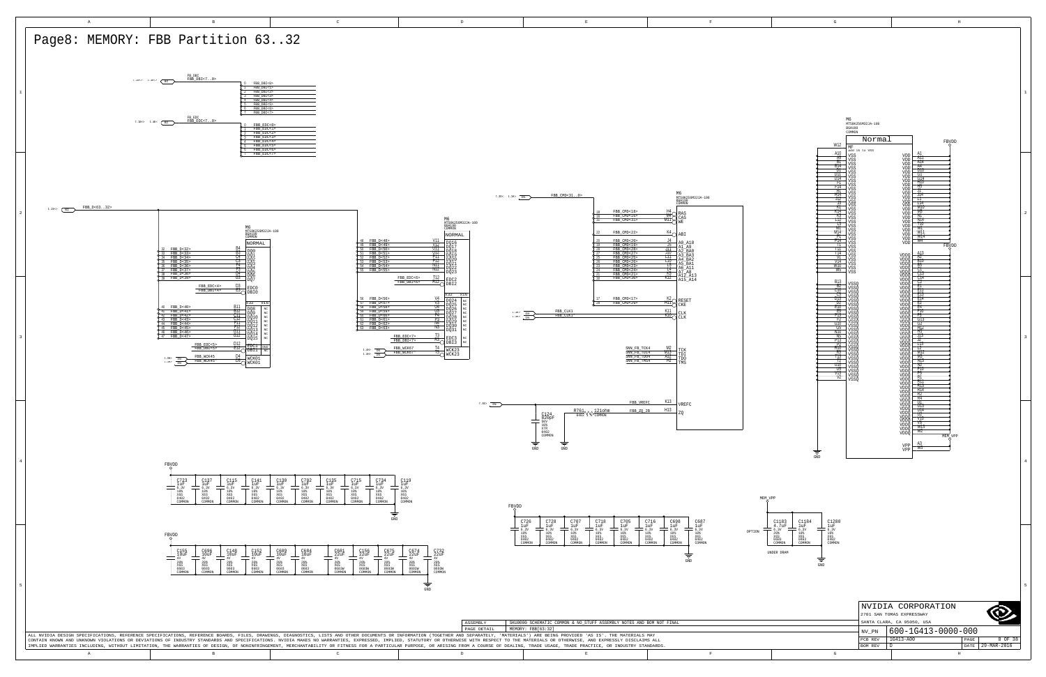# Page8: MEMORY: FBB Partition 63..32

FB_DBI
FBB_DBI<7..0>

FB_EDC
FBB_EDC<7..0>

FBB_D<63..32>

M6
MT58K256M32JA-100
BGA180
COMMON

NORMAL

| Pin | Signal | Pin | Signal |
|---|---|---|---|
| B4 | DQ0 | V11 | DQ16 |
| B3 | DQ1 | V12 | DQ17 |
| C4 | DQ2 | U11 | DQ18 |
| C3 | DQ3 | U12 | DQ19 |
| F4 | DQ4 | P11 | DQ20 |
| F3 | DQ5 | P12 | DQ21 |
| G4 | DQ6 | N11 | DQ22 |
| G3 | DQ7 | N12 | DQ23 |
| D3 | EDC0 | T12 | EDC2 |
| E3 | DBI0 | R12 | DBI2 |
| B11 | DQ8 | V4 | DQ24 |
| B12 | DQ9 | V3 | DQ25 |
| C11 | DQ10 | U4 | DQ26 |
| C12 | DQ11 | U3 | DQ27 |
| F11 | DQ12 | P4 | DQ28 |
| F12 | DQ13 | P3 | DQ29 |
| G11 | DQ14 | N4 | DQ30 |
| G12 | DQ15 | N3 | DQ31 |
| D12 | EDC1 | T3 | EDC3 |
| E12 | DBI1 | R3 | DBI3 |
| D4 | WCK01 | T4 | WCK23 |
| D5 | WCK01# | T5 | WCK23# |

FBB_CMD<31..0>

| Pin | Signal | Net |
|---|---|---|
| H4 | RAS | FBB_CMD<18> |
| H9 | CAS | FBB_CMD<16> |
| H11 | WE | FBB_CMD<31> |
| K4 | ABI | FBB_CMD<22> |
| J4 | A8_A10 | FBB_CMD<20> |
| J5 | A1_A9 | FBB_CMD<19> |
| J11 | A2_BA0 | FBB_CMD<28> |
| J10 | A3_BA3 | FBB_CMD<27> |
| L11 | A4_BA2 | FBB_CMD<25> |
| L10 | A5_BA1 | FBB_CMD<26> |
| L5 | A6_A11 | FBB_CMD<23> |
| L4 | A7_A8 | FBB_CMD<24> |
| K5 | A12_A13 | FBB_CMD<21> |
| K12 | A15_A14 | FBB_CMD<30> |
| K2 | RESET | FBB_CMD<17> |
| H12 | CKE | FBB_CMD<29> |
| K11 | CLK | FBB_CLK1 |
| K10 | CLK# | FBB_CLK1* |
| M2 | TCK | SNN_FB_TCK4 |
| M13 | TDI | SNN_FB_TDI4 |
| A12 | TDO | SNN_FB_TDO4 |
| M4 | TMS | SNN_FB_TMS4 |
| K13 | VREFC | FBB_VREFC |
| H13 | ZQ | FBB_ZQ_2B |

C124 820pF 50V 10% X7R 0402 COMMON
R761 121ohm 0402 1% COMMON

M6 MT58K256M32JA-100 BGA180 COMMON — Normal
VSS / VSSQ to GND; VDD / VDDQ to FBVDD; VPP (A3, W3) to MEM_VPP

FBVDD decoupling: C723, C137, C115, C141, C130, C702, C135, C715, C734, C119 — 1uF 6.3V 10% X6S 0402 COMMON

FBVDD decoupling: C155, C696, C148, C152, C689, C684 — 10uF 4V 20% X6S 0603 COMMON; C681, C156, C675, C674, C732 — 22uF 4V 20% X6S 0603W COMMON

FBVDD decoupling: C726, C728, C707, C718, C705, C716, C698, C687 — 1uF 6.3V 10% X6S 0402 COMMON

MEM_VPP: C1183 4.7uF 6.3V 20% X6S 0603 COMMON (OPTION); C1184 1uF 6.3V 10% X6S 0402 COMMON; C1280 1uF 6.3V 10% X6S 0402 COMMON
UNDER DRAM

| | |
|---|---|
| ASSEMBLY | SKU0000 SCHEMATIC COMMON & NO_STUFF ASSEMBLY NOTES AND BOM NOT FINAL |
| PAGE DETAIL | MEMORY: FBB[63:32] |

ALL NVIDIA DESIGN SPECIFICATIONS, REFERENCE SPECIFICATIONS, REFERENCE BOARDS, FILES, DRAWINGS, DIAGNOSTICS, LISTS AND OTHER DOCUMENTS OR INFORMATION (TOGETHER AND SEPARATELY, "MATERIALS") ARE BEING PROVIDED 'AS IS'. THE MATERIALS MAY CONTAIN KNOWN AND UNKNOWN VIOLATIONS OR DEVIATIONS OF INDUSTRY STANDARDS AND SPECIFICATIONS. NVIDIA MAKES NO WARRANTIES, EXPRESSED, IMPLIED, STATUTORY OR OTHERWISE WITH RESPECT TO THE MATERIALS OR OTHERWISE, AND EXPRESSLY DISCLAIMS ALL IMPLIED WARRANTIES INCLUDING, WITHOUT LIMITATION, THE WARRANTIES OF DESIGN, OF NONINFRINGEMENT, MERCHANTABILITY OR FITNESS FOR A PARTICULAR PURPOSE, OR ARISING FROM A COURSE OF DEALING, TRADE USAGE, TRADE PRACTICE, OR INDUSTRY STANDARDS.

NVIDIA CORPORATION
2701 SAN TOMAS EXPRESSWAY
SANTA CLARA, CA 95050, USA

| | |
|---|---|
| NV_PN | 600-1G413-0000-000 |
| PCB REV | 1G413-A00 |
| BOM REV | D |
| DATE | 29-MAR-2016 |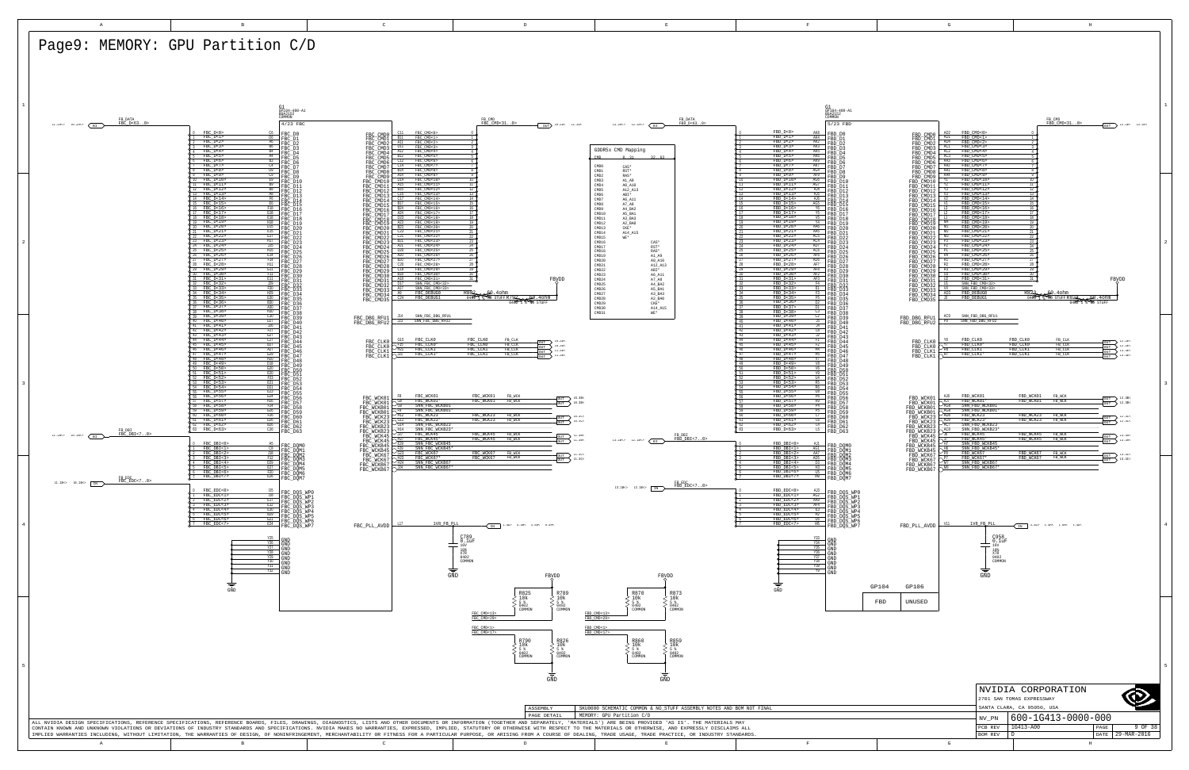# Page9: MEMORY: GPU Partition C/D

G1
GF104-400-A1
BGA1152
COMMON
4/23 FBC

G1
GF104-400-A1
BGA1152
COMMON
5/23 FBD

FB_DATA FBC_D<63..0>

FB_CMD FBC_CMD<31..0>

FB_DATA FBD_D<63..0>

FB_CMD FBD_CMD<31..0>

FB_DBI FBC_DBI<7..0>

FB_DBI FBD_DBI<7..0>

FB_EDC FBC_EDC<7..0>

FB_EDC FBD_EDC<7..0>

| GDDR5x CMD Mapping | | |
|---|---|---|
| CMD | 0..31 | 32..63 |
| CMD0 | CAS* | |
| CMD1 | RST* | |
| CMD2 | RAS* | |
| CMD3 | A1_A9 | |
| CMD4 | A0_A10 | |
| CMD5 | A12_A13 | |
| CMD6 | ABI* | |
| CMD7 | A6_A11 | |
| CMD8 | A7_A8 | |
| CMD9 | A4_BA2 | |
| CMD10 | A5_BA1 | |
| CMD11 | A3_BA3 | |
| CMD12 | A2_BA0 | |
| CMD13 | CKE* | |
| CMD14 | A14_A15 | |
| CMD15 | WE* | |
| CMD16 | | CAS* |
| CMD17 | | RST* |
| CMD18 | | RAS* |
| CMD19 | | A1_A9 |
| CMD20 | | A0_A10 |
| CMD21 | | A12_A13 |
| CMD22 | | ABI* |
| CMD23 | | A6_A11 |
| CMD24 | | A7_A8 |
| CMD25 | | A4_BA2 |
| CMD26 | | A5_BA1 |
| CMD27 | | A3_BA3 |
| CMD28 | | A2_BA0 |
| CMD29 | | CKE* |
| CMD30 | | A14_A15 |
| CMD31 | | WE* |

FBC_DBG_RFU1 — SNN_FBC_DBG_RFU1
FBC_DBG_RFU2 — SNN_FBC_DBG_RFU2

FBC_CLK0 / FBC_CLK0* / FBC_CLK1 / FBC_CLK1* — FB_CLK

FBC_WCK01 / FBC_WCK01* / FBC_WCKB01 / FBC_WCK23 / FBC_WCK23* / FBC_WCKB23 / FBC_WCK45 / FBC_WCK45* / FBC_WCKB45 / FBC_WCK67 / FBC_WCK67* / FBC_WCKB67 — FB_WCK

FBC_PLL_AVDD — 1V8_FB_PLL

C789 0.1UF 16V 10% X7R 0402 COMMON

FBD_PLL_AVDD — 1V8_FB_PLL

C958 0.1UF 16V 10% X7R 0402 COMMON

R824 60.4ohm (DNP / NO STUFF)
R823 60.4ohm (DNP / NO STUFF)

FBVDD

R825 10K 5% 0402 COMMON — FBC_CMD<13> / FBC_CMD<29>
R789 10K 5% 0402 COMMON
R790 10K 5% 0402 COMMON — FBC_CMD<1> / FBC_CMD<17>
R826 10K 5% 0402 COMMON
R870 10K 5% 0402 COMMON — FBD_CMD<13> / FBD_CMD<29>
R873 10K 5% 0402 COMMON
R868 10K 5% 0402 COMMON — FBD_CMD<1> / FBD_CMD<17>
R859 10K 5% 0402 COMMON

| GP104 | GP106 |
|---|---|
| FBD | UNUSED |

GND

ASSEMBLY: SKU0000 SCHEMATIC COMMON & NO_STUFF ASSEMBLY NOTES AND BOM NOT FINAL
PAGE DETAIL: MEMORY: GPU Partition C/D

ALL NVIDIA DESIGN SPECIFICATIONS, REFERENCE SPECIFICATIONS, REFERENCE BOARDS, FILES, DRAWINGS, DIAGNOSTICS, LISTS AND OTHER DOCUMENTS OR INFORMATION (TOGETHER AND SEPARATELY, "MATERIALS") ARE BEING PROVIDED "AS IS". THE MATERIALS MAY CONTAIN KNOWN AND UNKNOWN VIOLATIONS OR DEVIATIONS OF INDUSTRY STANDARDS AND SPECIFICATIONS. NVIDIA MAKES NO WARRANTIES, EXPRESSED, IMPLIED, STATUTORY OR OTHERWISE WITH RESPECT TO THE MATERIALS OR OTHERWISE, AND EXPRESSLY DISCLAIMS ALL IMPLIED WARRANTIES INCLUDING, WITHOUT LIMITATION, THE WARRANTIES OF DESIGN, OF NONINFRINGEMENT, MERCHANTABILITY OR FITNESS FOR A PARTICULAR PURPOSE, OR ARISING FROM A COURSE OF DEALING, TRADE USAGE, TRADE PRACTICE, OR INDUSTRY STANDARDS.

NVIDIA CORPORATION
2701 SAN TOMAS EXPRESSWAY
SANTA CLARA, CA 95050, USA

| NV_PN | 600-1G413-0000-000 | | |
|---|---|---|---|
| PCB REV | 1G413-A00 | PAGE | 9 OF 38 |
| BOM REV | D | DATE | 29-MAR-2016 |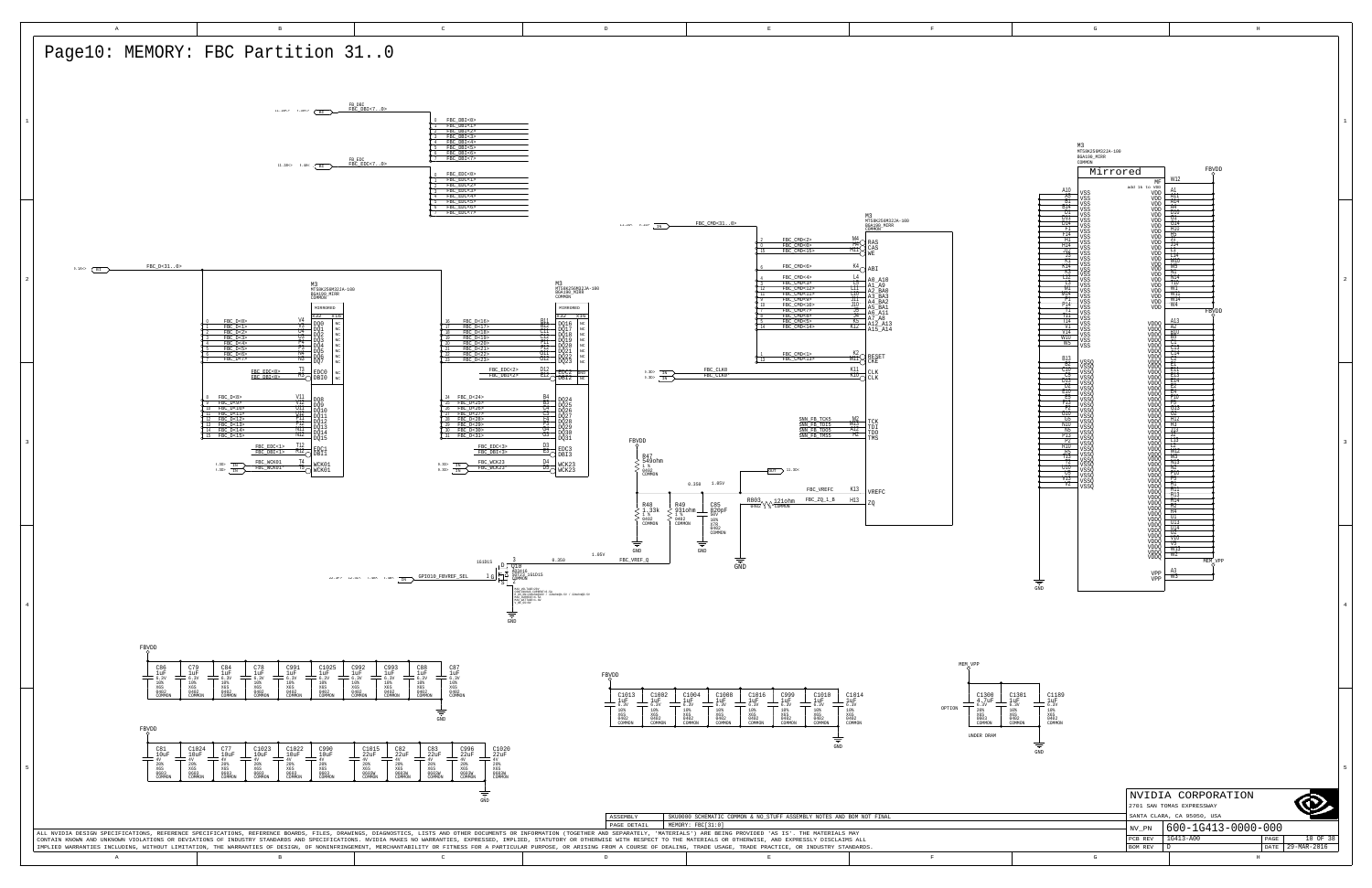# Page10: MEMORY: FBC Partition 31..0

M3
MT58K256M321JA-100
BGA190_MIRR
COMMON

Mirrored

FBC_D<31..0>

FBC_DBI<7..0>

FBC_EDC<7..0>

FBC_CMD<31..0>

FBC_CLK0

FBC_CLK0*

FBC_WCK01

FBC_WCK01*

FBC_WCK23

FBC_WCK23*

SNN_FB_TCK5

SNN_FB_TDI5

SNN_FB_TDO5

SNN_FB_TMS5

FBC_VREFC

FBC_ZQ_1_B

FBC_VREF_Q

GPIO10_FBVREF_SEL

R47 549ohm 1% 0402 COMMON

R48 1.33k 1% 0402 COMMON

R49 931ohm 1% 0402 COMMON

C85 820pF 50V 10% X7R 0402 COMMON

R803 121ohm 1% COMMON

Q10 BSS138 / 1S1D1S

FBVDD

MEM_VPP

GND

OPTION

UNDER DRAM

C86 1uF, C79 1uF, C84 1uF, C78 1uF, C991 1uF, C1025 1uF, C992 1uF, C993 1uF, C88 1uF, C87 1uF — 6.3V 10% X6S 0402 COMMON

C81 10uF, C1024 10uF, C77 10uF, C1023 10uF, C1022 10uF, C990 10uF, C1015 22uF, C82 22uF, C83 22uF, C996 22uF, C1020 22uF — 6V 20% X6S COMMON

C1013 1uF, C1002 1uF, C1004 1uF, C1008 1uF, C1016 1uF, C999 1uF, C1010 1uF, C1014 1uF — 6.3V 10% X6S 0402 COMMON

C1308 4.7uF, C1301 1uF, C1189 1uF — 20% X6S 0402 COMMON

| | |
|---|---|
| ASSEMBLY | SKU0000 SCHEMATIC COMMON & NO_STUFF ASSEMBLY NOTES AND BOM NOT FINAL |
| PAGE DETAIL | MEMORY: FBC[31:0] |

ALL NVIDIA DESIGN SPECIFICATIONS, REFERENCE SPECIFICATIONS, REFERENCE BOARDS, FILES, DRAWINGS, DIAGNOSTICS, LISTS AND OTHER DOCUMENTS OR INFORMATION (TOGETHER AND SEPARATELY, "MATERIALS") ARE BEING PROVIDED 'AS IS'. THE MATERIALS MAY CONTAIN KNOWN AND UNKNOWN VIOLATIONS OR DEVIATIONS OF INDUSTRY STANDARDS AND SPECIFICATIONS. NVIDIA MAKES NO WARRANTIES, EXPRESSED, IMPLIED, STATUTORY OR OTHERWISE WITH RESPECT TO THE MATERIALS OR OTHERWISE, AND EXPRESSLY DISCLAIMS ALL IMPLIED WARRANTIES INCLUDING, WITHOUT LIMITATION, THE WARRANTIES OF DESIGN, OF NONINFRINGEMENT, MERCHANTABILITY OR FITNESS FOR A PARTICULAR PURPOSE, OR ARISING FROM A COURSE OF DEALING, TRADE USAGE, TRADE PRACTICE, OR INDUSTRY STANDARDS.

NVIDIA CORPORATION
2701 SAN TOMAS EXPRESSWAY
SANTA CLARA, CA 95050, USA

| | | | |
|---|---|---|---|
| NV_PN | 600-1G413-0000-000 | | |
| PCB REV | 1G413-A00 | PAGE | 10 OF 38 |
| BOM REV | D | DATE | 29-MAR-2016 |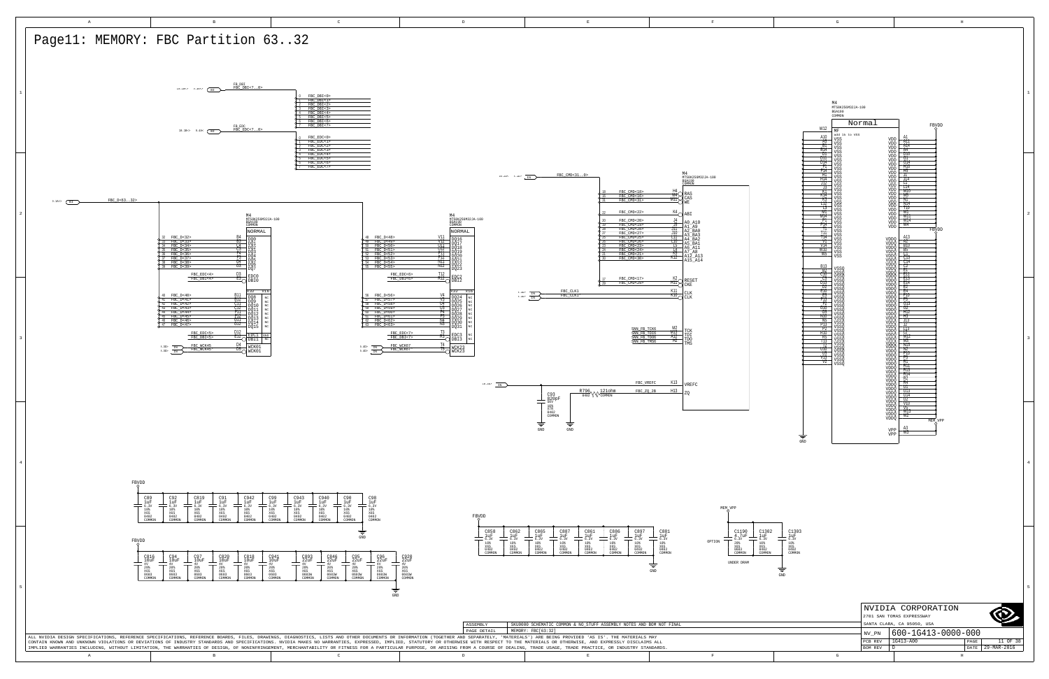# Page11: MEMORY: FBC Partition 63..32

FB_DBI
FBC_DBI<7..0>

0 FBC_DBI<0>
1 FBC_DBI<1>
2 FBC_DBI<2>
3 FBC_DBI<3>
4 FBC_DBI<4>
5 FBC_DBI<5>
6 FBC_DBI<6>
7 FBC_DBI<7>

FB_EDC
FBC_EDC<7..0>

0 FBC_EDC<0>
1 FBC_EDC<1>
2 FBC_EDC<2>
3 FBC_EDC<3>
4 FBC_EDC<4>
5 FBC_EDC<5>
6 FBC_EDC<6>
7 FBC_EDC<7>

FBC_D<63..32>

M4
MT58K256M321A-100
BGA180
COMMON

NORMAL

| Net | Pin | Signal |
|---|---|---|
| FBC_D<32> | B4 | DQ0 |
| FBC_D<33> | B5 | DQ1 |
| FBC_D<34> | C4 | DQ2 |
| FBC_D<35> | C5 | DQ3 |
| FBC_D<36> | F4 | DQ4 |
| FBC_D<37> | F5 | DQ5 |
| FBC_D<38> | D4 | DQ6 |
| FBC_D<39> | D5 | DQ7 |
| FBC_EDC<4> | D3 | EDC0 |
| FBC_DBI<4> | E3 | DBI0 |
| FBC_D<40> | B11 | DQ8 |
| FBC_D<41> | B10 | DQ9 |
| FBC_D<42> | C11 | DQ10 |
| FBC_D<43> | C10 | DQ11 |
| FBC_D<44> | F11 | DQ12 |
| FBC_D<45> | F10 | DQ13 |
| FBC_D<46> | D11 | DQ14 |
| FBC_D<47> | D10 | DQ15 |
| FBC_EDC<5> | D12 | EDC1 |
| FBC_DBI<5> | E12 | DBI1 |
| FBC_WCK45 | D4 | WCK01 |
| FBC_WCK45* | D5 | WCK01 |

| Net | Pin | Signal |
|---|---|---|
| FBC_D<48> | V11 | DQ16 |
| FBC_D<49> | V10 | DQ17 |
| FBC_D<50> | U11 | DQ18 |
| FBC_D<51> | U10 | DQ19 |
| FBC_D<52> | P11 | DQ20 |
| FBC_D<53> | P10 | DQ21 |
| FBC_D<54> | N11 | DQ22 |
| FBC_D<55> | N10 | DQ23 |
| FBC_EDC<6> | T12 | EDC2 |
| FBC_DBI<6> | R12 | DBI2 |
| FBC_D<56> | V4 | DQ24 |
| FBC_D<57> | V5 | DQ25 |
| FBC_D<58> | U4 | DQ26 |
| FBC_D<59> | U5 | DQ27 |
| FBC_D<60> | P4 | DQ28 |
| FBC_D<61> | P5 | DQ29 |
| FBC_D<62> | N4 | DQ30 |
| FBC_D<63> | N5 | DQ31 |
| FBC_EDC<7> | T3 | EDC3 |
| FBC_DBI<7> | R3 | DBI3 |
| FBC_WCK67 | T4 | WCK23 |
| FBC_WCK67* | T5 | WCK23 |

FBC_CMD<31..0>

M4
MT58K256M321A-100
BGA180
COMMON

| Net | Pin | Signal |
|---|---|---|
| FBC_CMD<18> | H4 | RAS |
| FBC_CMD<15> | H9 | CAS |
| FBC_CMD<31> | H11 | WE |
| FBC_CMD<22> | K4 | ABI |
| FBC_CMD<28> | J4 | A0_A10 |
| FBC_CMD<19> | J5 | A1_A9 |
| FBC_CMD<26> | J11 | A2_BA0 |
| FBC_CMD<27> | J10 | A3_BA3 |
| FBC_CMD<25> | L11 | A4_BA2 |
| FBC_CMD<29> | L10 | A5_BA1 |
| FBC_CMD<23> | L5 | A6_A11 |
| FBC_CMD<24> | L4 | A7_A8 |
| FBC_CMD<30> | K5 | A12_A13 |
| | | A15_A14 |
| FBC_CMD<17> | K2 | RESET |
| FBC_CMD<20> | H12 | CKE |
| FBC_CLK1 | K11 | CLK |
| FBC_CLK1* | K10 | CLK |
| SNN_FB_TCK0 | M2 | TCK |
| SNN_FB_TDI0 | M11 | TDI |
| SNN_FB_TDO0 | K12 | TDO |
| SNN_FB_TMS0 | M4 | TMS |
| FBC_VREFC | K13 | VREFC |
| FBC_ZQ_20 | H13 | ZQ |

C93 820pF 50V 10% X7R 0402 COMMON
R796 121ohm 0402 1% COMMON

M4
MT58K256M321A-100
BGA180
COMMON

Normal

W12 MF — add 1k to VSS

VSS: A10, A5, B1, B14, G1, G11, G14, H1, H14, J12, J3, K1, K14, K3, L12, L3, M1, M14, N1, N14, P12, T1, T14, V1, V14, W10, W5

VSSQ: B13, B2, C12, C3, D13, D2, E11, E4, F13, F2, G12, G3, N12, N3, P13, P2, R11, R4, T13, T2, U12, U3, V13, V2

VDD: A1, A11, A14, A4, B10, G13, G14, H13, H2, J1, J14, L1, L14, M10, M5, N2, N13, T10, W1, W11, W14, W4 (FBVDD)

VDDQ: A13, A2, B12, B3, C1, C14, C13, C2, E1, E13, E14, E2, F12, F3, G2, H12, H3, J13, J2, K13, K2, L13, L2, M12, M13, M3, N12, P12, P3, R1, R13, R14, R2, T12, T3, U1, U14, U2, V12, V3, W13, W2 (FBVDD)

VPP: A3, W3 (MEM_VPP)

FBVDD

C89 1uF, C92 1uF, C819 1uF, C91 1uF, C942 1uF, C99 1uF, C943 1uF, C940 1uF, C98 1uF, C98 1uF — 6.3V 10% X6S 0402 COMMON

FBVDD

C816 10uF, C94 10uF, C97 10uF, C820 10uF, C818 10uF, C941 10uF — 4V 20% X6S 0603 COMMON
C893 22uF, C846 22uF, C95 22uF, C96 22uF, C928 22uF — 4V 20% X6S 0603W COMMON

FBVDD

C858 1uF, C862 1uF, C865 1uF, C887 1uF, C861 1uF, C886 1uF, C897 1uF, C881 1uF — 6.3V 10% X6S 0402 COMMON

MEM_VPP

OPTION — C1190 4.7uF 6.3V 20% X6S 0603 COMMON; C1382 1uF 6.3V 10% X6S 0402 COMMON; C1383 1uF 6.3V 10% X6S 0402 COMMON

UNDER DRAM

| | |
|---|---|
| ASSEMBLY | SKU0000 SCHEMATIC COMMON & NO_STUFF ASSEMBLY NOTES AND BOM NOT FINAL |
| PAGE DETAIL | MEMORY: FBC[63:32] |

ALL NVIDIA DESIGN SPECIFICATIONS, REFERENCE SPECIFICATIONS, REFERENCE BOARDS, FILES, DRAWINGS, DIAGNOSTICS, LISTS AND OTHER DOCUMENTS OR INFORMATION (TOGETHER AND SEPARATELY, 'MATERIALS') ARE BEING PROVIDED 'AS IS'. THE MATERIALS MAY CONTAIN KNOWN AND UNKNOWN VIOLATIONS OR DEVIATIONS OF INDUSTRY STANDARDS AND SPECIFICATIONS. NVIDIA MAKES NO WARRANTIES, EXPRESSED, IMPLIED, STATUTORY OR OTHERWISE WITH RESPECT TO THE MATERIALS OR OTHERWISE, AND EXPRESSLY DISCLAIMS ALL IMPLIED WARRANTIES INCLUDING, WITHOUT LIMITATION, THE WARRANTIES OF DESIGN, OF NONINFRINGEMENT, MERCHANTABILITY OR FITNESS FOR A PARTICULAR PURPOSE, OR ARISING FROM A COURSE OF DEALING, TRADE USAGE, TRADE PRACTICE, OR INDUSTRY STANDARDS.

NVIDIA CORPORATION
2701 SAN TOMAS EXPRESSWAY
SANTA CLARA, CA 95050, USA

| | | | |
|---|---|---|---|
| NV_PN | 600-1G413-0000-000 | | |
| PCB REV | 1G413-A00 | PAGE | 11 OF 38 |
| BOM REV | D | DATE | 29-MAR-2016 |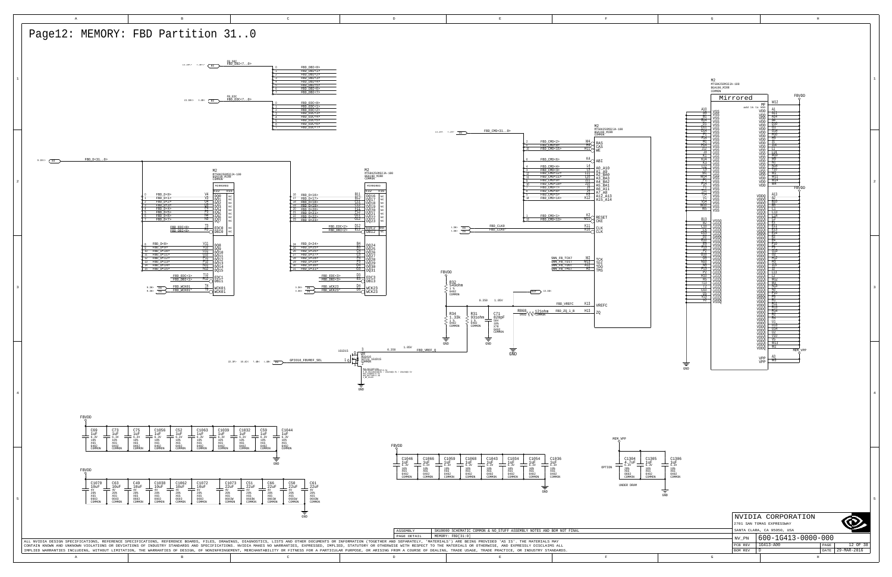# Page12: MEMORY: FBD Partition 31..0

FBD_DBI<7..0>

FBD_EDC<7..0>

FBD_D<31..0>

FBD_CMD<31..0>

M2
MT58K256M32JA-100
BGA180_MIRR
COMMON

Mirrored

| Signal | Pin | Function |
|---|---|---|
| FBD_D<0> | V4 | DQ0 |
| FBD_D<1> | V3 | DQ1 |
| FBD_D<2> | U4 | DQ2 |
| FBD_D<3> | U3 | DQ3 |
| FBD_D<4> | P3 | DQ4 |
| FBD_D<5> | P2 | DQ5 |
| FBD_D<6> | N4 | DQ6 |
| FBD_D<7> | N3 | DQ7 |
| FBD_EDC<0> | T3 | EDC0 |
| FBD_DBI<0> | P2 | DBI0 |
| FBD_D<8> | V11 | DQ8 |
| FBD_D<9> | V12 | DQ9 |
| FBD_D<10> | U11 | DQ10 |
| FBD_D<11> | U12 | DQ11 |
| FBD_D<12> | P11 | DQ12 |
| FBD_D<13> | P12 | DQ13 |
| FBD_D<14> | N11 | DQ14 |
| FBD_D<15> | N12 | DQ15 |
| FBD_EDC<1> | T12 | EDC1 |
| FBD_DBI<1> | R12 | DBI1 |
| FBD_WCK01 | T4 | WCK01 |
| FBD_WCK01* | T5 | WCK01 |
| FBD_D<16> | B11 | DQ16 |
| FBD_D<17> | B12 | DQ17 |
| FBD_D<18> | C11 | DQ18 |
| FBD_D<19> | C12 | DQ19 |
| FBD_D<20> | E11 | DQ20 |
| FBD_D<21> | E12 | DQ21 |
| FBD_D<22> | G11 | DQ22 |
| FBD_D<23> | G12 | DQ23 |
| FBD_EDC<2> | D12 | EDC2 |
| FBD_DBI<2> | E12 | DBI2 |
| FBD_D<24> | B4 | DQ24 |
| FBD_D<25> | B3 | DQ25 |
| FBD_D<26> | C4 | DQ26 |
| FBD_D<27> | C3 | DQ27 |
| FBD_D<28> | E4 | DQ28 |
| FBD_D<29> | E3 | DQ29 |
| FBD_D<30> | G4 | DQ30 |
| FBD_D<31> | G3 | DQ31 |
| FBD_EDC<3> | D3 | EDC3 |
| FBD_DBI<3> | E3 | DBI3 |
| FBD_WCK23 | D4 | WCK23 |
| FBD_WCK23* | D5 | WCK23 |

| Signal | Pin | Function |
|---|---|---|
| FBD_CMD<2> | M4 | RAS |
| FBD_CMD<0> | H4 | CAS |
| FBD_CMD<15> | M11 | WE |
| FBD_CMD<6> | K4 | ABI |
| FBD_CMD<4> | L4 | A0_A10 |
| FBD_CMD<3> | L3 | A1_A9 |
| FBD_CMD<12> | L11 | A2_BA0 |
| FBD_CMD<11> | L12 | A3_BA3 |
| FBD_CMD<9> | J11 | A4_BA2 |
| FBD_CMD<10> | J12 | A5_BA1 |
| FBD_CMD<7> | J3 | A6_A11 |
| FBD_CMD<8> | J4 | A7_A8 |
| FBD_CMD<5> | K3 | A12_A13 |
| FBD_CMD<14> | K12 | A15_A14 |
| FBD_CMD<1> | K2 | RESET |
| FBD_CMD<13> | M11 | CKE |
| FBD_CLK0 | K11 | CLK |
| FBD_CLK0* | K10 | CLK |
| SNN_FB_TCK7 | M2 | TCK |
| SNN_FB_TDI7 | M13 | TDI |
| SNN_FB_TDO7 | A12 | TDO |
| SNN_FB_TMS7 | H2 | TMS |
| FBD_VREFC | K13 | VREFC |
| FBD_ZQ_1_B | H13 | ZQ |

FBVDD

R32 549ohm 1% 0402 COMMON

R34 1.33k 1% 0402 COMMON

R31 931ohm 1% 0402 COMMON

C71 820pF 50V 10% X7R 0402 COMMON

R868 121ohm 1% COMMON

0.85V 1.05V

Q5 XC0415 SOT23_1G1D1S COMMON

GPIO10_FBVREF_SEL

FBD_VREF_Q

GND

MEM_VPP

VPP A3, VPP W3

FBVDD

C69, C73, C75, C1056, C52, C1063, C1039, C1032, C59, C1044 — 1uF 6.3V 10% X6S 0402 COMMON

C1070, C63, C49, C1038, C1062, C1072 — 10uF 4V 20% X6S 0603 COMMON

C1073, C51, C66, C58, C61 — 22uF 4V 20% X6S 0603M COMMON

C1046, C1066, C1059, C1068, C1043, C1034, C1054, C1036 — 1uF 6.3V 10% X6S 0402 COMMON

OPTION: C1304 4.7uF 6.3V 20% X6S 0603 COMMON; C1305 1uF 6.3V 10% X6S 0402 COMMON; C1306 1uF 6.3V 10% X6S 0402 COMMON

UNDER DRAM

ASSEMBLY: SKU0000 SCHEMATIC COMMON & NO_STUFF ASSEMBLY NOTES AND BOM NOT FINAL

PAGE DETAIL: MEMORY: FBD[31:0]

ALL NVIDIA DESIGN SPECIFICATIONS, REFERENCE SPECIFICATIONS, REFERENCE BOARDS, FILES, DRAWINGS, DIAGNOSTICS, LISTS AND OTHER DOCUMENTS OR INFORMATION (TOGETHER AND SEPARATELY, "MATERIALS") ARE BEING PROVIDED "AS IS". THE MATERIALS MAY CONTAIN KNOWN AND UNKNOWN VIOLATIONS OR DEVIATIONS OF INDUSTRY STANDARDS AND SPECIFICATIONS. NVIDIA MAKES NO WARRANTIES, EXPRESSED, IMPLIED, STATUTORY OR OTHERWISE WITH RESPECT TO THE MATERIALS OR OTHERWISE, AND EXPRESSLY DISCLAIMS ALL IMPLIED WARRANTIES INCLUDING, WITHOUT LIMITATION, THE WARRANTIES OF DESIGN, OF NONINFRINGEMENT, MERCHANTABILITY OR FITNESS FOR A PARTICULAR PURPOSE, OR ARISING FROM A COURSE OF DEALING, TRADE USAGE, TRADE PRACTICE, OR INDUSTRY STANDARDS.

NVIDIA CORPORATION
2701 SAN TOMAS EXPRESSWAY
SANTA CLARA, CA 95050, USA

| NV_PN | 600-1G413-0000-000 | | |
|---|---|---|---|
| PCB REV | 1G413-A00 | PAGE | 12 OF 38 |
| BOM REV | D | DATE | 29-MAR-2016 |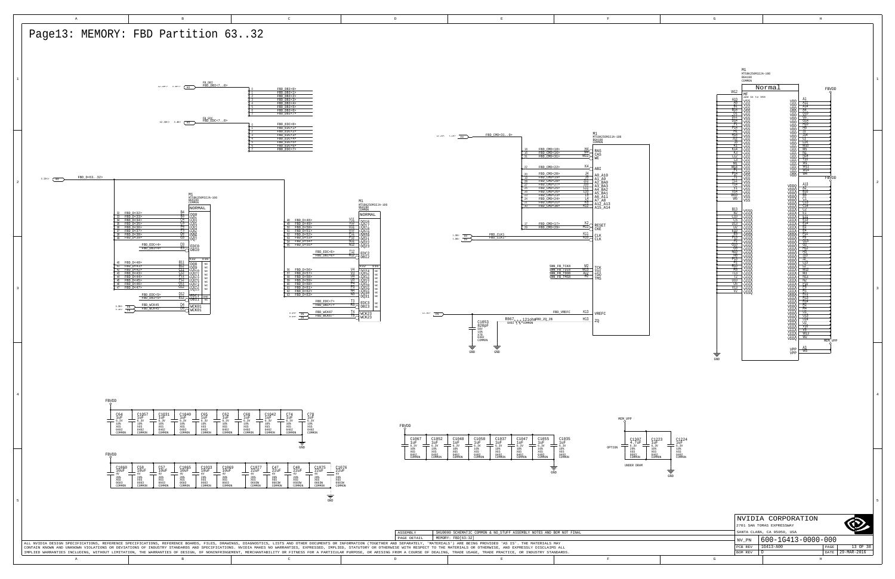# Page13: MEMORY: FBD Partition 63..32

FB_DBI
FBD_DBI<7..0>

FBD_DBI<0>
FBD_DBI<1>
FBD_DBI<2>
FBD_DBI<3>
FBD_DBI<4>
FBD_DBI<5>
FBD_DBI<6>
FBD_DBI<7>

FB_EDC
FBD_EDC<7..0>

FBD_EDC<0>
FBD_EDC<1>
FBD_EDC<2>
FBD_EDC<3>
FBD_EDC<4>
FBD_EDC<5>
FBD_EDC<6>
FBD_EDC<7>

FBD_D<63..32>

FBD_CMD<31..0>

M1
MT58K256M32JA-100
BGA190
COMMON
NORMAL

| Net | Pin | Signal |
| --- | --- | --- |
| FBD_D<32> | B4 | DQ0 |
| FBD_D<33> | B5 | DQ1 |
| FBD_D<34> | C4 | DQ2 |
| FBD_D<35> | C5 | DQ3 |
| FBD_D<36> | F4 | DQ4 |
| FBD_D<37> | F5 | DQ5 |
| FBD_D<38> | G4 | DQ6 |
| FBD_D<39> | G5 | DQ7 |
| FBD_EDC<4> | D3 | EDC0 |
| FBD_DBI<4> | E3 | DBI0 |
| FBD_D<40> | B11 | DQ8 |
| FBD_D<41> | B10 | DQ9 |
| FBD_D<42> | C11 | DQ10 |
| FBD_D<43> | C10 | DQ11 |
| FBD_D<44> | F11 | DQ12 |
| FBD_D<45> | F10 | DQ13 |
| FBD_D<46> | G11 | DQ14 |
| FBD_D<47> | G10 | DQ15 |
| FBD_EDC<5> | D12 | EDC1 |
| FBD_DBI<5> | E12 | DBI1 |
| FBD_WCK45 | D4 | WCK01 |
| FBD_WCK45* | D5 | WCK01 |

M1
MT58K256M32JA-100
BGA190
COMMON
NORMAL

| Net | Pin | Signal |
| --- | --- | --- |
| FBD_D<48> | V11 | DQ16 |
| FBD_D<49> | V10 | DQ17 |
| FBD_D<50> | U11 | DQ18 |
| FBD_D<51> | U10 | DQ19 |
| FBD_D<52> | P11 | DQ20 |
| FBD_D<53> | P10 | DQ21 |
| FBD_D<54> | N11 | DQ22 |
| FBD_D<55> | N10 | DQ23 |
| FBD_EDC<6> | T12 | EDC2 |
| FBD_DBI<6> | R12 | DBI2 |
| FBD_D<56> | V4 | DQ24 |
| FBD_D<57> | V5 | DQ25 |
| FBD_D<58> | U4 | DQ26 |
| FBD_D<59> | U5 | DQ27 |
| FBD_D<60> | P4 | DQ28 |
| FBD_D<61> | P5 | DQ29 |
| FBD_D<62> | N4 | DQ30 |
| FBD_D<63> | N5 | DQ31 |
| FBD_EDC<7> | T3 | EDC3 |
| FBD_DBI<7> | R3 | DBI3 |
| FBD_WCK67 | T4 | WCK23 |
| FBD_WCK67* | T5 | WCK23 |

M1
MT58K256M32JA-100
BGA190
COMMON

| Net | Pin | Signal |
| --- | --- | --- |
| FBD_CMD<18> | H4 | RAS |
| FBD_CMD<16> | H5 | CAS |
| FBD_CMD<31> | H10 | WE |
| FBD_CMD<22> | K4 | ABI |
| FBD_CMD<20> | J4 | A0_A10 |
| FBD_CMD<19> | J5 | A1_A9 |
| FBD_CMD<28> | J11 | A2_BA0 |
| FBD_CMD<27> | J10 | A3_BA3 |
| FBD_CMD<25> | L11 | A4_BA2 |
| FBD_CMD<26> | L10 | A5_BA1 |
| FBD_CMD<23> | L5 | A6_A11 |
| FBD_CMD<24> | L4 | A7_A8 |
| FBD_CMD<21> | K5 | A12_A13 |
| FBD_CMD<30> | K11 | A15_A14 |
| FBD_CMD<17> | K2 | RESET |
| FBD_CMD<29> | K10 | CKE |
| FBD_CLK1 | K11 | CLK |
| FBD_CLK1* | K12 | CLK |
| SNN_FB_TCK0 | M2 | TCK |
| SNN_FB_TDI0 | M13 | TDI |
| SNN_FB_TDO0 | M4 | TDO |
| SNN_FB_TMS0 | M1 | TMS |
| FBD_VREFC | K13 | VREFC |
| FBD_ZQ_2B | H13 | ZQ |

C1053 820pF 50V 10% X7R 0402 COMMON
R867 121ohm 0402 1% COMMON

M1
MT58K256M32JA-100
BGA190
COMMON
Normal

FBVDD, MEM_VPP, GND

VSS: A10, A5, B1, B14, D1, D14, G1, G14, L1, L14, M5, M10, N1, N14, R1, R14, T1, T14, V1, V14, W5, W10, H1, H14, J1, J14, K3, K12, E1, E14, B13
VSSQ: B2, C10, C5, D13, D2, E10, E5, F13, F2, G10, G5, H13, H2, N10, N5, P13, P2, R10, R5, T13, T2, U10, U5, V13, V2
VDD: A1, A11, A14, A4, C10, C5, D11, D4, J1, J14, M1, M14, R11, R4, V10, V5, W1, W11, W14, W4
VDDQ: A13, A2, B10, B5, C1, C13, C14, C2, D10, D5, E11, E13, E2, E4, F1, F14, G11, G13, G2, G4, H11, H12, H3, H4, J13, J2, K1, K14, L13, L2, M11, M13, M2, M4, N11, N13, N2, N4, P1, P14, R13, R2, T11, T4, U1, U13, U14, U2, V12, V3, W12, W2
VPP: A3, W3

| FBVDD | C64 | C1057 | C1031 | C1040 | C65 | C62 | C68 | C1042 | C74 | C70 |
| --- | --- | --- | --- | --- | --- | --- | --- | --- | --- | --- |
| Value | 1uF | 1uF | 1uF | 1uF | 1uF | 1uF | 1uF | 1uF | 1uF | 1uF |
| Voltage | 6.3V | 6.3V | 6.3V | 6.3V | 6.3V | 6.3V | 6.3V | 6.3V | 6.3V | 6.3V |
| Tol | 10% | 10% | 10% | 10% | 10% | 10% | 10% | 10% | 10% | 10% |
| Diel | X6S | X6S | X6S | X6S | X6S | X6S | X6S | X6S | X6S | X6S |
| Size | 0402 | 0402 | 0402 | 0402 | 0402 | 0402 | 0402 | 0402 | 0402 | 0402 |
| | COMMON | COMMON | COMMON | COMMON | COMMON | COMMON | COMMON | COMMON | COMMON | COMMON |

| FBVDD | C1060 | C58 | C57 | C1065 | C1033 | C1069 | C1077 | C47 | C48 | C1075 | C1076 |
| --- | --- | --- | --- | --- | --- | --- | --- | --- | --- | --- | --- |
| Value | 10uF | 10uF | 10uF | 10uF | 10uF | 10uF | 22uF | 22uF | 22uF | 22uF | 22uF |
| Voltage | 4V | 4V | 4V | 4V | 4V | 4V | 4V | 4V | 4V | 4V | 4V |
| Tol | 20% | 20% | 20% | 20% | 20% | 20% | 20% | 20% | 20% | 20% | 20% |
| Diel | X6S | X6S | X6S | X6S | X6S | X6S | X6S | X6S | X6S | X6S | X6S |
| Size | 0603 | 0603 | 0603 | 0603 | 0603 | 0603 | 0603W | 0603W | 0603W | 0603W | 0603W |
| | COMMON | COMMON | COMMON | COMMON | COMMON | COMMON | COMMON | COMMON | COMMON | COMMON | COMMON |

| FBVDD | C1067 | C1052 | C1048 | C1058 | C1037 | C1047 | C1055 | C1035 |
| --- | --- | --- | --- | --- | --- | --- | --- | --- |
| Value | 1uF | 1uF | 1uF | 1uF | 1uF | 1uF | 1uF | 1uF |
| Voltage | 6.3V | 6.3V | 6.3V | 6.3V | 6.3V | 6.3V | 6.3V | 6.3V |
| Tol | 10% | 10% | 10% | 10% | 10% | 10% | 10% | 10% |
| Diel | X6S | X6S | X6S | X6S | X6S | X6S | X6S | X6S |
| Size | 0402 | 0402 | 0402 | 0402 | 0402 | 0402 | 0402 | 0402 |
| | COMMON | COMMON | COMMON | COMMON | COMMON | COMMON | COMMON | COMMON |

| MEM_VPP | C1307 | C1223 | C1224 |
| --- | --- | --- | --- |
| Value | 4.7uF | 1uF | 1uF |
| Voltage | 6.3V | 6.3V | 6.3V |
| Tol | 20% | 10% | 10% |
| Diel | X6S | X6S | X6S |
| Size | 0603 | 0402 | 0402 |
| | COMMON | COMMON | COMMON |

OPTION
UNDER DRAM

| ASSEMBLY | SKU0000 SCHEMATIC COMMON & NO_STUFF ASSEMBLY NOTES AND BOM NOT FINAL |
| --- | --- |
| PAGE DETAIL | MEMORY: FBD[63:32] |

ALL NVIDIA DESIGN SPECIFICATIONS, REFERENCE SPECIFICATIONS, REFERENCE BOARDS, FILES, DRAWINGS, DIAGNOSTICS, LISTS AND OTHER DOCUMENTS OR INFORMATION (TOGETHER AND SEPARATELY, "MATERIALS") ARE BEING PROVIDED 'AS IS'. THE MATERIALS MAY CONTAIN KNOWN AND UNKNOWN VIOLATIONS OR DEVIATIONS OF INDUSTRY STANDARDS AND SPECIFICATIONS. NVIDIA MAKES NO WARRANTIES, EXPRESSED, IMPLIED, STATUTORY OR OTHERWISE WITH RESPECT TO THE MATERIALS OR OTHERWISE, AND EXPRESSLY DISCLAIMS ALL IMPLIED WARRANTIES INCLUDING, WITHOUT LIMITATION, THE WARRANTIES OF DESIGN, OF NONINFRINGEMENT, MERCHANTABILITY OR FITNESS FOR A PARTICULAR PURPOSE, OR ARISING FROM A COURSE OF DEALING, TRADE USAGE, TRADE PRACTICE, OR INDUSTRY STANDARDS.

NVIDIA CORPORATION
2701 SAN TOMAS EXPRESSWAY
SANTA CLARA, CA 95050, USA

| NV_PN | 600-1G413-0000-000 | | |
| --- | --- | --- | --- |
| PCB REV | 1G413-A00 | PAGE | 13 OF 38 |
| BOM REV | D | DATE | 29-MAR-2016 |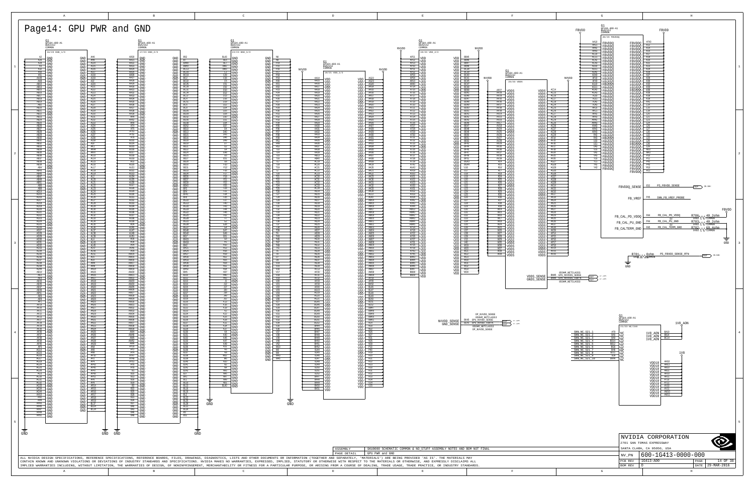# Page14: GPU PWR and GND

G1 GP104-400-A1 BGA2152 COMMON

16/23 GND_1/3

17/23 GND_2/3

22/23 GND_3/3

18/23 VDD_1/3

19/23 VDD_2/3

25/23 VDDS

20/23 FBVDDQ

21/23 NC/1V8

NVVDD

FBVDD

1V8_AON

1V8

FBVDDQ_SENSE — PS_FBVDD_SENSE

FB_VREF — SNN_FB_VREF_PROBE

FB_CAL_PD_VDDQ — R788 40.2ohm

FB_CAL_PU_GND — R783 40.2ohm

FB_CALTERM_GND — R782 60.4ohm

R781 0ohm — PS_FBVDD_SENSE_RTN

VDDS_SENSE — GPU_NVVDDS_SENSE

GNDS_SENSE — GPU_NVVDDS_SENSE_RTN

NVVDD_SENSE — GPU_NVVDD_SENSE

GND_SENSE — GPU_NVVDD_SENSE_RTN

DP_NVVDD_SENSE

050HM_NETCLASS3

SNN_NC_S21_1 ... SNN_NC_S21_10

VDD18

GND

| ASSEMBLY | SKU0000 SCHEMATIC COMMON & NO_STUFF ASSEMBLY NOTES AND BOM NOT FINAL |
|---|---|
| PAGE DETAIL | GPU PWR and GND |

ALL NVIDIA DESIGN SPECIFICATIONS, REFERENCE SPECIFICATIONS, REFERENCE BOARDS, FILES, DRAWINGS, DIAGNOSTICS, LISTS AND OTHER DOCUMENTS OR INFORMATION (TOGETHER AND SEPARATELY, "MATERIALS") ARE BEING PROVIDED 'AS IS'. THE MATERIALS MAY CONTAIN KNOWN AND UNKNOWN VIOLATIONS OR DEVIATIONS OF INDUSTRY STANDARDS AND SPECIFICATIONS. NVIDIA MAKES NO WARRANTIES, EXPRESSED, IMPLIED, STATUTORY OR OTHERWISE WITH RESPECT TO THE MATERIALS OR OTHERWISE, AND EXPRESSLY DISCLAIMS ALL IMPLIED WARRANTIES INCLUDING, WITHOUT LIMITATION, THE WARRANTIES OF DESIGN, OF NONINFRINGEMENT, MERCHANTABILITY OR FITNESS FOR A PARTICULAR PURPOSE, OR ARISING FROM A COURSE OF DEALING, TRADE USAGE, TRADE PRACTICE, OR INDUSTRY STANDARDS.

NVIDIA CORPORATION
2701 SAN TOMAS EXPRESSWAY
SANTA CLARA, CA 95050, USA

| NV_PN | 600-1G413-0000-000 | | |
|---|---|---|---|
| PCB REV | 1G413-A00 | PAGE | 14 OF 38 |
| BOM REV | D | DATE | 29-MAR-2016 |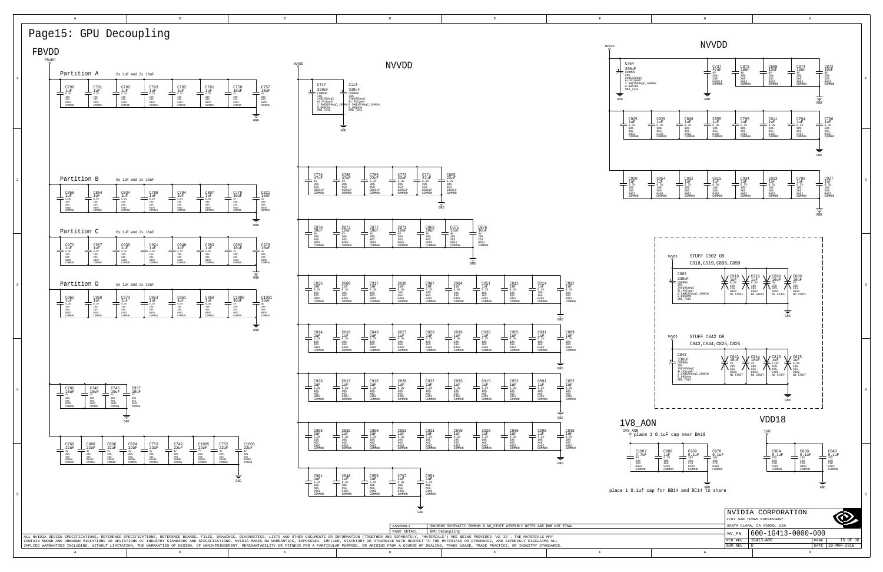# Page15: GPU Decoupling

## FBVDD

### Partition A

6x 1uF and 2x 10uF

| Ref | Value | Voltage | Tol | Dielectric | Package | Status |
|---|---|---|---|---|---|---|
| C790 | 1uF | 6.3V | 10% | X6S | 0402 | COMMON |
| C791 | 1uF | 6.3V | 10% | X6S | 0402 | COMMON |
| C792 | 1uF | 6.3V | 10% | X6S | 0402 | COMMON |
| C793 | 1uF | 6.3V | 10% | X6S | 0402 | COMMON |
| C782 | 1uF | 6.3V | 10% | X6S | 0402 | COMMON |
| C781 | 1uF | 6.3V | 10% | X6S | 0402 | COMMON |
| C758 | 10uF | 4V | 20% | X6S | 0603 | COMMON |
| C757 | 10uF | 4V | 20% | X6S | 0603 | COMMON |

### Partition B

6x 1uF and 2x 10uF

| Ref | Value | Voltage | Tol | Dielectric | Package | Status |
|---|---|---|---|---|---|---|
| C856 | 1uF | 6.3V | 10% | X6S | 0402 | COMMON |
| C864 | 1uF | 6.3V | 10% | X6S | 0402 | COMMON |
| C834 | 1uF | 6.3V | 10% | X6S | 0402 | COMMON |
| C788 | 1uF | 6.3V | 10% | X6S | 0402 | COMMON |
| C784 | 1uF | 6.3V | 10% | X6S | 0402 | COMMON |
| C807 | 1uF | 6.3V | 10% | X6S | 0402 | COMMON |
| C778 | 10uF | 4V | 20% | X6S | 0603 | COMMON |
| C821 | 10uF | 4V | 20% | X6S | 0603 | COMMON |

### Partition C

6x 1uF and 2x 10uF

| Ref | Value | Voltage | Tol | Dielectric | Package | Status |
|---|---|---|---|---|---|---|
| C972 | 1uF | 6.3V | 10% | X6S | 0402 | COMMON |
| C957 | 1uF | 6.3V | 10% | X6S | 0402 | COMMON |
| C939 | 1uF | 6.3V | 10% | X6S | 0402 | COMMON |
| C921 | 1uF | 6.3V | 10% | X6S | 0402 | COMMON |
| C948 | 1uF | 6.3V | 10% | X6S | 0402 | COMMON |
| C959 | 1uF | 6.3V | 10% | X6S | 0402 | COMMON |
| C882 | 10uF | 4V | 20% | X6S | 0603 | COMMON |
| C978 | 10uF | 4V | 20% | X6S | 0603 | COMMON |

### Partition D

6x 1uF and 2x 10uF

| Ref | Value | Voltage | Tol | Dielectric | Package | Status |
|---|---|---|---|---|---|---|
| C962 | 1uF | 6.3V | 10% | X6S | 0402 | COMMON |
| C960 | 1uF | 6.3V | 10% | X6S | 0402 | COMMON |
| C973 | 1uF | 6.3V | 10% | X6S | 0402 | COMMON |
| C963 | 1uF | 6.3V | 10% | X6S | 0402 | COMMON |
| C961 | 1uF | 6.3V | 10% | X6S | 0402 | COMMON |
| C968 | 1uF | 6.3V | 10% | X6S | 0402 | COMMON |
| C1000 | 10uF | 4V | 20% | X6S | 0603 | COMMON |
| C1001 | 10uF | 4V | 20% | X6S | 0603 | COMMON |

### FBVDD Bulk

| Ref | Value | Voltage | Tol | Dielectric | Package | Status |
|---|---|---|---|---|---|---|
| C786 | 10uF | 4V | 20% | X6S | 0603 | COMMON |
| C740 | 10uF | 4V | 20% | X6S | 0603 | COMMON |
| C745 | 10uF | 4V | 20% | X6S | 0603 | COMMON |
| C937 | 10uF | 4V | 20% | X6S | 0603 | COMMON |
| C769 | 22uF | 4V | 20% | X6S | 0805 | COMMON |
| C980 | 22uF | 4V | 20% | X6S | 0805 | COMMON |
| C896 | 22uF | 4V | 20% | X6S | 0805 | COMMON |
| C824 | 22uF | 4V | 20% | X6S | 0805 | COMMON |
| C753 | 22uF | 4V | 20% | X6S | 0805 | COMMON |
| C749 | 22uF | 4V | 20% | X6S | 0805 | COMMON |
| C1005 | 22uF | 4V | 20% | X6S | 0805 | COMMON |
| C752 | 22uF | 4V | 20% | X6S | 0805 | COMMON |
| C1003 | 22uF | 4V | 20% | X6S | 0805 | COMMON |

## NVVDD

| Ref | Value | Notes |
|---|---|---|
| C747 | 330uF | COMMON, 20%, 2V@105degC, AL-Polymer, 3.5A@105degC,100KHz, 0.006ohm, SMD_7343 |
| C113 | 330uF | COMMON, 20%, 2V@105degC, AL-Polymer, 3.5A@105degC,100KHz, 0.006ohm, SMD_7343 |

| Ref | Value | Voltage | Tol | Dielectric | Package | Status |
|---|---|---|---|---|---|---|
| C776 | 47uF | 4V | 20% | X5R | 0805LP | COMMON |
| C766 | 47uF | 4V | 20% | X5R | 0805LP | COMMON |
| C765 | 22uF | 6.3V | 20% | X5R | 0805LP | COMMON |
| C773 | 22uF | 6.3V | 20% | X5R | 0805LP | COMMON |
| C771 | 22uF | 6.3V | 20% | X5R | 0805LP | COMMON |
| C805 | 22uF | 6.3V | 20% | X5R | 0805LP | COMMON |
| C879 | 10uF | 4V | 20% | X6S | 0603 | COMMON |
| C873 | 10uF | 4V | 20% | X6S | 0603 | COMMON |
| C877 | 10uF | 4V | 20% | X6S | 0603 | COMMON |
| C871 | 10uF | 4V | 20% | X6S | 0603 | COMMON |
| C869 | 10uF | 4V | 20% | X6S | 0603 | COMMON |
| C875 | 10uF | 4V | 20% | X6S | 0603 | COMMON |
| C876 | 10uF | 4V | 20% | X6S | 0603 | COMMON |

1uF, 6.3V, 10%, X6S, 0402, COMMON:

C836, C809, C917, C838, C987, C904, C851, C812, C914, C892,
C814, C818, C849, C827, C829, C839, C830, C905, C931, C899,
C926, C913, C916, C828, C837, C933, C915, C952, C891, C852,
C888, C835, C850, C853, C831, C890, C928, C906, C988, C935,
C981, C848, C956, C797, C951

## NVVDD

| Ref | Value | Voltage | Tol | Dielectric | Package | Status |
|---|---|---|---|---|---|---|
| C764 | 330uF | 2V@105degC | 20% | AL-Polymer, 3.5A@105degC,100KHz, 0.006ohm | SMD_7343 | COMMON |
| C737 | 47uF | 4V | 20% | X5R | 0805LP | COMMON |
| C878 | 10uF | 4V | 20% | X6S | 0603 | COMMON |
| C868 | 10uF | 4V | 20% | X6S | 0603 | COMMON |
| C874 | 10uF | 4V | 20% | X6S | 0603 | COMMON |
| C872 | 10uF | 4V | 20% | X6S | 0603 | COMMON |

1uF, 6.3V, 10%, X6S, 0402, COMMON:

C925, C929, C808, C955, C795, C811, C794, C796,
C930, C954, C932, C815, C934, C813, C798, C927

### STUFF C902 OR C918,C919,C898,C899

| Ref | Value | Voltage | Tol | Dielectric | Package | Status |
|---|---|---|---|---|---|---|
| C902 | 330uF | 2V@105degC | 20% | AL-Polymer, 3.5A@105degC,100KHz, 0.006ohm | SMD_7343 | COMMON |
| C918 | 1uF | 6.3V | 10% | X6S | 0402 | NO STUFF |
| C919 | 1uF | 6.3V | 10% | X6S | 0402 | NO STUFF |
| C898 | 10uF | 4V | 20% | X6S | 0603 | NO STUFF |
| C899 | 10uF | 4V | 20% | X6S | 0603 | NO STUFF |

### STUFF C842 OR C843,C844,C826,C825

| Ref | Value | Voltage | Tol | Dielectric | Package | Status |
|---|---|---|---|---|---|---|
| C842 | 330uF | 2V@105degC | 20% | AL-Polymer, 3.5A@105degC,100KHz, 0.006ohm | SMD_7343 | COMMON |
| C843 | 10uF | 4V | 20% | X6S | 0603 | NO STUFF |
| C844 | 10uF | 4V | 20% | X6S | 0603 | NO STUFF |
| C826 | 1uF | 6.3V | 10% | X6S | 0402 | NO STUFF |
| C825 | 1uF | 6.3V | 10% | X6S | 0402 | NO STUFF |

## 1V8_AON

place 1 0.1uF cap near BA10

| Ref | Value | Voltage | Tol | Dielectric | Package | Status |
|---|---|---|---|---|---|---|
| C1007 | 4.7uF | 4V | 20% | X6S | 0603 | COMMON |
| C989 | 1uF | 6.3V | 10% | X6S | 0402 | COMMON |
| C969 | 0.1uF | 10V | 10% | X7R | 0402 | COMMON |
| C970 | 0.1uF | 10V | 10% | X7R | 0402 | COMMON |

place 1 0.1uf cap for BB14 and BC14 to share

## VDD18

| Ref | Value | Voltage | Tol | Dielectric | Package | Status |
|---|---|---|---|---|---|---|
| C984 | 0.1uF | 10V | 10% | X7R | 0402 | COMMON |
| C860 | 0.1uF | 10V | 10% | X7R | 0402 | COMMON |
| C840 | 0.1uF | 10V | 10% | X7R | 0402 | COMMON |

| | |
|---|---|
| ASSEMBLY | SKU0000 SCHEMATIC COMMON & NO_STUFF ASSEMBLY NOTES AND BOM NOT FINAL |
| PAGE DETAIL | GPU Decoupling |

ALL NVIDIA DESIGN SPECIFICATIONS, REFERENCE SPECIFICATIONS, REFERENCE BOARDS, FILES, DRAWINGS, DIAGNOSTICS, LISTS AND OTHER DOCUMENTS OR INFORMATION (TOGETHER AND SEPARATELY, "MATERIALS") ARE BEING PROVIDED "AS IS". THE MATERIALS MAY CONTAIN KNOWN AND UNKNOWN VIOLATIONS OR DEVIATIONS OF INDUSTRY STANDARDS AND SPECIFICATIONS. NVIDIA MAKES NO WARRANTIES, EXPRESSED, IMPLIED, STATUTORY OR OTHERWISE WITH RESPECT TO THE MATERIALS OR OTHERWISE, AND EXPRESSLY DISCLAIMS ALL IMPLIED WARRANTIES INCLUDING, WITHOUT LIMITATION, THE WARRANTIES OF DESIGN, OF NONINFRINGEMENT, MERCHANTABILITY OR FITNESS FOR A PARTICULAR PURPOSE, OR ARISING FROM A COURSE OF DEALING, TRADE USAGE, TRADE PRACTICE, OR INDUSTRY STANDARDS.

NVIDIA CORPORATION
2701 SAN TOMAS EXPRESSWAY
SANTA CLARA, CA 95050, USA

| | | | |
|---|---|---|---|
| NV_PN | 600-1G413-0000-000 | | |
| PCB REV | 1G413-A00 | PAGE | 15 OF 38 |
| BOM REV | D | DATE | 29-MAR-2016 |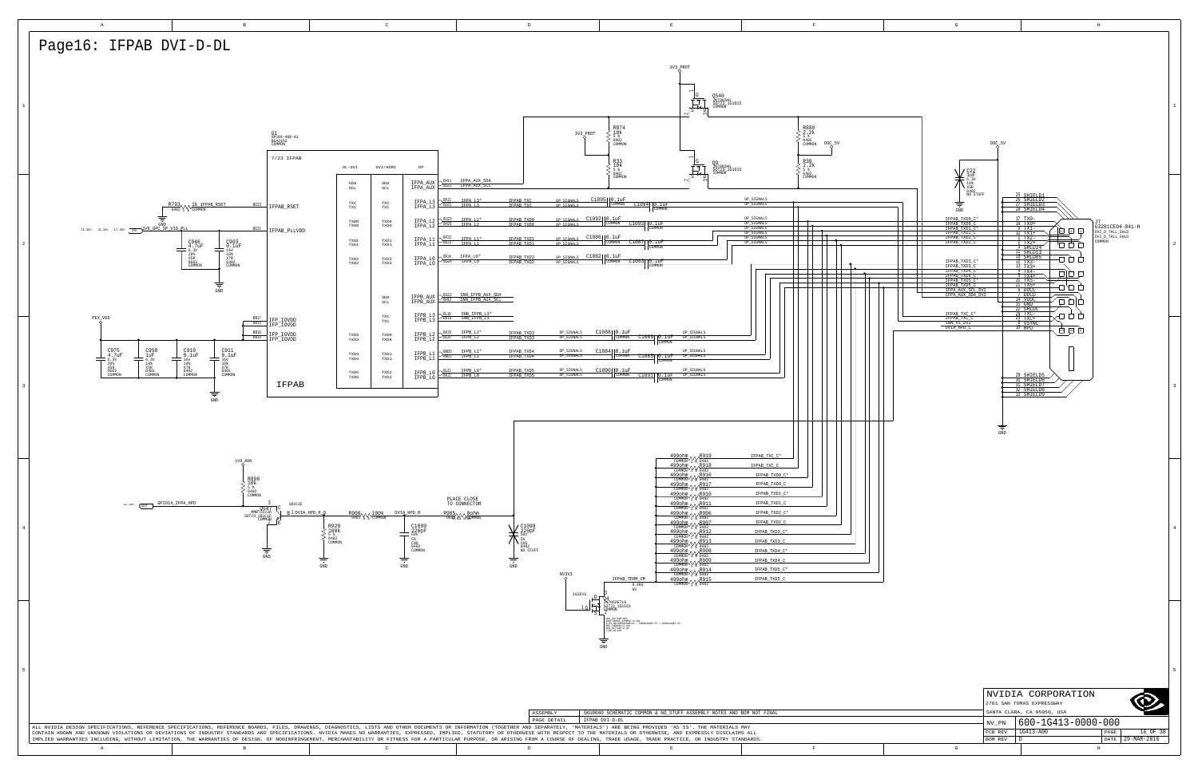# Page16: IFPAB DVI-D-DL

G1
DP104-400-A1
BGA2152
COMMON

7/23 IFPAB

| DL-DVI | DVI/HDMI | DP |
|---|---|---|
| SDA / SCL | SDA / SCL | IFPA_AUX / IFPA_AUX |
| TXC / TXC | TXC / TXC | IFPA_L3 / IFPA_L3 |
| TXD0 / TXD0 | TXD0 / TXD0 | IFPA_L2 / IFPA_L2 |
| TXD1 / TXD1 | TXD1 / TXD1 | IFPA_L1 / IFPA_L1 |
| TXD2 / TXD2 | TXD2 / TXD2 | IFPA_L0 / IFPA_L0 |
| | SDA / SCL | IFPB_AUX / IFPB_AUX |
| | TXC / TXC | IFPB_L3 / IFPB_L3 |
| TXD3 / TXD3 | TXD0 / TXD0 | IFPB_L2 / IFPB_L2 |
| TXD4 / TXD4 | TXD1 / TXD1 | IFPB_L1 / IFPB_L1 |
| TXD5 / TXD5 | TXD2 / TXD2 | IFPB_L0 / IFPB_L0 |

IFPAB

IFPAB_RSET, IFPAB_PLLVDD, IFP_IOVDD, IFP_IOVDD, IFP_IOVDD, IFP_IOVDD

R793 1k IFPAB_RSET 0402 1% COMMON

GND

1V8_GPC_SP_VID_PLL

C946 4.7uF 6.3V 20% X5R 0603 COMMON

C903 0.1uF 16V 10% X7R 0402 COMMON

PEX_VDD

C975 4.7uF 6.3V 20% X5R 0603 COMMON

C950 1uF 6.3V 10% X5R 0402 COMMON

C910 0.1uF 16V 10% X7R 0402 COMMON

C911 0.1uF 16V 10% X7R 0402 COMMON

IFPA_AUX_SDA, IFPA_AUX_SCL

IFPA_L3* IFPAB_TXC DP_SIGNALS C1095 0.1uF COMMON C1094 0.1uF COMMON

IFPA_L2* IFPAB_TXD0 DP_SIGNALS C1092 0.1uF COMMON C1093 0.1uF COMMON

IFPA_L1* IFPAB_TXD1 DP_SIGNALS C1086 0.1uF COMMON C1087 0.1uF COMMON

IFPA_L0* IFPAB_TXD2 DP_SIGNALS C1082 0.1uF COMMON C1083 0.1uF COMMON

SNN_IFPB_AUX_SDA, SNN_IFPB_AUX_SCL

SNN_IFPB_L3*, SNN_IFPB_L3

IFPB_L2* IFPAB_TXD3 DP_SIGNALS C1088 0.1uF COMMON C1089 0.1uF COMMON

IFPB_L1* IFPAB_TXD4 DP_SIGNALS C1084 0.1uF COMMON C1085 0.1uF COMMON

IFPB_L0* IFPAB_TXD5 DP_SIGNALS C1090 0.1uF COMMON C1091 0.1uF COMMON

3V3_PROT

Q540 2N7002KW SOT323_1G1D1S COMMON

R874 10k 5% 0402 COMMON

R33 10k 5% 0402 COMMON

Q9 2N7002KW SOT323_1G1D1S COMMON

R880 2.2k 5% 0402 COMMON DDC_5V

R38 2.2k 5% 0402 COMMON

DDC_5V

C22 1uF 6.3V 10% X5R 0402 NO STUFF

GND

J7
G3281CE04-841-H
DVI_D_TALL_SHLD
DVI_D_TALL_SHLD
COMMON

| Pin | Signal | Net |
|---|---|---|
| 25 | SHIELD1 | |
| 26 | SHIELD2 | |
| 27 | SHIELD3 | |
| 28 | SHIELD4 | |
| 17 | TX0- | IFPAB_TXD0_C* |
| 18 | TX0+ | IFPAB_TXD0_C |
| 9 | TX1- | IFPAB_TXD1_C* |
| 10 | TX1+ | IFPAB_TXD1_C |
| 1 | TX2- | IFPAB_TXD2_C* |
| 2 | TX2+ | IFPAB_TXD2_C |
| 3 | SHLD24 | |
| 11 | SHLD13 | |
| 19 | SHLD05 | |
| 12 | TX3- | IFPAB_TXD3_C* |
| 13 | TX3+ | IFPAB_TXD3_C |
| 4 | TX4- | IFPAB_TXD4_C* |
| 5 | TX4+ | IFPAB_TXD4_C |
| 20 | TX5- | IFPAB_TXD5_C* |
| 21 | TX5+ | IFPAB_TXD5_C |
| 6 | DDCC | IFPA_AUX_SCL_DVI |
| 7 | DDCD | IFPA_AUX_SDA_DVI |
| 14 | VDDC | |
| 15 | GND | |
| 22 | SHLDC | |
| 23 | TXC+ | IFPAB_TXC_C* |
| 24 | TXC- | IFPAB_TXC_C |
| 8 | VSYNC | SNN_VS_DVI |
| 16 | HPD | DVIA_HPD_C |
| 29 | SHIELD5 | |
| 30 | SHIELD6 | |
| 31 | SHIELD7 | |
| 32 | SHIELD8 | |
| 33 | SHIELD9 | |

GND

3V3_AON

R896 10k 5% 0402 COMMON

GPIO14_IFPA_HPD

Q547 MMBT3904 SOT23_1B1C1E COMMON 1B1C1E

DVIA_HPD_R_Q

R928 100k 5% 0402 COMMON

R906 100k 0402 1% COMMON

DVIA_HPD_R

C1099 220pF 50V 5% C0G 0402 COMMON

PLACE CLOSE TO CONNECTOR

R965 0ohm 0402 COMMON

C1098 220pF 50V 5% C0G 0402 NO STUFF

GND

| Value | Ref | Net |
|---|---|---|
| 499ohm | R919 | IFPAB_TXC_C* |
| 499ohm | R918 | IFPAB_TXC_C |
| 499ohm | R916 | IFPAB_TXD0_C* |
| 499ohm | R917 | IFPAB_TXD0_C |
| 499ohm | R910 | IFPAB_TXD1_C* |
| 499ohm | R911 | IFPAB_TXD1_C |
| 499ohm | R906 | IFPAB_TXD2_C* |
| 499ohm | R907 | IFPAB_TXD2_C |
| 499ohm | R912 | IFPAB_TXD3_C* |
| 499ohm | R913 | IFPAB_TXD3_C |
| 499ohm | R908 | IFPAB_TXD4_C* |
| 499ohm | R909 | IFPAB_TXD4_C |
| 499ohm | R914 | IFPAB_TXD5_C* |
| 499ohm | R915 | IFPAB_TXD5_C |

All resistors: COMMON, 0402

NV3V3

IFPAB_TERM_EN

Q4 2N7002ET1G SOT23_1G1D1S COMMON

1G1D1S

GND

| ASSEMBLY | SKU0000 SCHEMATIC COMMON & NO_STUFF ASSEMBLY NOTES AND BOM NOT FINAL |
|---|---|
| PAGE DETAIL | IFPAB DVI-D-DL |

ALL NVIDIA DESIGN SPECIFICATIONS, REFERENCE SPECIFICATIONS, REFERENCE BOARDS, FILES, DRAWINGS, DIAGNOSTICS, LISTS AND OTHER DOCUMENTS OR INFORMATION (TOGETHER AND SEPARATELY, 'MATERIALS') ARE BEING PROVIDED 'AS IS'. THE MATERIALS MAY CONTAIN KNOWN AND UNKNOWN VIOLATIONS OR DEVIATIONS OF INDUSTRY STANDARDS AND SPECIFICATIONS. NVIDIA MAKES NO WARRANTIES, EXPRESSED, IMPLIED, STATUTORY OR OTHERWISE WITH RESPECT TO THE MATERIALS OR OTHERWISE, AND EXPRESSLY DISCLAIMS ALL IMPLIED WARRANTIES INCLUDING, WITHOUT LIMITATION, THE WARRANTIES OF DESIGN, OF NONINFRINGEMENT, MERCHANTABILITY OR FITNESS FOR A PARTICULAR PURPOSE, OR ARISING FROM A COURSE OF DEALING, TRADE USAGE, TRADE PRACTICE, OR INDUSTRY STANDARDS.

NVIDIA CORPORATION
2701 SAN TOMAS EXPRESSWAY
SANTA CLARA, CA 95050, USA

| NV_PN | 600-1G413-0000-000 | | |
|---|---|---|---|
| PCB REV | 1G413-A00 | PAGE | 16 OF 38 |
| BOM REV | D | DATE | 29-MAR-2016 |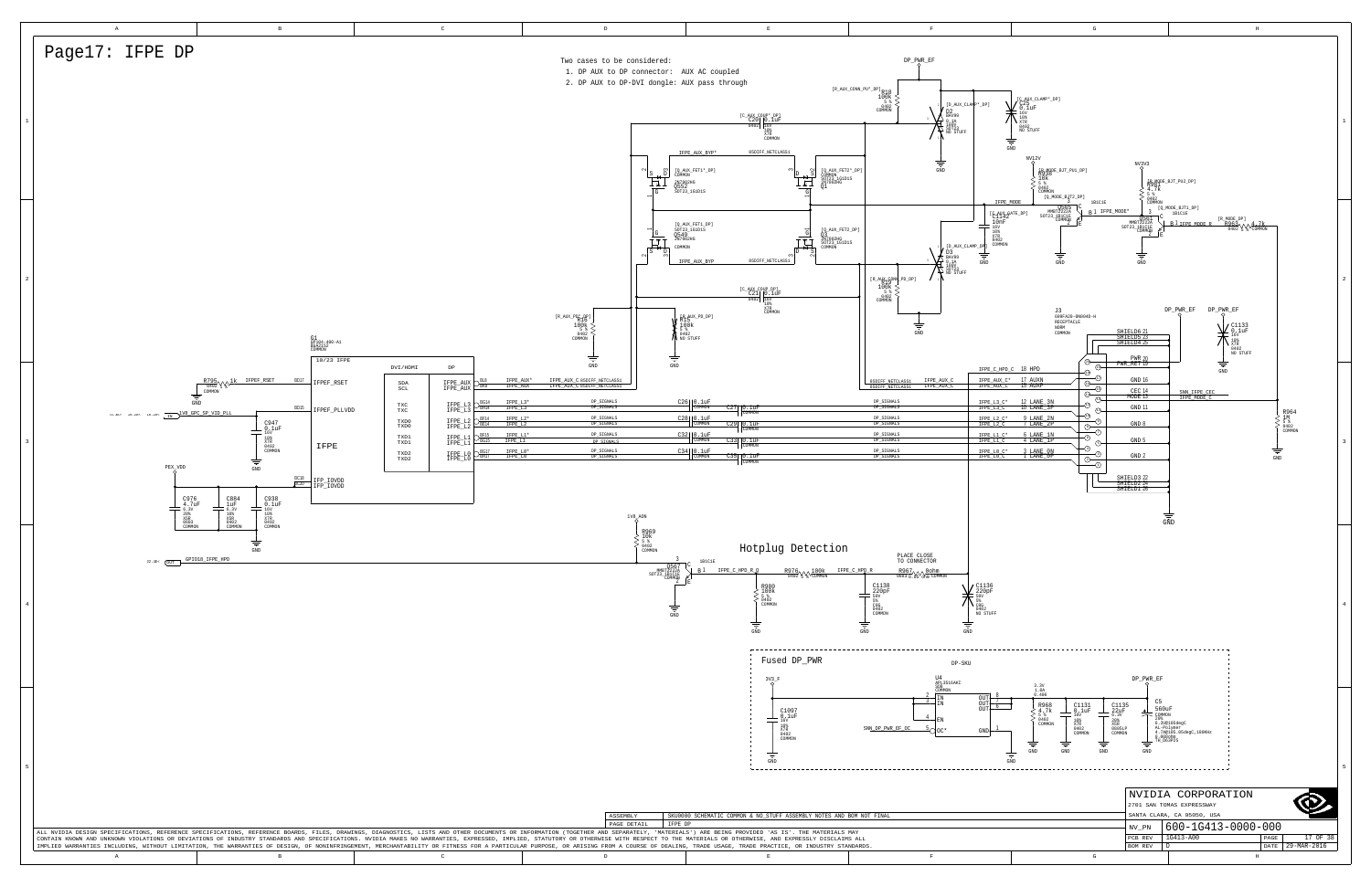# Page17: IFPE DP

Two cases to be considered:

1. DP AUX to DP connector: AUX AC coupled
2. DP AUX to DP-DVI dongle: AUX pass through

DP_PWR_EF

[R_AUX_CONN_PU*_DP] R18 100K 5 % 0402 COMMON

[D_AUX_CLAMP*_DP] D2 BAV99 0.1A 100V SOT23 NO STUFF

[C_AUX_CLAMP*_DP] C25 0.1uF 16V 10% X7R 0402 NO STUFF

[C_AUX_COUP*_DP] C20 0.1uF 0402 16V 10% X7R COMMON

IFPE_AUX_BYP* 85DIFF_NETCLASS1

[Q_AUX_FET1*_DP] COMMON 2N7002KG Q552 SOT23_1G1D1S

[Q_AUX_FET2*_DP] COMMON SOT23_1G1D1S 2N7002KG Q1

[Q_AUX_FET1_DP] SOT23_1G1D1S Q549 2N7002KG COMMON

[Q_AUX_FET2_DP] 2N7002KG Q3 SOT23_1G1D1S COMMON

IFPE_AUX_BYP 85DIFF_NETCLASS1

[C_AUX_COUP_DP] C21 0.1uF 0402 16V 10% X7R COMMON

[R_AUX_CONN_PD_DP] R543 100K 5 % 0402 COMMON

[D_AUX_CLAMP_DP] D3 BAV99 0.1A 100V SOT23 NO STUFF

[R_AUX_PD_DP] R16 100K 5 % 0402 COMMON

[R_AUX_PD_DP] R15 100K 5 % 0402 NO STUFF

NV12V

[R_MODE_BJT_PU1_DP] R1078 10K 5 % 0402 COMMON

[Q_MODE_BJT2_DP] 1B1C1E Q565 MMBT2222A SOT23_1B1C1E COMMON

IFPE_MODE

[C_AUX_GATE_DP] C1132 10nF 16V 10% X7R 0402 COMMON

NV3V3

[R_MODE_BJT_PU2_DP] R962 4.7K 5 % 0402 COMMON

[Q_MODE_BJT1_DP] 1B1C1E Q564 MMBT2222A SOT23_1B1C1E COMMON

[R_MODE_DP] R963 4.7K 0402 5 % COMMON

IFPE_MODE* IFPE_MODE_B

G1 GF104-400-A1 BGA1152 COMMON

10/23 IFPE

| | DVI/HDMI | DP |
|---|---|---|
| IFPEF_RSET | SDA / SCL | IFPE_AUX* / IFPE_AUX |
| IFPEF_PLLVDD | TXC / TXC | IFPE_L3* / IFPE_L3 |
| | TXD0 / TXD0 | IFPE_L2* / IFPE_L2 |
| | TXD1 / TXD1 | IFPE_L1* / IFPE_L1 |
| | TXD2 / TXD2 | IFPE_L0* / IFPE_L0 |
| IFP_IOVDD / IFP_IOVDD | | |

R795 1K 0402 5 % COMMON IFPEF_RSET

1V8_GPC_SP_VID_PLL

C947 0.1uF 16V 10% X7R 0402 COMMON

PEX_VDD

C976 4.7uF 6.3V 20% X5R 0603 COMMON; C884 1uF 6.3V 10% X5R 0402 COMMON; C938 0.1uF 16V 10% X7R 0402 COMMON

IFPE_AUX_C 85DIFF_NETCLASS1

C26 0.1uF, C27 0.1uF, C28 0.1uF, C29 0.1uF, C32 0.1uF, C33 0.1uF, C34 0.1uF, C35 0.1uF — COMMON, DP_SIGNALS

J3 68HFA20-0N004D-H RECEPTACLE NORM COMMON

| Signal | Pin |
|---|---|
| IFPE_C_HPD_C | 18 HPD |
| IFPE_AUX_C* | 17 AUXN |
| IFPE_AUX_C | 15 AUXP |
| IFPE_L3_C* | 12 LANE_3N |
| IFPE_L3_C | 10 LANE_3P |
| IFPE_L2_C* | 9 LANE_2N |
| IFPE_L2_C | 7 LANE_2P |
| IFPE_L1_C* | 6 LANE_1N |
| IFPE_L1_C | 4 LANE_1P |
| IFPE_L0_C* | 3 LANE_0N |
| IFPE_L0_C | 1 LANE_0P |
| | SHIELD6 21, SHIELD5 23, SHIELD4 25 |
| | PWR 20, PWR_RET 19 |
| | GND 16 |
| SNN_IFPE_CEC | CEC 14 |
| IFPE_MODE_C | MODE 13 |
| | GND 11, GND 8, GND 5, GND 2 |
| | SHIELD3 22, SHIELD2 24, SHIELD1 26 |

DP_PWR_EF C1133 0.1uF 16V 10% X7R 0402 NO STUFF

R964 1M 5 % 0402 COMMON

## Hotplug Detection

GPIO18_IFPE_HPD

1V8_AON R969 10K 5 % 0402 COMMON

Q567 MMBT2222A SOT23_1B1C1E COMMON 1B1C1E

IFPE_C_HPD_R_O — R976 100K 0402 5 % COMMON — IFPE_C_HPD_R

R980 100K 5 % 0402 COMMON

PLACE CLOSE TO CONNECTOR

R967 0ohm 0603 0.0% ohm COMMON

C1138 220pF 50V 5% C0G 0402 COMMON

C1136 220pF 50V 5% C0G 0402 NO STUFF

## Fused DP_PWR

DP-SKU

3V3_F

U4 APL3516AKI 3A COMMON

IN / IN / EN / OC* / OUT / OUT / OUT / GND

C1097 0.1uF 16V 10% X7R 0402 COMMON

SNN_DP_PWR_EF_OC

3.3V 1.6A 0.46A

R968 4.7K 5 % 0402 COMMON

C1131 0.1uF 16V 10% X7R 0402 COMMON

C1135 22uF 6.3V 20% X5R 0805LP COMMON

DP_PWR_EF

C5 560uF COMMON 10% 6.3V@105degC AL-Polymer 4.7A@105.05degC,100KHz 0.0060hm TH_D5SP25

| | |
|---|---|
| ASSEMBLY | SKU0000 SCHEMATIC COMMON & NO_STUFF ASSEMBLY NOTES AND BOM NOT FINAL |
| PAGE DETAIL | IFPE DP |

ALL NVIDIA DESIGN SPECIFICATIONS, REFERENCE SPECIFICATIONS, REFERENCE BOARDS, FILES, DRAWINGS, DIAGNOSTICS, LISTS AND OTHER DOCUMENTS OR INFORMATION (TOGETHER AND SEPARATELY, 'MATERIALS') ARE BEING PROVIDED 'AS IS'. THE MATERIALS MAY CONTAIN KNOWN AND UNKNOWN VIOLATIONS OR DEVIATIONS OF INDUSTRY STANDARDS AND SPECIFICATIONS. NVIDIA MAKES NO WARRANTIES, EXPRESSED, IMPLIED, STATUTORY OR OTHERWISE WITH RESPECT TO THE MATERIALS OR OTHERWISE, AND EXPRESSLY DISCLAIMS ALL IMPLIED WARRANTIES INCLUDING, WITHOUT LIMITATION, THE WARRANTIES OF DESIGN, OF NONINFRINGEMENT, MERCHANTABILITY OR FITNESS FOR A PARTICULAR PURPOSE, OR ARISING FROM A COURSE OF DEALING, TRADE USAGE, TRADE PRACTICE, OR INDUSTRY STANDARDS.

NVIDIA CORPORATION
2701 SAN TOMAS EXPRESSWAY
SANTA CLARA, CA 95050, USA

| | | | |
|---|---|---|---|
| NV_PN | 600-1G413-0000-000 | | |
| PCB REV | 1G413-A00 | PAGE | 17 OF 38 |
| BOM REV | D | DATE | 29-MAR-2016 |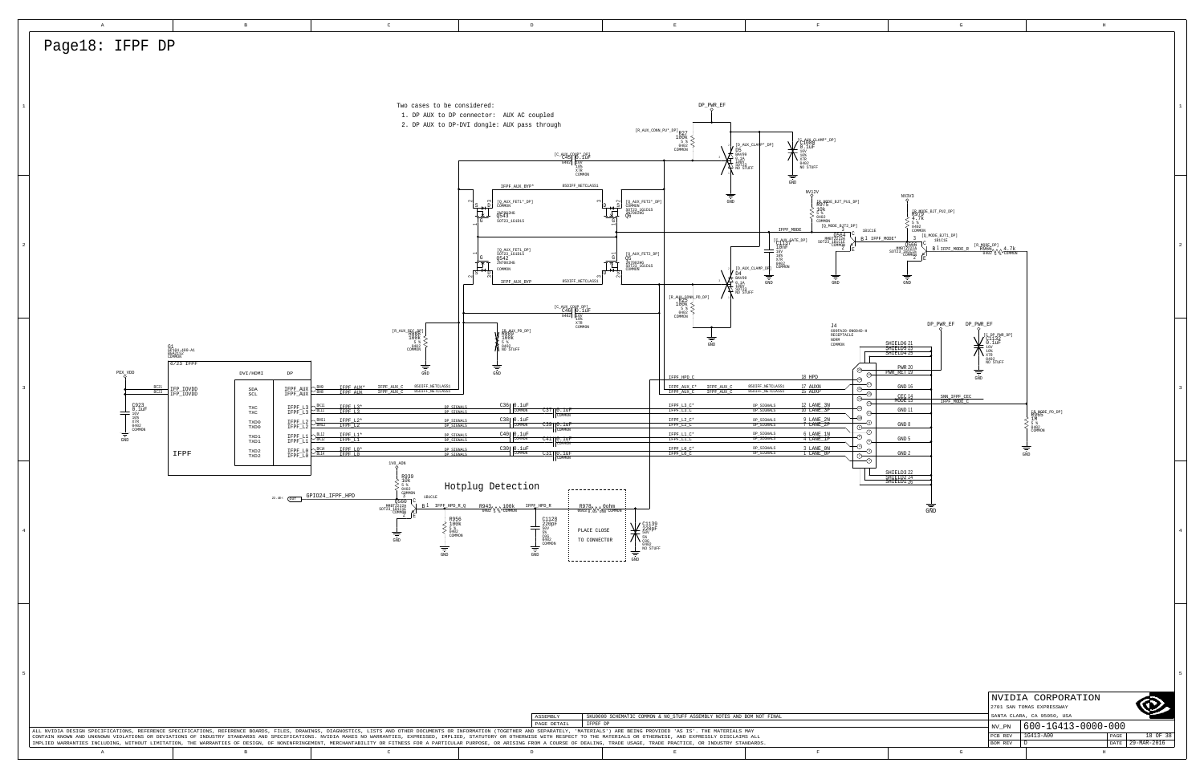# Page18: IFPF DP

Two cases to be considered:

1. DP AUX to DP connector: AUX AC coupled
2. DP AUX to DP-DVI dongle: AUX pass through

## Hotplug Detection

PLACE CLOSE TO CONNECTOR

| ASSEMBLY | SKU0000 SCHEMATIC COMMON & NO_STUFF ASSEMBLY NOTES AND BOM NOT FINAL |
|---|---|
| PAGE DETAIL | IFPF DP |

ALL NVIDIA DESIGN SPECIFICATIONS, REFERENCE SPECIFICATIONS, REFERENCE BOARDS, FILES, DRAWINGS, DIAGNOSTICS, LISTS AND OTHER DOCUMENTS OR INFORMATION (TOGETHER AND SEPARATELY, 'MATERIALS') ARE BEING PROVIDED 'AS IS'. THE MATERIALS MAY CONTAIN KNOWN AND UNKNOWN VIOLATIONS OR DEVIATIONS OF INDUSTRY STANDARDS AND SPECIFICATIONS. NVIDIA MAKES NO WARRANTIES, EXPRESSED, IMPLIED, STATUTORY OR OTHERWISE WITH RESPECT TO THE MATERIALS OR OTHERWISE, AND EXPRESSLY DISCLAIMS ALL IMPLIED WARRANTIES INCLUDING, WITHOUT LIMITATION, THE WARRANTIES OF DESIGN, OF NONINFRINGEMENT, MERCHANTABILITY OR FITNESS FOR A PARTICULAR PURPOSE, OR ARISING FROM A COURSE OF DEALING, TRADE USAGE, TRADE PRACTICE, OR INDUSTRY STANDARDS.

NVIDIA CORPORATION
2701 SAN TOMAS EXPRESSWAY
SANTA CLARA, CA 95050, USA

| NV_PN | 600-1G413-0000-000 | | |
|---|---|---|---|
| PCB REV | 1G413-A00 | PAGE | 18 OF 38 |
| BOM REV | D | DATE | 29-MAR-2016 |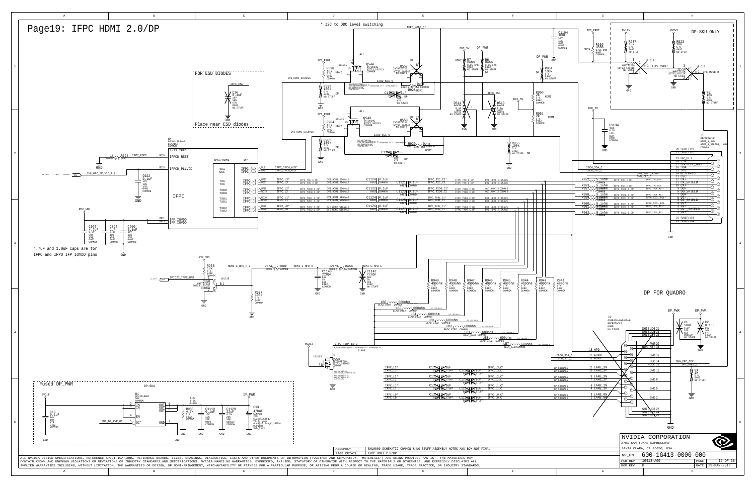# Page19: IFPC HDMI 2.0/DP

* I2C to DDC level switching

FOR ESD DIODES

Place near ESD diodes

DP-SKU ONLY

4.7uF and 1.0uF caps are for IFPC and IFPD IFP_IOVDD pins

DP FOR QUADRO

Fused DP_PWR

DP-SKU

ALL NVIDIA DESIGN SPECIFICATIONS, REFERENCE SPECIFICATIONS, REFERENCE BOARDS, FILES, DRAWINGS, DIAGNOSTICS, LISTS AND OTHER DOCUMENTS OR INFORMATION (TOGETHER AND SEPARATELY, "MATERIALS") ARE BEING PROVIDED "AS IS". THE MATERIALS MAY CONTAIN KNOWN AND UNKNOWN VIOLATIONS OR DEVIATIONS OF INDUSTRY STANDARDS AND SPECIFICATIONS. NVIDIA MAKES NO WARRANTIES, EXPRESSED, IMPLIED, STATUTORY OR OTHERWISE WITH RESPECT TO THE MATERIALS OR OTHERWISE, AND EXPRESSLY DISCLAIMS ALL IMPLIED WARRANTIES INCLUDING, WITHOUT LIMITATION, THE WARRANTIES OF DESIGN, OF NONINFRINGEMENT, MERCHANTABILITY OR FITNESS FOR A PARTICULAR PURPOSE, OR ARISING FROM A COURSE OF DEALING, TRADE USAGE, TRADE PRACTICE, OR INDUSTRY STANDARDS.

| ASSEMBLY | SKU0000 SCHEMATIC COMMON & NO_STUFF ASSEMBLY NOTES AND BOM NOT FINAL |
|---|---|
| PAGE DETAIL | IFPC HDMI 2.0/DP |

NVIDIA CORPORATION
2701 SAN TOMAS EXPRESSWAY
SANTA CLARA, CA 95050, USA

| NV_PN | 600-1G413-0000-000 | | |
|---|---|---|---|
| PCB REV | 1G413-A00 | PAGE | 19 OF 38 |
| BOM REV | D | DATE | 29-MAR-2016 |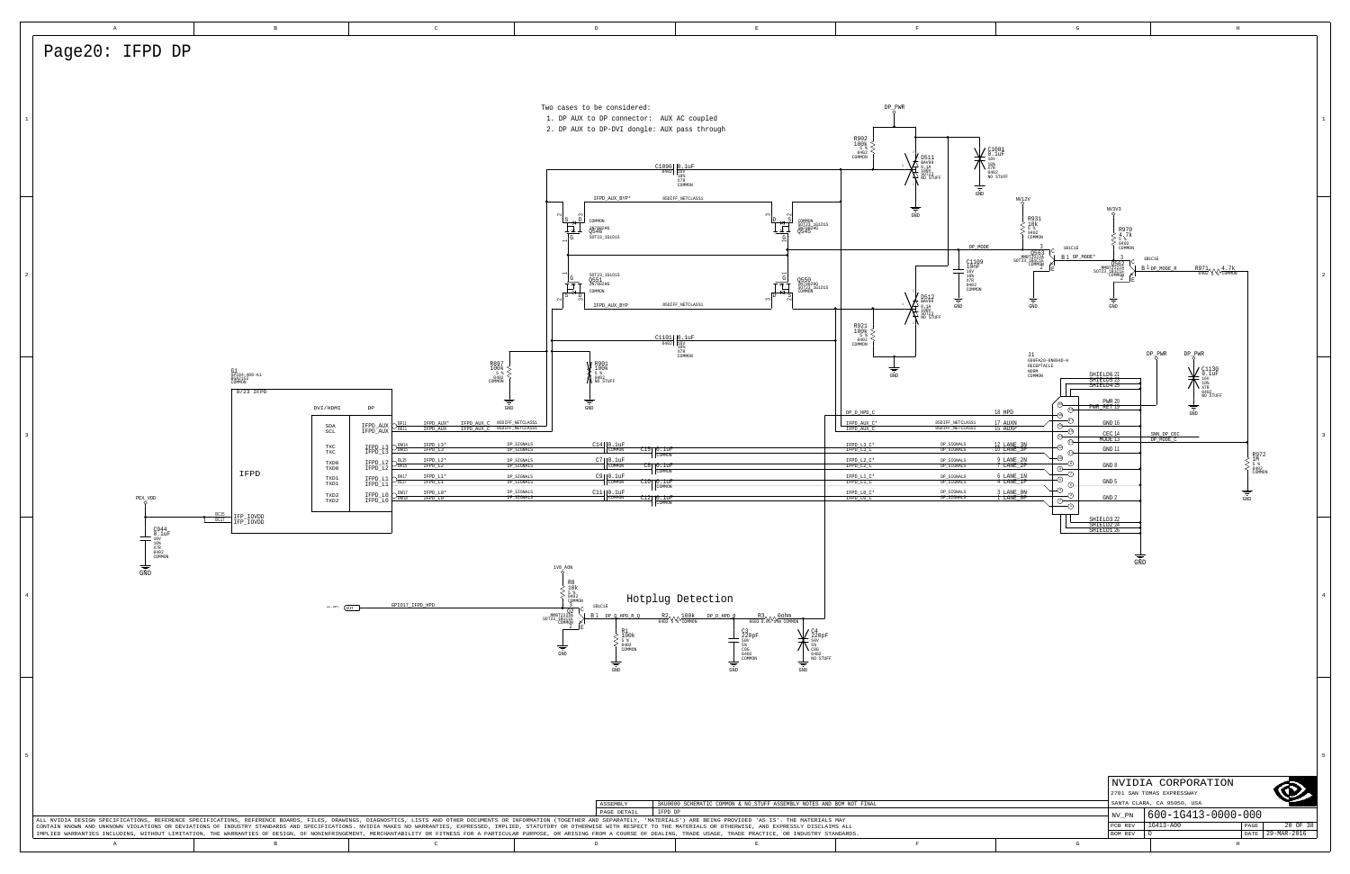# Page20: IFPD DP

Two cases to be considered:

1. DP AUX to DP connector: AUX AC coupled
2. DP AUX to DP-DVI dongle: AUX pass through

DP_PWR

R902 100k 5% 0402 COMMON

D511 BAV99 0.1A 100V SOT23 NO STUFF

C1081 0.1uF 16V 10% X7R 0402 NO STUFF

C1096 0.1uF 0402 16V 10% X7R COMMON

IFPD_AUX_BYP* DSDIFF_NETCLASS1

Q549 2N7002KG SOT23_1G1D1S COMMON

Q545 COMMON SOT23_1G1D1S 2N7002KG

Q551 SOT23_1G1D1S 2N7002KG COMMON

Q550 2N7002KG SOT23_1G1D1S COMMON

IFPD_AUX_BYP DSDIFF_NETCLASS1

NV12V

R931 10k 5% 0402 COMMON

NV3V3

R970 4.7k 5% 0402 COMMON

DP_MODE

Q563 MMBT2222A SOT23_1B1C1E COMMON

DP_MODE*

Q562 MMBT2222A SOT23_1B1C1E COMMON

DP_MODE_R

R971 4.7k 0402 5% COMMON

C1109 100pF 16V 10% X7R 0402 COMMON

D512 BAV99 0.1A 100V SOT23 NO STUFF

R921 100k 5% 0402 COMMON

C1101 0.1uF 0402 16V 10% X7R COMMON

R897 100k 5% 0402 COMMON

R901 100k 5% 0402 NO STUFF

U1 GF104-400-A1 BGA1012 COMMON

9/23 IFPD

IFPD

| DVI/HDMI | DP | | | |
|---|---|---|---|---|
| SDA | IFPD_AUX* | BF11 | IFPD_AUX* | IFPD_AUX_C* |
| SCL | IFPD_AUX | BE11 | IFPD_AUX | IFPD_AUX_C |
| TXC | IFPD_L3* | BM14 | IFPD_L3* | |
| TXC | IFPD_L3 | BN15 | IFPD_L3 | |
| TXD0 | IFPD_L2* | BL15 | IFPD_L2* | |
| TXD0 | IFPD_L2 | BK15 | IFPD_L2 | |
| TXD1 | IFPD_L1* | BK17 | IFPD_L1* | |
| TXD1 | IFPD_L1 | BL17 | IFPD_L1 | |
| TXD2 | IFPD_L0* | BM17 | IFPD_L0* | |
| TXD2 | IFPD_L0 | BN18 | IFPD_L0 | |

PEX_VDD — BC35, BC37 — IFP_IOVDD

C944 0.1uF 16V 10% X7R 0402 COMMON

C14, C15, C7, C8, C9, C10, C11, C12 0.1uF COMMON — DP_SIGNALS

J1 080FA20-0N6RAE-H RECEPTACLE NORM COMMON

| Net | Pin |
|---|---|
| DP_D_HPD_C | 18 HPD |
| IFPD_AUX_C* | 17 AUXN |
| IFPD_AUX_C | 15 AUXP |
| IFPD_L3_C* | 12 LANE_3N |
| IFPD_L3_C | 10 LANE_3P |
| IFPD_L2_C* | 9 LANE_2N |
| IFPD_L2_C | 7 LANE_2P |
| IFPD_L1_C* | 6 LANE_1N |
| IFPD_L1_C | 4 LANE_1P |
| IFPD_L0_C* | 3 LANE_0N |
| IFPD_L0_C | 1 LANE_0P |

SHIELD6 21, SHIELD5 23, SHIELD4 25, PWR 20, PWR_RET 19, GND 16, CEC 14, MODE 13, GND 11, GND 8, GND 5, GND 2, SHIELD3 22, SHIELD2 24, SHIELD1 26

SNN_DP_CEC, DP_MODE_C

C1130 0.1uF 16V 10% X7R 0402 NO STUFF

R972 1M 5% 0402 COMMON

## Hotplug Detection

1V8_AON

R8 10k 5% 0402 COMMON

GPIO17_IFPD_HPD

Q2 MMBT2222A SOT23_1B1C1E COMMON

DP_D_HPD_R_Q

R2 100k 0402 COMMON

DP_D_HPD_R

R3 0ohm 0402 5% 1/16W COMMON

R1 100k 5% 0402 COMMON

C3 220pF 50V 5% C0G 0402 COMMON

C4 220pF 50V 5% C0G 0402 NO STUFF

| | |
|---|---|
| ASSEMBLY | SKU0000 SCHEMATIC COMMON & NO_STUFF ASSEMBLY NOTES AND BOM NOT FINAL |
| PAGE DETAIL | IFPD DP |

ALL NVIDIA DESIGN SPECIFICATIONS, REFERENCE SPECIFICATIONS, REFERENCE BOARDS, FILES, DRAWINGS, DIAGNOSTICS, LISTS AND OTHER DOCUMENTS OR INFORMATION (TOGETHER AND SEPARATELY, 'MATERIALS') ARE BEING PROVIDED 'AS IS'. THE MATERIALS MAY CONTAIN KNOWN AND UNKNOWN VIOLATIONS OR DEVIATIONS OF INDUSTRY STANDARDS AND SPECIFICATIONS. NVIDIA MAKES NO WARRANTIES, EXPRESSED, IMPLIED, STATUTORY OR OTHERWISE WITH RESPECT TO THE MATERIALS OR OTHERWISE, AND EXPRESSLY DISCLAIMS ALL IMPLIED WARRANTIES INCLUDING, WITHOUT LIMITATION, THE WARRANTIES OF DESIGN, OF NONINFRINGEMENT, MERCHANTABILITY OR FITNESS FOR A PARTICULAR PURPOSE, OR ARISING FROM A COURSE OF DEALING, TRADE USAGE, TRADE PRACTICE, OR INDUSTRY STANDARDS.

NVIDIA CORPORATION
2701 SAN TOMAS EXPRESSWAY
SANTA CLARA, CA 95050, USA

| | | | |
|---|---|---|---|
| NV_PN | 600-1G413-0000-000 | | |
| PCB REV | 1G413-A00 | PAGE | 20 OF 38 |
| BOM REV | D | DATE | 29-MAR-2016 |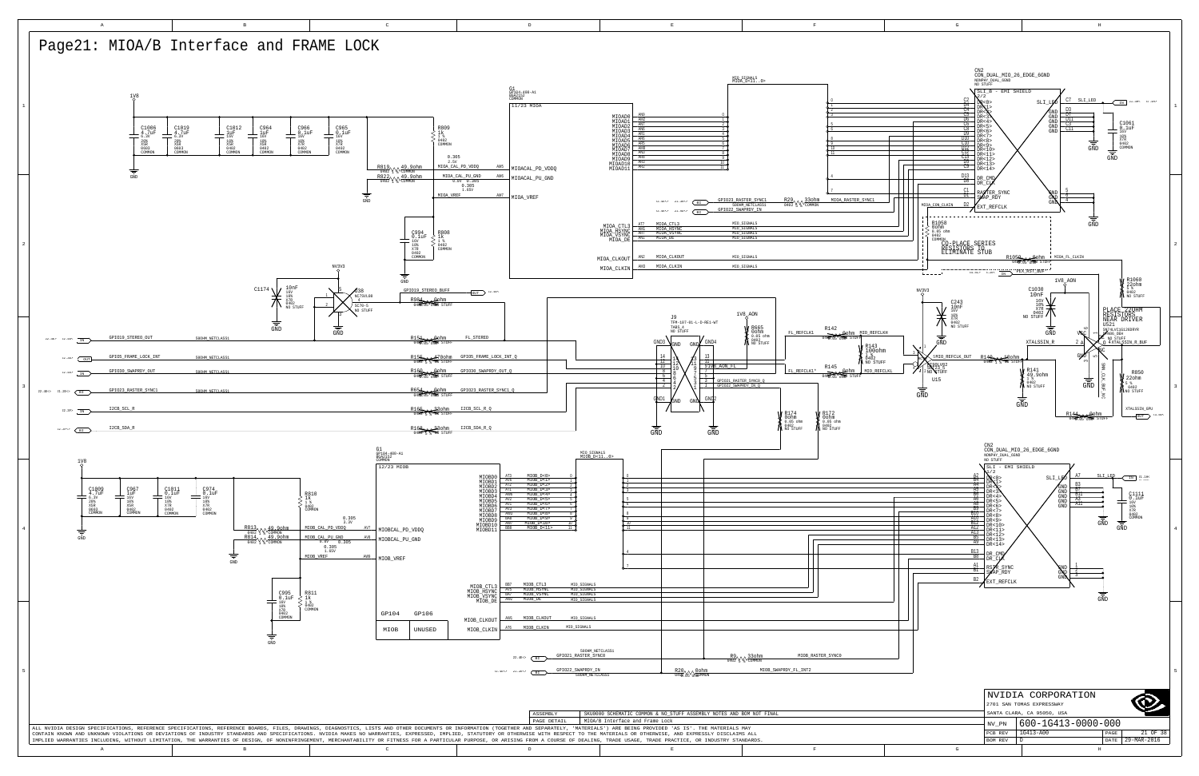# Page21: MIOA/B Interface and FRAME LOCK

NVIDIA CORPORATION
2701 SAN TOMAS EXPRESSWAY
SANTA CLARA, CA 95050, USA

| | |
|---|---|
| ASSEMBLY | SKU0000 SCHEMATIC COMMON & NO_STUFF ASSEMBLY NOTES AND BOM NOT FINAL |
| PAGE DETAIL | MIOA/B Interface and Frame Lock |

| | | | |
|---|---|---|---|
| NV_PN | 600-1G413-0000-000 | | |
| PCB REV | 1G413-A00 | PAGE | 21 OF 38 |
| BOM REV | D | DATE | 29-MAR-2016 |

ALL NVIDIA DESIGN SPECIFICATIONS, REFERENCE SPECIFICATIONS, REFERENCE BOARDS, FILES, DRAWINGS, DIAGNOSTICS, LISTS AND OTHER DOCUMENTS OR INFORMATION (TOGETHER AND SEPARATELY, "MATERIALS") ARE BEING PROVIDED 'AS IS'. THE MATERIALS MAY CONTAIN KNOWN AND UNKNOWN VIOLATIONS OR DEVIATIONS OF INDUSTRY STANDARDS AND SPECIFICATIONS. NVIDIA MAKES NO WARRANTIES, EXPRESSED, IMPLIED, STATUTORY OR OTHERWISE WITH RESPECT TO THE MATERIALS OR OTHERWISE, AND EXPRESSLY DISCLAIMS ALL IMPLIED WARRANTIES INCLUDING, WITHOUT LIMITATION, THE WARRANTIES OF DESIGN, OF NONINFRINGEMENT, MERCHANTABILITY OR FITNESS FOR A PARTICULAR PURPOSE, OR ARISING FROM A COURSE OF DEALING, TRADE USAGE, TRADE PRACTICE, OR INDUSTRY STANDARDS.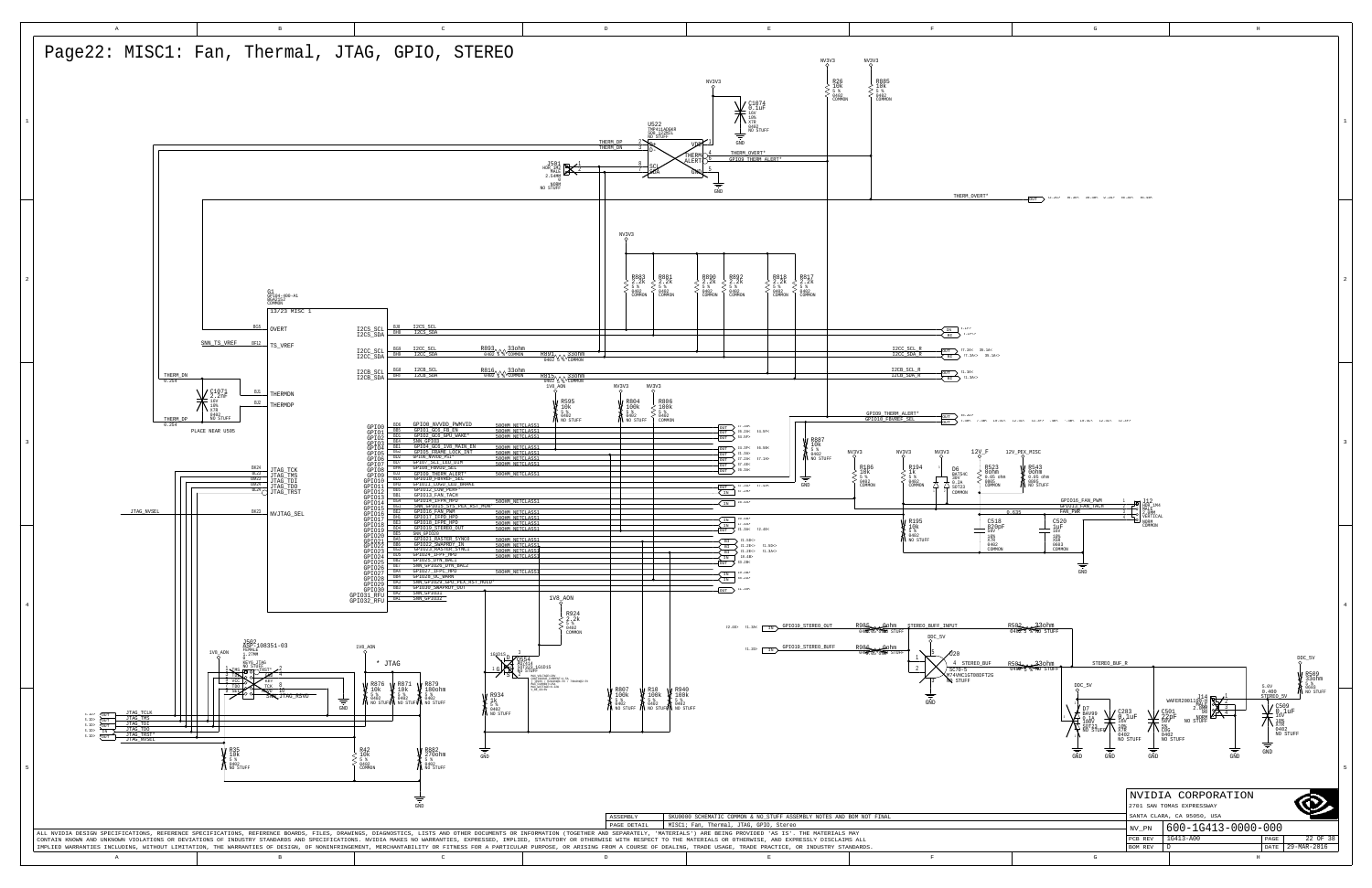# Page22: MISC1: Fan, Thermal, JTAG, GPIO, STEREO

U522 — TMP451AIDQFR — THERM_DP, THERM_DN, SCL, SDA, THERM, ALERT, GND

- C1074 0.1uF 16V 10% X7R 0402 NO STUFF
- R26 10k 5% 0402 COMMON
- R885 10k 5% 0402 COMMON
- J501 HDR 1x2 (NO STUFF)
- THERM_OVERT*
- GPIO9_THERM_ALERT*

Pull-ups (NV3V3): R883 2.2k, R881 2.2k, R890 2.2k, R892 2.2k, R818 2.2k, R817 2.2k — 5% 0402 COMMON

G1 — GP104-400-A1 — 13/23 MISC 1

| Pin | Signal |
| --- | --- |
| OVERT | |
| TS_VREF | SNN_TS_VREF |
| THERMDN | THERM_DN |
| THERMDP | THERM_DP |
| JTAG_TCK | |
| JTAG_TMS | |
| JTAG_TDI | |
| JTAG_TDO | |
| JTAG_TRST | |
| MVJTAG_SEL | JTAG_NVSEL |
| I2CS_SCL / I2CS_SDA | I2CS_SCL, I2CS_SDA |
| I2CC_SCL / I2CC_SDA | R893 33ohm, R891 33ohm → I2CC_SCL_R, I2CC_SDA_R |
| I2CB_SCL / I2CB_SDA | R816 33ohm, R815 33ohm → I2CB_SCL_R, I2CB_SDA_R |
| GPIO0 | GPIO0_NVVDD_PWMVID |
| GPIO1 | GPIO1_GC6_FB_EN |
| GPIO2 | GPIO2_GC6_GPU_WAKE* |
| GPIO3 | SNN_GPIO3 |
| GPIO4 | GPIO4_GC6_1V8_MAIN_EN |
| GPIO5 | GPIO5_FRAME_LOCK_INT |
| GPIO6 | GPIO6_NVDD_PSI |
| GPIO7 | GPIO7_SLI_LED_DIM |
| GPIO8 | GPIO8_THERM_ALERT* |
| GPIO9 | GPIO9_THERM_ALERT* |
| GPIO10 | GPIO10_PEXMEM_SEL |
| GPIO11 | GPIO11_LOGO_LED_BRAKE |
| GPIO12 | GPIO12_LOW_PERF* |
| GPIO13 | GPIO13_FAN_TACH |
| GPIO14 | GPIO14_IFPE_HPD |
| GPIO15 | SNN_GPIO15_SYS_PEX_RST_MON* |
| GPIO16 | GPIO16_FAN_PWM |
| GPIO17 | GPIO17_IFPD_HPD |
| GPIO18 | GPIO18_IFPE_HPD |
| GPIO19 | GPIO19_STEREO_OUT |
| GPIO20 | SNN_GPIO20 |
| GPIO21 | GPIO21_RASTER_SYNC0 |
| GPIO22 | GPIO22_SWAPRDY_IN |
| GPIO23 | GPIO23_RASTER_SYNC1 |
| GPIO24 | GPIO24_IFPF_HPD |
| GPIO25 | GPIO25_DVM_BAL1 |
| GPIO26 | SNN_GPIO26_DVM_BAL2 |
| GPIO27 | GPIO27_IFPC_HPD |
| GPIO28 | GPIO28_SC_WAKE* |
| GPIO29 | SNN_GPIO29_SYS_PEX_RST_HOLD* |
| GPIO30 | GPIO30_SWAPRDY_OUT |
| GPIO31_RFU | SNN_GPIO31 |
| GPIO32_RFU | SNN_GPIO32 |

- C1071 2.2nF 16V 10% X7R 0402 NO STUFF — PLACE NEAR U505
- R595 10k, R804 100k, R806 100k, R887 10k
- R186 10k, R194 1k, D6 BAT54C, R523 0ohm, R543 0ohm, R195 10k, C518 820pF, C520 1uF
- J12 — FAN connector: GPIO16_FAN_PWM, GPIO13_FAN_TACH, FAN_PWR
- R924 2.2k 5% 0402 COMMON
- GPIO19_STEREO_OUT — R986 0ohm — STEREO_BUFF_INPUT — R502 33ohm
- GPIO18_STEREO_BUFF — R984 0ohm — U28 74VHC1GT08DFT2G NO STUFF — 4 STEREO_BUF — R501 33ohm — STEREO_BUF_R
- D7 BAV99, C283 0.1uF, C501 22pF, C509 0.1uF, R589 33ohm, J13 WAFER
- J502 — 108351-03 — JTAG connector (JTAG_TCK, JTAG_TMS, JTAG_TDI, JTAG_TDO, JTAG_TRST*, SNN_JTAG_RSVD)
- U554 — JTAG
- R876 10k, R871 10k, R879 100ohm, R934 1k, R807 100k, R10 100k, R940 100k (NO STUFF)
- R35 10k NO STUFF, R42 10k COMMON, R882 270ohm

NVIDIA CORPORATION
2701 SAN TOMAS EXPRESSWAY
SANTA CLARA, CA 95050, USA

| | |
| --- | --- |
| ASSEMBLY | SKU0000 SCHEMATIC COMMON & NO_STUFF ASSEMBLY NOTES AND BOM NOT FINAL |
| PAGE DETAIL | MISC1; Fan, Thermal, JTAG, GPIO, Stereo |
| NV_PN | 600-1G413-0000-000 |
| PCB REV | 1G413-A00 |
| BOM REV | D |
| DATE | 29-MAR-2016 |

ALL NVIDIA DESIGN SPECIFICATIONS, REFERENCE SPECIFICATIONS, REFERENCE BOARDS, FILES, DRAWINGS, DIAGNOSTICS, LISTS AND OTHER DOCUMENTS OR INFORMATION (TOGETHER AND SEPARATELY, 'MATERIALS') ARE BEING PROVIDED 'AS IS'. THE MATERIALS MAY CONTAIN KNOWN AND UNKNOWN VIOLATIONS OR DEVIATIONS OF INDUSTRY STANDARDS AND SPECIFICATIONS. NVIDIA MAKES NO WARRANTIES, EXPRESSED, IMPLIED, STATUTORY OR OTHERWISE WITH RESPECT TO THE MATERIALS OR OTHERWISE, AND EXPRESSLY DISCLAIMS ALL IMPLIED WARRANTIES INCLUDING, WITHOUT LIMITATION, THE WARRANTIES OF DESIGN, OF NONINFRINGEMENT, MERCHANTABILITY OR FITNESS FOR A PARTICULAR PURPOSE, OR ARISING FROM A COURSE OF DEALING, TRADE USAGE, TRADE PRACTICE, OR INDUSTRY STANDARDS.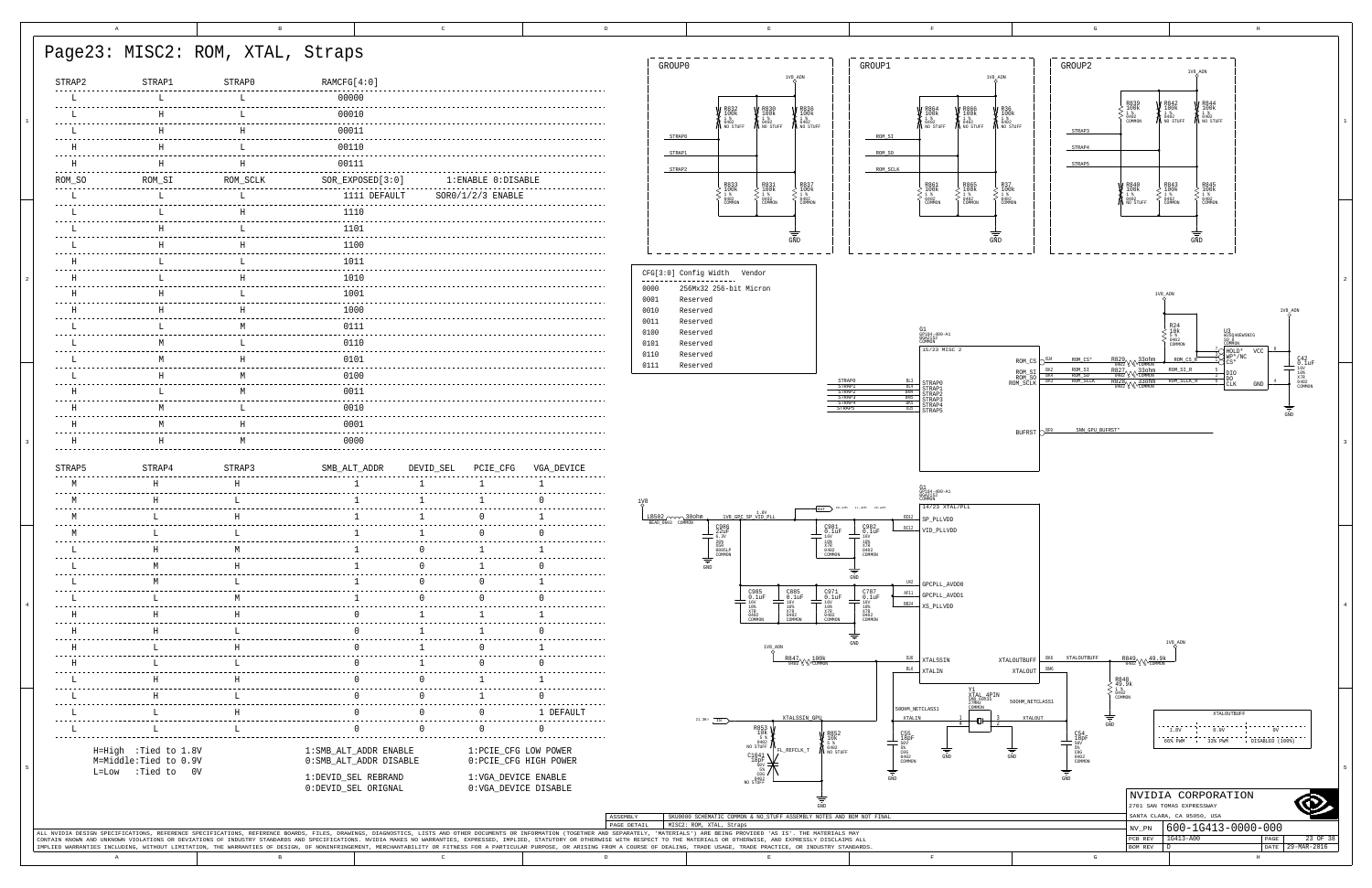# Page23: MISC2: ROM, XTAL, Straps

| STRAP2 | STRAP1 | STRAP0 | RAMCFG[4:0] |
|---|---|---|---|
| L | L | L | 00000 |
| L | H | L | 00010 |
| L | H | H | 00011 |
| H | H | L | 00110 |
| H | H | H | 00111 |

| ROM_SO | ROM_SI | ROM_SCLK | SOR_EXPOSED[3:0] | 1:ENABLE 0:DISABLE |
|---|---|---|---|---|
| L | L | L | 1111 DEFAULT | SOR0/1/2/3 ENABLE |
| L | L | H | 1110 | |
| L | H | L | 1101 | |
| L | H | H | 1100 | |
| H | L | L | 1011 | |
| H | L | H | 1010 | |
| H | H | L | 1001 | |
| H | H | H | 1000 | |
| L | L | M | 0111 | |
| L | M | L | 0110 | |
| L | M | H | 0101 | |
| L | H | M | 0100 | |
| H | L | M | 0011 | |
| H | M | L | 0010 | |
| H | M | H | 0001 | |
| H | H | M | 0000 | |

| STRAP5 | STRAP4 | STRAP3 | SMB_ALT_ADDR | DEVID_SEL | PCIE_CFG | VGA_DEVICE |
|---|---|---|---|---|---|---|
| M | H | H | 1 | 1 | 1 | 1 |
| M | H | L | 1 | 1 | 1 | 0 |
| M | L | H | 1 | 1 | 0 | 1 |
| M | L | L | 1 | 1 | 0 | 0 |
| L | H | M | 1 | 0 | 1 | 1 |
| L | M | H | 1 | 0 | 1 | 0 |
| L | M | L | 1 | 0 | 0 | 1 |
| L | L | M | 1 | 0 | 0 | 0 |
| H | H | H | 0 | 1 | 1 | 1 |
| H | H | L | 0 | 1 | 1 | 0 |
| H | L | H | 0 | 1 | 0 | 1 |
| H | L | L | 0 | 1 | 0 | 0 |
| L | H | H | 0 | 0 | 1 | 1 |
| L | H | L | 0 | 0 | 1 | 0 |
| L | L | H | 0 | 0 | 0 | 1 DEFAULT |
| L | L | L | 0 | 0 | 0 | 0 |

H=High :Tied to 1.8V
M=Middle:Tied to 0.9V
L=Low :Tied to 0V

1:SMB_ALT_ADDR ENABLE
0:SMB_ALT_ADDR DISABLE

1:DEVID_SEL REBRAND
0:DEVID_SEL ORIGNAL

1:PCIE_CFG LOW POWER
0:PCIE_CFG HIGH POWER

1:VGA_DEVICE ENABLE
0:VGA_DEVICE DISABLE

GROUP0: STRAP0, STRAP1, STRAP2 — R832 100K NO STUFF, R830 100K NO STUFF, R836 100K NO STUFF (1V8_AON); R833 100K COMMON, R831 100K COMMON, R837 100K COMMON (GND)

GROUP1: ROM_SI, ROM_SO, ROM_SCLK — R864 100K NO STUFF, R866 100K NO STUFF, R36 100K NO STUFF (1V8_AON); R861 100K COMMON, R865 100K COMMON, R37 100K COMMON (GND)

GROUP2: STRAP3, STRAP4, STRAP5 — R839 100K COMMON, R842 100K NO STUFF, R844 100K NO STUFF (1V8_AON); R840 100K NO STUFF, R843 100K COMMON, R845 100K COMMON (GND)

| CFG[3:0] | Config Width | Vendor |
|---|---|---|
| 0000 | 256Mx32 256-bit Micron | |
| 0001 | Reserved | |
| 0010 | Reserved | |
| 0011 | Reserved | |
| 0100 | Reserved | |
| 0101 | Reserved | |
| 0110 | Reserved | |
| 0111 | Reserved | |

G1 GP104-400-A1 — 15/23 MISC 2: ROM_CS, ROM_SI, ROM_SO, ROM_SCLK, STRAP0–STRAP5, BUFRST (SNN_GPU_BUFRST*)

R829 33ohm, R827 33ohm, R828 33ohm; R24 10K; U3 W25Q40EWSNIG (CS*, DIO, DO, CLK, HOLD*, WP*/NC, VCC, GND); C42 0.1uF

G1 GP104-400-A1 — 14/23 XTAL/PLL: SP_PLLVDD, VID_PLLVDD, GPCPLL_AVDD0, GPCPLL_AVDD1, XS_PLLVDD, XTALSSIN, XTALIN, XTALOUTBUFF, XTALOUT

LB502 30ohm; C980 22uF; C981 0.1uF; C982 0.1uF; C985 0.1uF; C865 0.1uF; C971 0.1uF; C787 0.1uF; R847 100k; R853 10k NO STUFF; R852 10k NO STUFF; C1041 18pF NO STUFF; Y1 XTAL_4PIN 27MHz; C55 18pF; C54 18pF; R849 49.9k; R848 49.9k

| XTALOUTBUFF | | |
|---|---|---|
| 1.8V | 0.9V | 0V |
| 50% PWM | 33% PWM | DISABLED (100%) |

NVIDIA CORPORATION
2701 SAN TOMAS EXPRESSWAY
SANTA CLARA, CA 95050, USA

NV_PN 600-1G413-0000-000 | PCB REV 1G413-A00 | BOM REV D | DATE 29-MAR-2016

ASSEMBLY: SKU0000 SCHEMATIC COMMON & NO_STUFF ASSEMBLY NOTES AND BOM NOT FINAL
PAGE DETAIL: MISC2: ROM, XTAL, Straps

ALL NVIDIA DESIGN SPECIFICATIONS, REFERENCE SPECIFICATIONS, REFERENCE BOARDS, FILES, DRAWINGS, DIAGNOSTICS, LISTS AND OTHER DOCUMENTS OR INFORMATION (TOGETHER AND SEPARATELY, 'MATERIALS') ARE BEING PROVIDED 'AS IS'. THE MATERIALS MAY CONTAIN KNOWN AND UNKNOWN VIOLATIONS OR DEVIATIONS OF INDUSTRY STANDARDS AND SPECIFICATIONS. NVIDIA MAKES NO WARRANTIES, EXPRESSED, IMPLIED, STATUTORY OR OTHERWISE WITH RESPECT TO THE MATERIALS OR OTHERWISE, AND EXPRESSLY DISCLAIMS ALL IMPLIED WARRANTIES INCLUDING, WITHOUT LIMITATION, THE WARRANTIES OF DESIGN, OF NONINFRINGEMENT, MERCHANTABILITY OR FITNESS FOR A PARTICULAR PURPOSE, OR ARISING FROM A COURSE OF DEALING, TRADE USAGE, TRADE PRACTICE, OR INDUSTRY STANDARDS.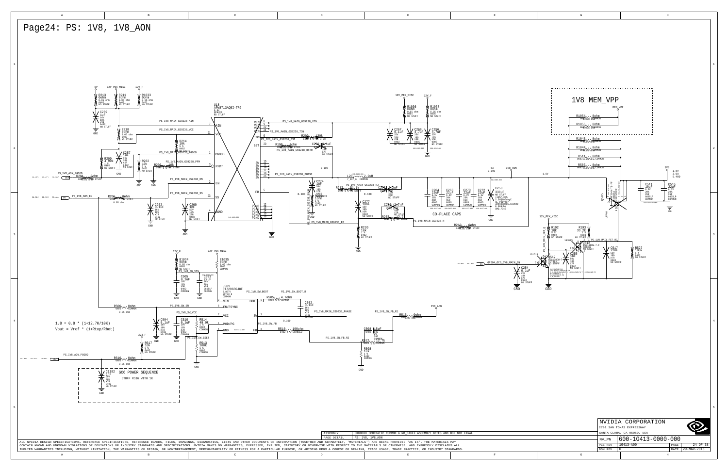# Page24: PS: 1V8, 1V8_AON

## 1V8 MEM_VPP

CO-PLACE CAPS

$1.8 = 0.8 * (1+12.7K/10K)$

$Vout = Vref * (1+Rtop/Rbot)$

GC6 POWER SEQUENCE

STUFF R516 WITH 1K

U18 APW8713AQBI-TRG

U501 RT7206FGJ8F

1V8 1.8V 3.0A 0.400

| ASSEMBLY | SKU0000 SCHEMATIC COMMON & NO_STUFF ASSEMBLY NOTES AND BOM NOT FINAL |
|---|---|
| PAGE DETAIL | PS: 1V8, 1V8_AON |

ALL NVIDIA DESIGN SPECIFICATIONS, REFERENCE SPECIFICATIONS, REFERENCE BOARDS, FILES, DRAWINGS, DIAGNOSTICS, LISTS AND OTHER DOCUMENTS OR INFORMATION (TOGETHER AND SEPARATELY, 'MATERIALS') ARE BEING PROVIDED 'AS IS'. THE MATERIALS MAY CONTAIN KNOWN AND UNKNOWN VIOLATIONS OR DEVIATIONS OF INDUSTRY STANDARDS AND SPECIFICATIONS. NVIDIA MAKES NO WARRANTIES, EXPRESSED, IMPLIED, STATUTORY OR OTHERWISE WITH RESPECT TO THE MATERIALS OR OTHERWISE, AND EXPRESSLY DISCLAIMS ALL IMPLIED WARRANTIES INCLUDING, WITHOUT LIMITATION, THE WARRANTIES OF DESIGN, OF NONINFRINGEMENT, MERCHANTABILITY OR FITNESS FOR A PARTICULAR PURPOSE, OR ARISING FROM A COURSE OF DEALING, TRADE USAGE, TRADE PRACTICE, OR INDUSTRY STANDARDS.

NVIDIA CORPORATION
2701 SAN TOMAS EXPRESSWAY
SANTA CLARA, CA 95050, USA

| NV_PN | 600-1G413-0000-000 | | |
|---|---|---|---|
| PCB REV | 1G413-A00 | PAGE | 24 OF 38 |
| BOM REV | D | DATE | 29-MAR-2016 |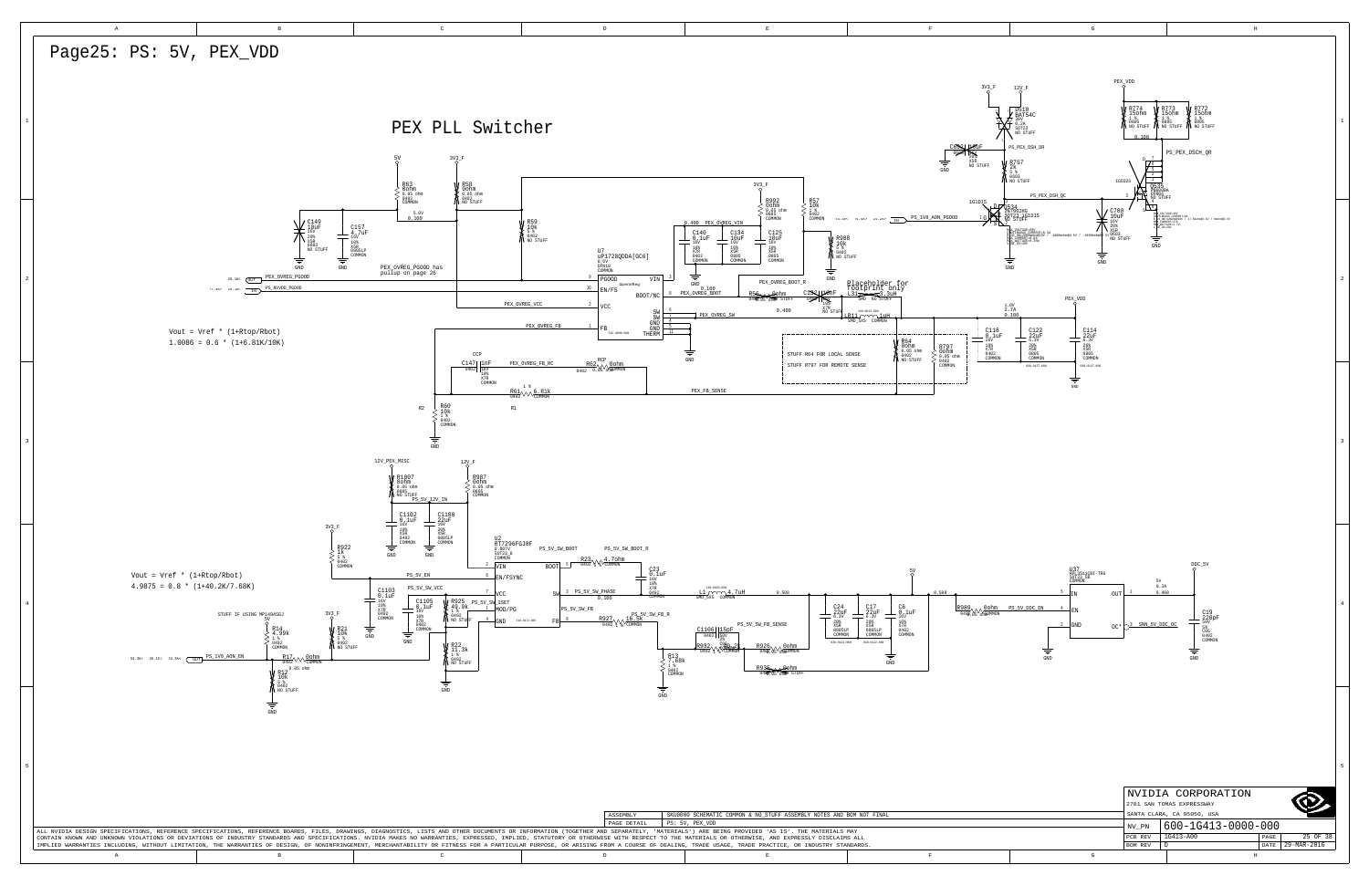# Page25: PS: 5V, PEX_VDD

## PEX PLL Switcher

Vout = Vref * (1+Rtop/Rbot)
1.0086 = 0.6 * (1+6.81K/10K)

PEX_OVREG_PGOOD has pullup on page 26

Placeholder for footprint only

STUFF R64 FOR LOCAL SENSE
STUFF R797 FOR REMOTE SENSE

Vout = Vref * (1+Rtop/Rbot)
4.9875 = 0.8 * (1+40.2K/7.68K)

STUFF IF USING MP1494SGJ

| | |
|---|---|
| ASSEMBLY | SKU0000 SCHEMATIC COMMON & NO_STUFF ASSEMBLY NOTES AND BOM NOT FINAL |
| PAGE DETAIL | PS: 5V, PEX_VDD |

ALL NVIDIA DESIGN SPECIFICATIONS, REFERENCE SPECIFICATIONS, REFERENCE BOARDS, FILES, DRAWINGS, DIAGNOSTICS, LISTS AND OTHER DOCUMENTS OR INFORMATION (TOGETHER AND SEPARATELY, "MATERIALS") ARE BEING PROVIDED "AS IS". THE MATERIALS MAY CONTAIN KNOWN AND UNKNOWN VIOLATIONS OR DEVIATIONS OF INDUSTRY STANDARDS AND SPECIFICATIONS. NVIDIA MAKES NO WARRANTIES, EXPRESSED, IMPLIED, STATUTORY OR OTHERWISE WITH RESPECT TO THE MATERIALS OR OTHERWISE, AND EXPRESSLY DISCLAIMS ALL IMPLIED WARRANTIES INCLUDING, WITHOUT LIMITATION, THE WARRANTIES OF DESIGN, OF NONINFRINGEMENT, MERCHANTABILITY OR FITNESS FOR A PARTICULAR PURPOSE, OR ARISING FROM A COURSE OF DEALING, TRADE USAGE, TRADE PRACTICE, OR INDUSTRY STANDARDS.

NVIDIA CORPORATION
2701 SAN TOMAS EXPRESSWAY
SANTA CLARA, CA 95050, USA

| | | | |
|---|---|---|---|
| NV_PN | 600-1G413-0000-000 | | |
| PCB REV | 1G413-A00 | PAGE | 25 OF 38 |
| BOM REV | D | DATE | 29-MAR-2016 |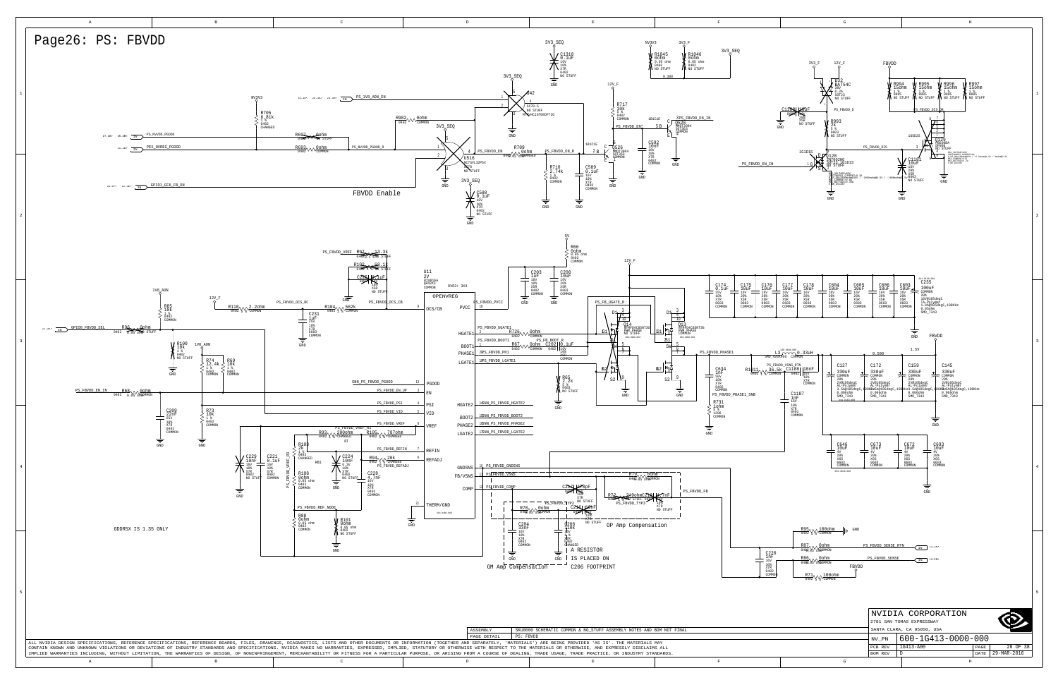# Page26: PS: FBVDD

## FBVDD Enable

Nets: PS_1V8_AON_EN, PS_NVVDD_PGOOD, PEX_DVREG_PGOOD, GPIO1_GC6_FB_EN, PS_NVVDD_PGOOD_R, PS_FBVDD_EN, PS_FBVDD_EN_R, PS_FBVDD_EN_IN, PS_FBVDD_EN1, 3PS_FBVDD_EN_IN, PS_FBVDD_D, PS_FBVDD_DIS, PS_FBVDD_DIS_R

Components: R705 6.81k 1% 0402 CHANGED; R697 0ohm NO STUFF; R693 0ohm COMMON; R982 0ohm COMMON; U42 SC70-5 NO STUFF; U516 SC70-5 COMMON; R709 0ohm CHANGED; C588 0.1uF 16V 10% X7R 0402 NO STUFF; C1318 0.1uF 16V 10% X7R 0402 NO STUFF; R717 10k 5% 0402 COMMON; R710 2.74k 1% 0402 COMMON; C589 0.1uF 16V 10% X7R 0402 COMMON; Q526 MMBT3904 COMMON; C592 10nF 16V 10% X7R 0402 COMMON; Q528 MMBT3904; R1845 0ohm 0.05 ohm 0402 NO STUFF; R1846 0ohm 0.05 ohm 0402 NO STUFF; D32 BAT54C 30V 0.2A SOT23 NO STUFF; C1180 10uF NO STUFF; R993 2K 5% 0603 NO STUFF; Q128 NO STUFF; C1181 10uF 10V 20% X5R 0603 NO STUFF; Q129 NO STUFF; R994 15ohm; R995 15ohm; R996 15ohm; R997 15ohm (1%, 0805, NO STUFF)

## FBVDD Regulator

U11 — OPENVREG (PGOOD 13, EN 3, PSI 4, VID 5, VREF 6, REFIN 7, REFADJ 8, OCS/CB 9, PVCC 10, HGATE1 2, BOOT1 1, PHASE1 20, LGATE1 19, HGATE2 16, BOOT2 15, PHASE2 14, LGATE2 17, GNDSNS 11, FB/VSNS 12, COMP 18, THERM/GND 21)

Nets: PS_FBVDD_VREF, PS_FBVDD_OCS_RC, PS_FBVDD_OCS_CB, PS_FBVDD_PVCC, PS_FBVDD_UGATE1, PS_FBVDD_BOOT1, PS_FBVDD_PH1, PS_FBVDD_LGATE1, PS_FB_UGATE_R, PS_FB_BOOT_R, PS_FBVDD_PHASE1, PS_FBVDD_PHASE1_SNB, PS_FBVDD_VSNS_RTN, SNN_PS_FBVDD_PGOOD, PS_FBVDD_EN_UP, PS_FBVDD_PSI, PS_FBVDD_VID, PS_FBVDD_VREF, PS_FBVDD_REFIN, PS_FBVDD_REFADJ, PS_FBVDD_GNDSNS, PS_FBVDD_VSNS, PS_FBVDD_COMP, PS_FBVDD_TYP1, PS_FBVDD_TYP3, PS_FBVDD_FB, PS_FBVDD_REF_NODE, PS_FBVDD_SENSE_RTN, PS_FBVDD_SENSE, GPIO8_FBVDD_SEL, PS_FBVDD_EN_IN

Components: R92 13.3k; R102 68.1k; C232 1uF X5R NO STUFF; R110 2.2ohm COMMON; C231 1uF 10V 10% X7R 0603 COMMON; R104 562k COMMON; C203 1uF 16V 10% X5R 0402 COMMON; C208 10uF 10V 20% X5R 0603 COMMON; R66 0ohm 0.05 ohm 0402 COMMON; R85 10k 1% 0402 COMMON; R96 0ohm NO STUFF; R100 10k 1% 0402 NO STUFF; R74 12.4k 1% 0402 COMMON; R69 10k 1% 0402 COMMON; R68 0ohm COMMON; C209 22nF 25V 10% X7R 0402 COMMON; R73 10k 1% 0402 COMMON; R93 200ohm CHANGED; R105 787ohm CHANGED; C229 10nF 16V 10% X7R 0402 NO STUFF; C221 0.1uF 16V 10% X7R 0402 COMMON; R108 2K 1% 0402 CHANGED; R188 0ohm 0.05 ohm 0402 COMMON; C224 10nF X7R NO STUFF; R94 28k CHANGED; C228 4.7nF 16V 10% X7R 0402 COMMON; R88 0ohm 0.05 ohm 0402 COMMON; R101 0ohm 0.05 ohm 0402 NO STUFF; R726 0ohm COMMON; R67 0ohm COMMON; C202 0.1uF 25V 10% X7R 0402 COMMON; R65 2.2k 5% 0603 NO STUFF; Q14 BSZ0902NS PWR_PHASE COMMON; Q13 BSC0924 PWR_PHASE COMMON; C634 1nF 50V 10% X7R 0402 COMMON; R731 1ohm 5% 1206 COMMON; L3 0.33uH SMD_6X6X5mm COMMON; R1011 26.5k COMMON; C1188 18nF 16V 10% X7R COMMON; C1187 1nF 16V 10% X7R 0402 COMMON

Output caps (COMMON): C174 0.1uF; C175 10uF; C176 10uF; C177 10uF; C178 10uF; C604 10uF; C605 10uF; C606 10uF; C603 10uF (16V 20% X5R 0603); C235 100uF 16V 20%; C127 330uF; C172 330uF; C159 330uF; C145 330uF (2V 20%, SMD_7343); C646 10uF; C673 10uF; C672 10uF; C693 10uF (4V 20% X6S 0603 COMMON)

Output: FBVDD 1.5V

## OP Amp Compensation / GM Amp Compensation

C213 15pF NO STUFF; R72 340ohm; C214 47nF NO STUFF; R79 0ohm; R78 0ohm COMMON; C215 10nF X7R NO STUFF; C204 33nF 16V 10% X7R 0402 COMMON; R206 10k 1% 0402 CHANGED

A RESISTOR IS PLACED ON C206 FOOTPRINT

OP Amp Compensation

GM Amp Compensation

R95 100ohm COMMON; R87 0ohm COMMON; R86 0ohm COMMON; R71 100ohm COMMON; C228 1nF 16V 10% X7R 0402 COMMON

GDDR5X IS 1.35 ONLY

| ASSEMBLY | SKU0000 SCHEMATIC COMMON & NO_STUFF ASSEMBLY NOTES AND BOM NOT FINAL |
|---|---|
| PAGE DETAIL | PS: FBVDD |

ALL NVIDIA DESIGN SPECIFICATIONS, REFERENCE SPECIFICATIONS, REFERENCE BOARDS, FILES, DRAWINGS, DIAGNOSTICS, LISTS AND OTHER DOCUMENTS OR INFORMATION (TOGETHER AND SEPARATELY, "MATERIALS") ARE BEING PROVIDED "AS IS". THE MATERIALS MAY CONTAIN KNOWN AND UNKNOWN VIOLATIONS OR DEVIATIONS OF INDUSTRY STANDARDS AND SPECIFICATIONS. NVIDIA MAKES NO WARRANTIES, EXPRESSED, IMPLIED, STATUTORY OR OTHERWISE WITH RESPECT TO THE MATERIALS OR OTHERWISE, AND EXPRESSLY DISCLAIMS ALL IMPLIED WARRANTIES INCLUDING, WITHOUT LIMITATION, THE WARRANTIES OF DESIGN, OF NONINFRINGEMENT, MERCHANTABILITY OR FITNESS FOR A PARTICULAR PURPOSE, OR ARISING FROM A COURSE OF DEALING, TRADE USAGE, TRADE PRACTICE, OR INDUSTRY STANDARDS.

NVIDIA CORPORATION
2701 SAN TOMAS EXPRESSWAY
SANTA CLARA, CA 95050, USA

| NV_PN | 600-1G413-0000-000 | | |
|---|---|---|---|
| PCB REV | 1G413-A00 | PAGE | 26 OF 38 |
| BOM REV | D | DATE | 29-MAR-2016 |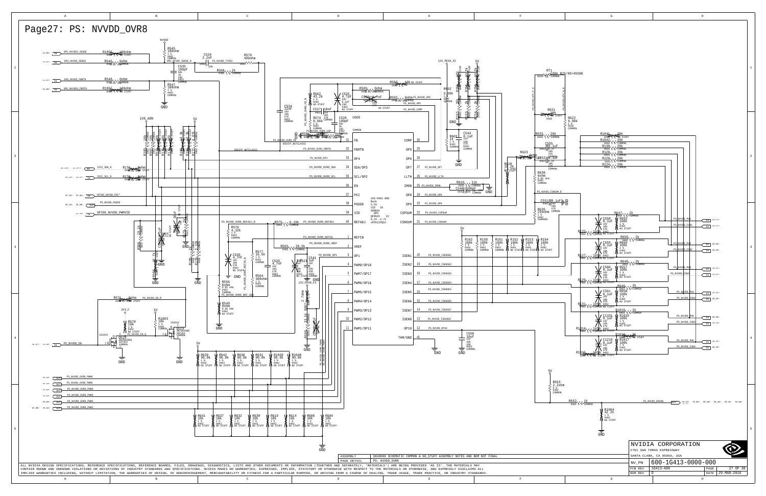# Page27: PS: NVVDD_OVR8

ALL NVIDIA DESIGN SPECIFICATIONS, REFERENCE SPECIFICATIONS, REFERENCE BOARDS, FILES, DRAWINGS, DIAGNOSTICS, LISTS AND OTHER DOCUMENTS OR INFORMATION (TOGETHER AND SEPARATELY, 'MATERIALS') ARE BEING PROVIDED 'AS IS'. THE MATERIALS MAY CONTAIN KNOWN AND UNKNOWN VIOLATIONS OR DEVIATIONS OF INDUSTRY STANDARDS AND SPECIFICATIONS. NVIDIA MAKES NO WARRANTIES, EXPRESSED, IMPLIED, STATUTORY OR OTHERWISE WITH RESPECT TO THE MATERIALS OR OTHERWISE, AND EXPRESSLY DISCLAIMS ALL IMPLIED WARRANTIES INCLUDING, WITHOUT LIMITATION, THE WARRANTIES OF DESIGN, OF NONINFRINGEMENT, OF MERCHANTABILITY OR FITNESS FOR A PARTICULAR PURPOSE, OR ARISING FROM A COURSE OF DEALING, TRADE USAGE, TRADE PRACTICE, OR INDUSTRY STANDARDS.

| | |
|---|---|
| ASSEMBLY | SKU0000 SCHEMATIC COMMON & NO_STUFF ASSEMBLY NOTES AND BOM NOT FINAL |
| PAGE DETAIL | PS: NVVDD_OVR8 |

NVIDIA CORPORATION
2701 SAN TOMAS EXPRESSWAY
SANTA CLARA, CA 95050, USA

| | | | |
|---|---|---|---|
| NV_PN | 600-1G413-0000-000 | | |
| PCB REV | 1G413-A00 | PAGE | 27 OF 38 |
| BOM REV | D | DATE | 29-MAR-2016 |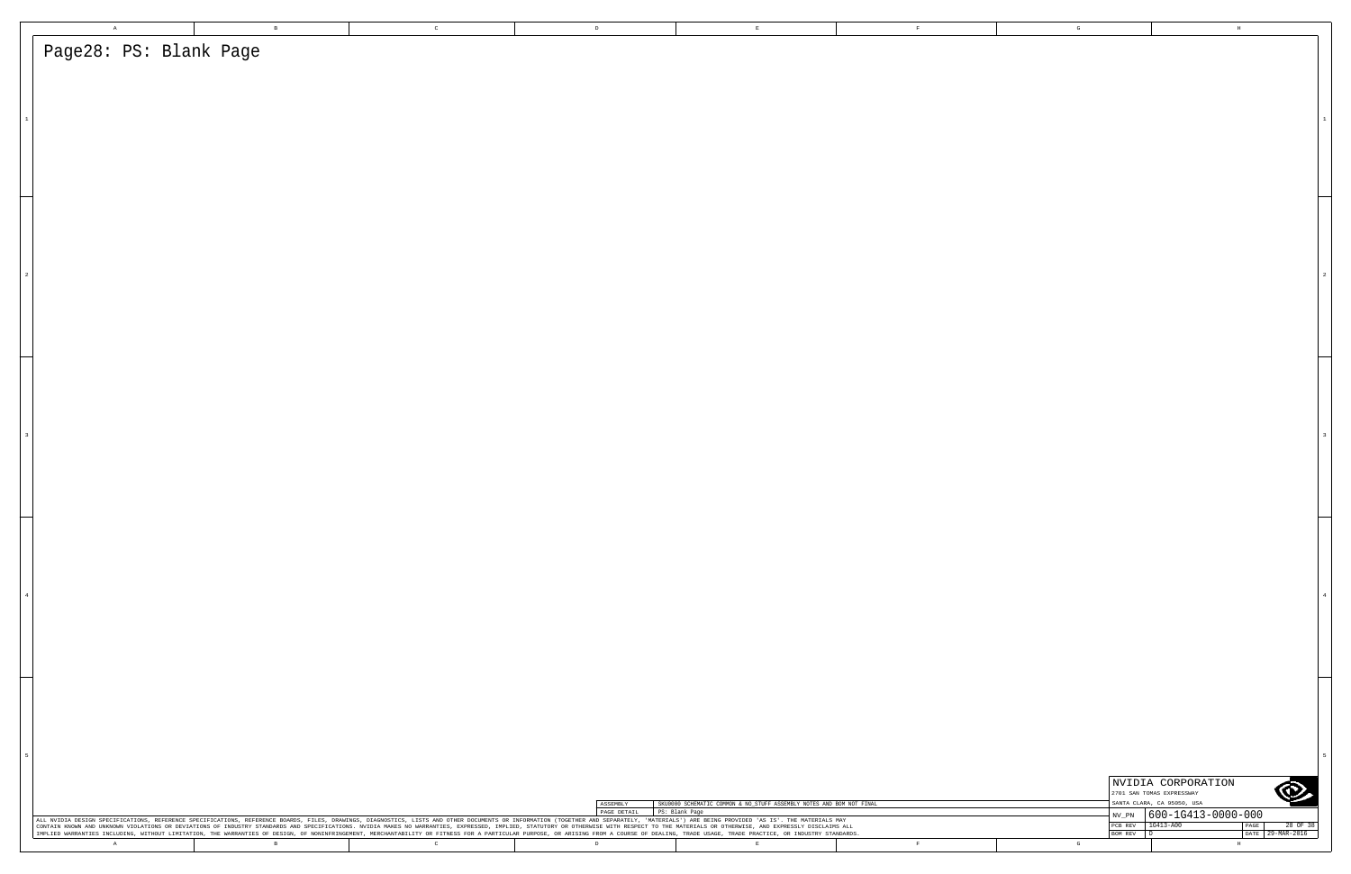# Page28: PS: Blank Page

| | |
|---|---|
| ASSEMBLY | SKU0000 SCHEMATIC COMMON & NO_STUFF ASSEMBLY NOTES AND BOM NOT FINAL |
| PAGE DETAIL | PS: Blank Page |

ALL NVIDIA DESIGN SPECIFICATIONS, REFERENCE SPECIFICATIONS, REFERENCE BOARDS, FILES, DRAWINGS, DIAGNOSTICS, LISTS AND OTHER DOCUMENTS OR INFORMATION (TOGETHER AND SEPARATELY, 'MATERIALS') ARE BEING PROVIDED 'AS IS'. THE MATERIALS MAY CONTAIN KNOWN AND UNKNOWN VIOLATIONS OR DEVIATIONS OF INDUSTRY STANDARDS AND SPECIFICATIONS. NVIDIA MAKES NO WARRANTIES, EXPRESSED, IMPLIED, STATUTORY OR OTHERWISE WITH RESPECT TO THE MATERIALS OR OTHERWISE, AND EXPRESSLY DISCLAIMS ALL IMPLIED WARRANTIES INCLUDING, WITHOUT LIMITATION, THE WARRANTIES OF DESIGN, OF NONINFRINGEMENT, MERCHANTABILITY OR FITNESS FOR A PARTICULAR PURPOSE, OR ARISING FROM A COURSE OF DEALING, TRADE USAGE, TRADE PRACTICE, OR INDUSTRY STANDARDS.

NVIDIA CORPORATION
2701 SAN TOMAS EXPRESSWAY
SANTA CLARA, CA 95050, USA

| | | | |
|---|---|---|---|
| NV_PN | 600-1G413-0000-000 | | |
| PCB REV | 1G413-A00 | PAGE | 28 OF 38 |
| BOM REV | D | DATE | 29-MAR-2016 |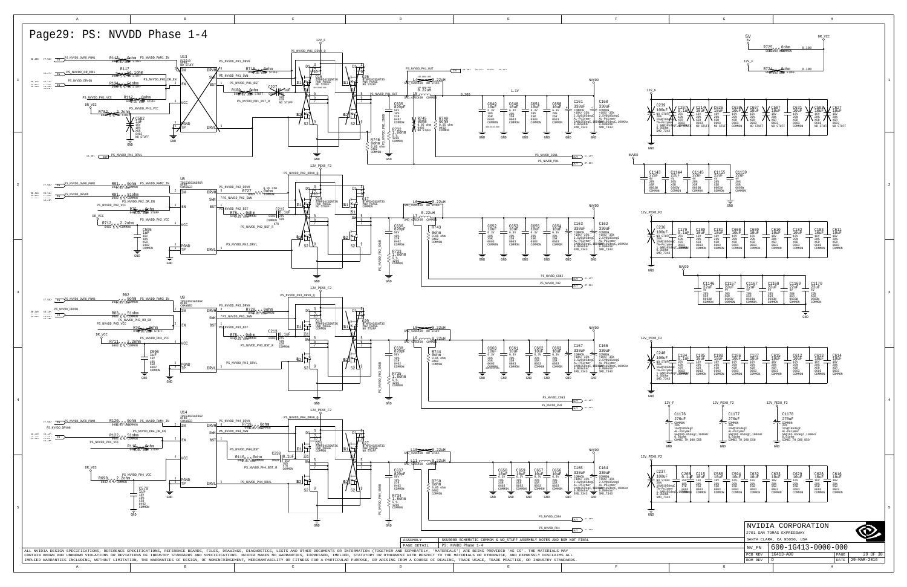# Page29: PS: NVVDD Phase 1-4

| | | |
|---|---|---|
| ASSEMBLY | | SKU0000 SCHEMATIC COMMON & NO_STUFF ASSEMBLY NOTES AND BOM NOT FINAL |
| PAGE DETAIL | | PS: NVVDD Phase 1-4 |

ALL NVIDIA DESIGN SPECIFICATIONS, REFERENCE SPECIFICATIONS, REFERENCE BOARDS, FILES, DRAWINGS, DIAGNOSTICS, LISTS AND OTHER DOCUMENTS OR INFORMATION (TOGETHER AND SEPARATELY, 'MATERIALS') ARE BEING PROVIDED 'AS IS'. THE MATERIALS MAY CONTAIN KNOWN AND UNKNOWN VIOLATIONS OR DEVIATIONS OF INDUSTRY STANDARDS AND SPECIFICATIONS. NVIDIA MAKES NO WARRANTIES, EXPRESSED, IMPLIED, STATUTORY OR OTHERWISE WITH RESPECT TO THE MATERIALS OR OTHERWISE, AND EXPRESSLY DISCLAIMS ALL IMPLIED WARRANTIES INCLUDING, WITHOUT LIMITATION, THE WARRANTIES OF DESIGN, OF NONINFRINGEMENT, MERCHANTABILITY OR FITNESS FOR A PARTICULAR PURPOSE, OR ARISING FROM A COURSE OF DEALING, TRADE USAGE, TRADE PRACTICE, OR INDUSTRY STANDARDS.

**NVIDIA CORPORATION**
2701 SAN TOMAS EXPRESSWAY
SANTA CLARA, CA 95050, USA

| | | | |
|---|---|---|---|
| NV_PN | 600-1G413-0000-000 | | |
| PCB REV | 1G413-A00 | PAGE | 29 OF 38 |
| BOM REV | D | DATE | 29-MAR-2016 |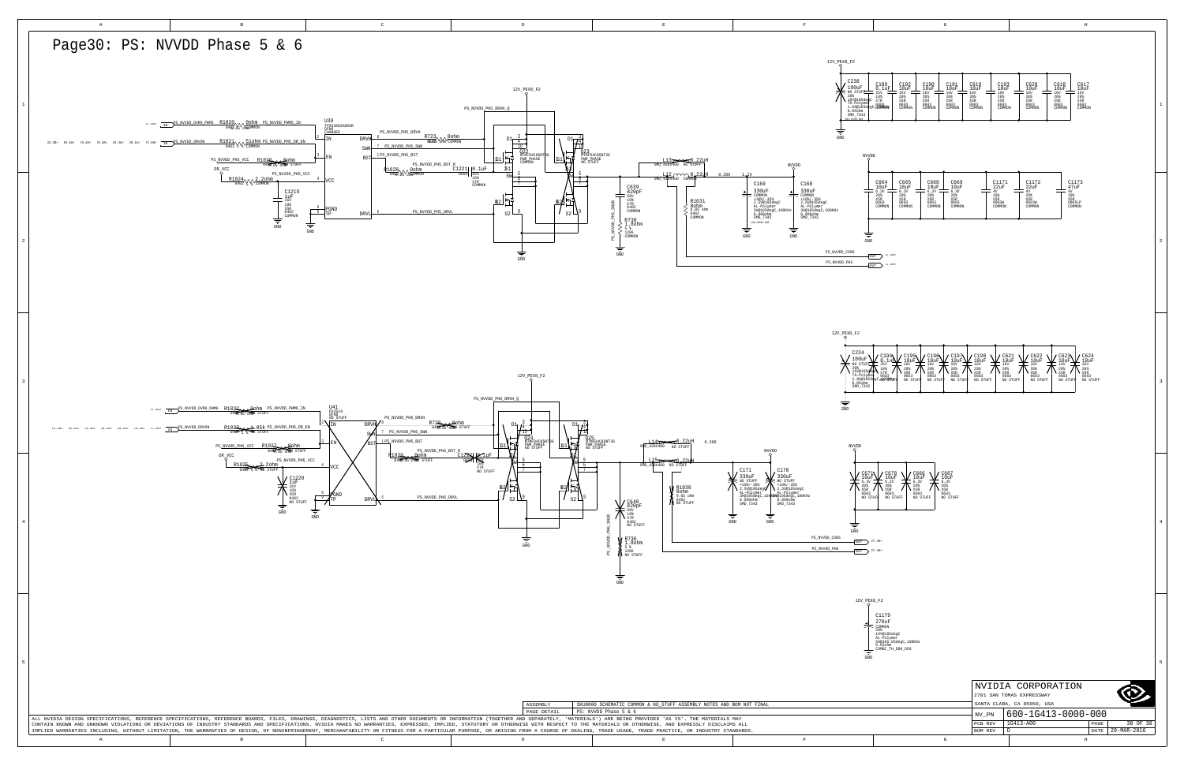# Page30: PS: NVVDD Phase 5 & 6

PS_NVVDD_OVRD_PWM5 — R1020 0ohm — PS_NVVDD_PWM5_IN

PS_NVVDD_DRVON — R1021 51ohm — PS_NVVDD_PH5_DR_EN

PS_NVVDD_PH5_VCC — R1026 0ohm

DR_VCC — R1024 2.2ohm — PS_NVVDD_PH5_VCC

U39 TPS53603ABRGR

C1219 1uF 16V 10% X5R 0402 COMMON

PS_NVVDD_PH5_DRVH — R723 0ohm

PS_NVVDD_PH5_SWN

PS_NVVDD_PH5_BST

R1028 0ohm — PS_NVVDD_PH5_BST_R — C1221 0.1uF 25V 10% X7R COMMON

PS_NVVDD_PH5_DRVL

PS_NVVDD_PH5_DRVH_Q

12V_PEX8_F2

Q22 BTHP04C6SNT3G PWR_PHASE

Q23 BTHP04C6SNT3G PWR_PHASE NO STUFF

C639 820pF 50V 10% X7R 0402 COMMON

R738 1.8ohm 5% 1206 COMMON

PS_NVVDD_PH5_SNUB

L13 0.22uH NO STUFF

L12 0.22uH COMMON

R1031 0ohm 0.05 ohm 0402 COMMON

C169 330uF COMMON

C168 330uF COMMON

NVVDD

PS_NVVDD_CSN5

PS_NVVDD_PH5

12V_PEX8_F2: C238 100uF NO STUFF; C189 0.1uF; C192 10uF; C190 10uF; C191 10uF; C619 10uF; C193 10uF; C620 10uF; C618 10uF; C617 10uF

NVVDD: C664 10uF; C665 10uF; C668 10uF; C669 10uF; C1171 22uF; C1172 22uF; C1173 47uF

PS_NVVDD_OVRD_PWM6 — R1032 0ohm NO STUFF — PS_NVVDD_PWM6_IN

PS_NVVDD_DRVON — R1033 1.65k NO STUFF — PS_NVVDD_PH6_DR_EN

PS_NVVDD_PH6_VCC — R1027 0ohm NO STUFF

DR_VCC — R1025 2.2ohm NO STUFF — PS_NVVDD_PH6_VCC

U41 PS3519 NO STUFF

C1220 1uF NO STUFF

PS_NVVDD_PH6_DRVH — R730 0ohm NO STUFF

PS_NVVDD_PH6_SWN

PS_NVVDD_PH6_BST

R1029 0ohm NO STUFF — PS_NVVDD_PH6_BST_R — C1222 0.1uF NO STUFF

PS_NVVDD_PH6_DRVL

PS_NVVDD_PH6_DRVH_Q

Q24 BTHP04C6SNT3G PWR_PHASE NO STUFF

Q25 BTHP04C6SNT3G PWR_PHASE NO STUFF

C640 820pF NO STUFF

R736 1.8ohm NO STUFF

PS_NVVDD_PH6_SNUB

L14 0.22uH NO STUFF

L15 0.22uH NO STUFF

R1030 0ohm NO STUFF

C171 330uF NO STUFF

C170 330uF NO STUFF

PS_NVVDD_CSN6

PS_NVVDD_PH6

12V_PEX8_F2: C234 100uF NO STUFF; C194 0.1uF; C195 10uF; C196 10uF; C197 10uF; C198 10uF; C621 10uF; C622 10uF; C623 10uF; C624 10uF (NO STUFF)

NVVDD: C671 10uF; C670 10uF; C666 10uF; C667 10uF (NO STUFF)

12V_PEX8_F2: C1179 270uF COMMON

| | |
|---|---|
| ASSEMBLY | SKU0000 SCHEMATIC COMMON & NO_STUFF ASSEMBLY NOTES AND BOM NOT FINAL |
| PAGE DETAIL | PS: NVVDD Phase 5 & 6 |

NVIDIA CORPORATION
2701 SAN TOMAS EXPRESSWAY
SANTA CLARA, CA 95050, USA

| | |
|---|---|
| NV_PN | 600-1G413-0000-000 |
| PCB REV | 1G413-A00 |
| BOM REV | D |
| DATE | 29-MAR-2016 |

ALL NVIDIA DESIGN SPECIFICATIONS, REFERENCE SPECIFICATIONS, REFERENCE BOARDS, FILES, DRAWINGS, DIAGNOSTICS, LISTS AND OTHER DOCUMENTS OR INFORMATION (TOGETHER AND SEPARATELY, 'MATERIALS') ARE BEING PROVIDED 'AS IS'. THE MATERIALS MAY CONTAIN KNOWN AND UNKNOWN VIOLATIONS OR DEVIATIONS OF INDUSTRY STANDARDS AND SPECIFICATIONS. NVIDIA MAKES NO WARRANTIES, EXPRESSED, IMPLIED, STATUTORY OR OTHERWISE WITH RESPECT TO THE MATERIALS OR OTHERWISE, AND EXPRESSLY DISCLAIMS ALL IMPLIED WARRANTIES INCLUDING, WITHOUT LIMITATION, THE WARRANTIES OF DESIGN, OF NONINFRINGEMENT, MERCHANTABILITY OR FITNESS FOR A PARTICULAR PURPOSE, OR ARISING FROM A COURSE OF DEALING, TRADE USAGE, TRADE PRACTICE, OR INDUSTRY STANDARDS.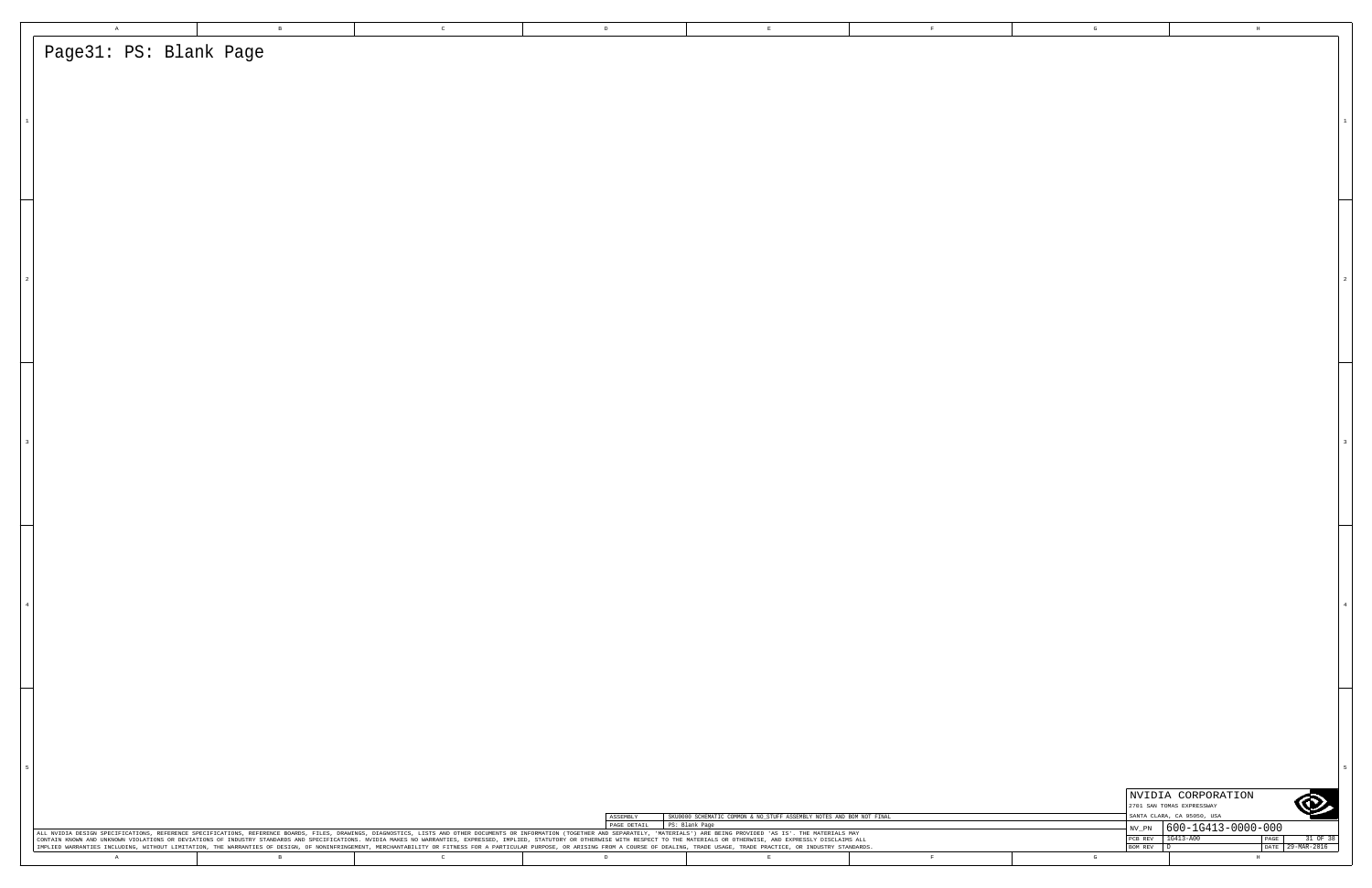# Page31: PS: Blank Page

| ASSEMBLY | SKU0000 SCHEMATIC COMMON & NO_STUFF ASSEMBLY NOTES AND BOM NOT FINAL |
|---|---|
| PAGE DETAIL | PS: Blank Page |

ALL NVIDIA DESIGN SPECIFICATIONS, REFERENCE SPECIFICATIONS, REFERENCE BOARDS, FILES, DRAWINGS, DIAGNOSTICS, LISTS AND OTHER DOCUMENTS OR INFORMATION (TOGETHER AND SEPARATELY, 'MATERIALS') ARE BEING PROVIDED 'AS IS'. THE MATERIALS MAY CONTAIN KNOWN AND UNKNOWN VIOLATIONS OR DEVIATIONS OF INDUSTRY STANDARDS AND SPECIFICATIONS. NVIDIA MAKES NO WARRANTIES, EXPRESSED, IMPLIED, STATUTORY OR OTHERWISE WITH RESPECT TO THE MATERIALS OR OTHERWISE, AND EXPRESSLY DISCLAIMS ALL IMPLIED WARRANTIES INCLUDING, WITHOUT LIMITATION, THE WARRANTIES OF DESIGN, OF NONINFRINGEMENT, MERCHANTABILITY OR FITNESS FOR A PARTICULAR PURPOSE, OR ARISING FROM A COURSE OF DEALING, TRADE USAGE, TRADE PRACTICE, OR INDUSTRY STANDARDS.

NVIDIA CORPORATION
2701 SAN TOMAS EXPRESSWAY
SANTA CLARA, CA 95050, USA

| NV_PN | 600-1G413-0000-000 | | |
|---|---|---|---|
| PCB REV | 1G413-A00 | PAGE | 31 OF 38 |
| BOM REV | D | DATE | 29-MAR-2016 |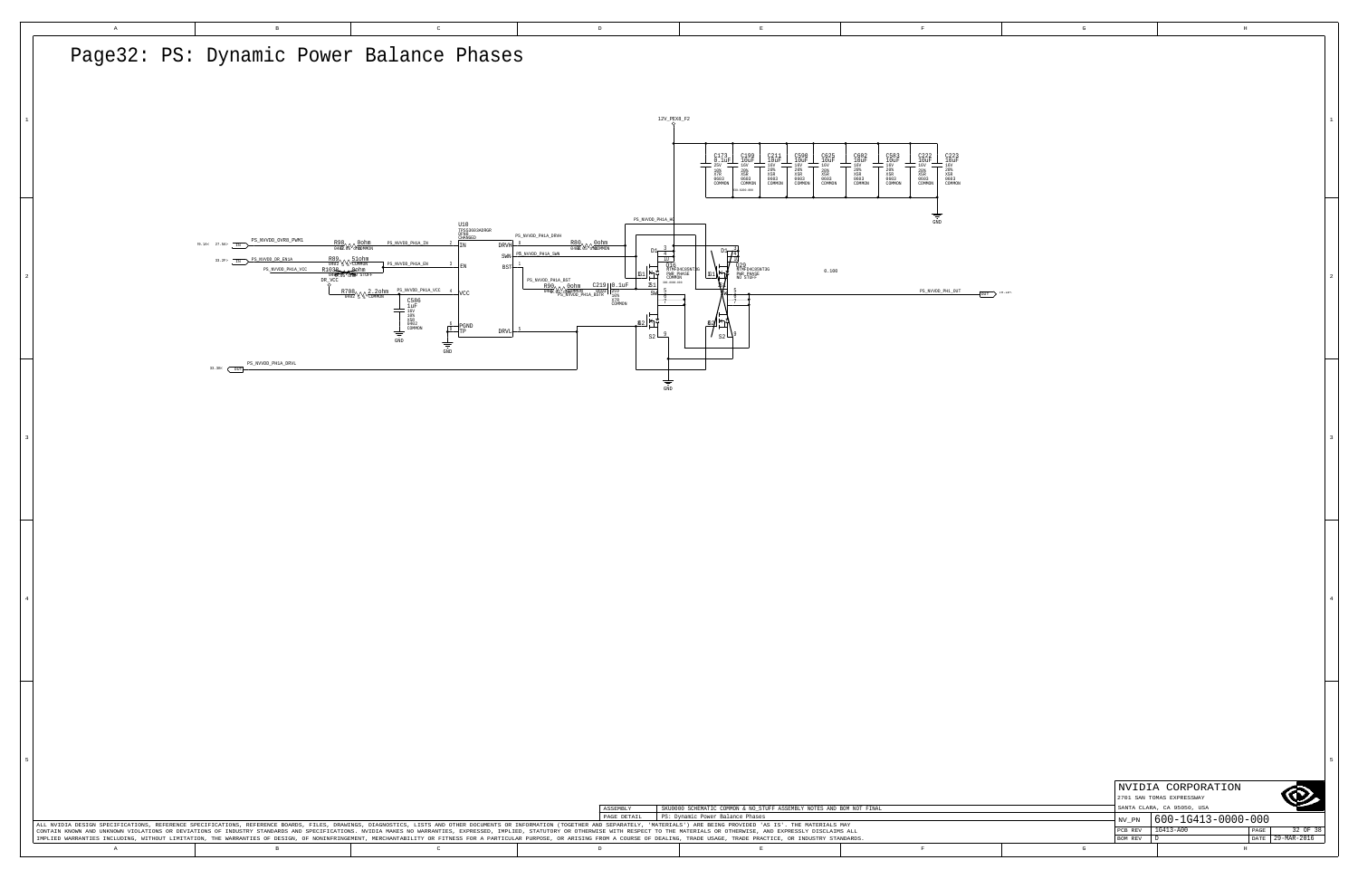# Page32: PS: Dynamic Power Balance Phases

12V_PEX8_F2

C173 0.1uF 16V 10% X7R 0603 COMMON
C199 10uF 16V 20% X5R 0603 COMMON
C211 10uF 16V 20% X5R 0603 COMMON
C508 10uF 16V 20% X5R 0603 COMMON
C675 10uF 16V 20% X5R 0603 COMMON
C682 10uF 16V 20% X5R 0603 COMMON
C583 10uF 16V 20% X5R 0603 COMMON
C222 10uF 16V 20% X5R 0603 COMMON
C223 10uF 16V 20% X5R 0603 COMMON

GND

U18 TPS53655RGR QFN8 CHANGED

PS_NVVDD_OVR8_PWM1 — R98 0ohm — PS_NVVDD_PH1A_IN — 2 IN
PS_NVVDD_OR_EN1A — R89 51ohm — PS_NVVDD_PH1A_EN — 3 EN
PS_NVVDD_PH1A_VCC — R1030 0ohm NO STUFF
DR_VCC — R708 2.2ohm — PS_NVVDD_PH1A_VCC — 4 VCC
C586 1uF 16V 10% X5R 0402 COMMON

PGND, TP — GND

DRVH — 8 — PS_NVVDD_PH1A_DRVH — R80 0ohm COMMON
SW — PS_NVVDD_PH1A_SWN
BST — 6 — PS_NVVDD_PH1A_BST — R90 0ohm COMMON — PS_NVVDD_PH1A_BSTR — C219 0.1uF 16V 10% X7R COMMON
DRVL — 5

PS_NVVDD_PH1A_DRVL

PS_NVVDD_PH1A_HS

D16 NTMFD4C85NT3G PWR_PHASE COMMON
D29 NTMFD4C85NT3G PWR_PHASE NO STUFF

0.100

PS_NVVDD_PH1_OUT

GND

| ASSEMBLY | SKU0000 SCHEMATIC COMMON & NO_STUFF ASSEMBLY NOTES AND BOM NOT FINAL |
|---|---|
| PAGE DETAIL | PS: Dynamic Power Balance Phases |

ALL NVIDIA DESIGN SPECIFICATIONS, REFERENCE SPECIFICATIONS, REFERENCE BOARDS, FILES, DRAWINGS, DIAGNOSTICS, LISTS AND OTHER DOCUMENTS OR INFORMATION (TOGETHER AND SEPARATELY, 'MATERIALS') ARE BEING PROVIDED 'AS IS'. THE MATERIALS MAY CONTAIN KNOWN AND UNKNOWN VIOLATIONS OR DEVIATIONS OF INDUSTRY STANDARDS AND SPECIFICATIONS. NVIDIA MAKES NO WARRANTIES, EXPRESSED, IMPLIED, STATUTORY OR OTHERWISE WITH RESPECT TO THE MATERIALS OR OTHERWISE, AND EXPRESSLY DISCLAIMS ALL IMPLIED WARRANTIES INCLUDING, WITHOUT LIMITATION, THE WARRANTIES OF DESIGN, OF NONINFRINGEMENT, MERCHANTABILITY OR FITNESS FOR A PARTICULAR PURPOSE, OR ARISING FROM A COURSE OF DEALING, TRADE USAGE, TRADE PRACTICE, OR INDUSTRY STANDARDS.

NVIDIA CORPORATION
2701 SAN TOMAS EXPRESSWAY
SANTA CLARA, CA 95050, USA

| NV_PN | 600-1G413-0000-000 | | |
|---|---|---|---|
| PCB REV | 1G413-A00 | PAGE | 32 OF 38 |
| BOM REV | D | DATE | 29-MAR-2016 |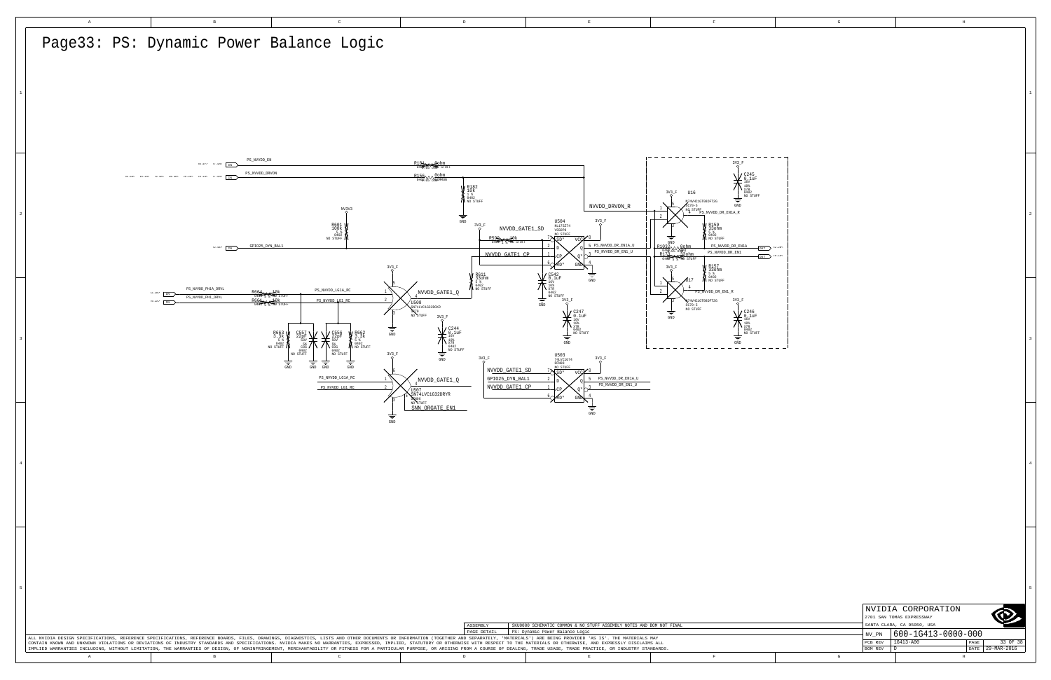# Page33: PS: Dynamic Power Balance Logic

PS_NVVDD_EN

PS_NVVDD_DRVON

GPIO25_DYN_BAL1

PS_NVVDD_PH1A_DRVL

PS_NVVDD_PH1_DRVL

R184 0ohm NO STUFF

R156 0ohm COMMON

R182 10k 1% 0402 NO STUFF

R601 100k 0402 NO STUFF

NVVDD_DRVON_R

NVVDD_GATE1_SD

NVVDD_GATE1_CP

R598 10k NO STUFF

U504 NL17SZ74 NO STUFF

PS_NVVDD_DR_EN1A_U

PS_NVVDD_DR_EN1_U

R611 33ohm 5% 0402 NO STUFF

C542 0.1uF 16V 10% X7R 0402 NO STUFF

C247 0.1uF 16V 10% X7R 0402 NO STUFF

R664 10k NO STUFF

R665 10k NO STUFF

PS_NVVDD_LG1A_RC

PS_NVVDD_LG1_RC

U508 SN74LVC1G32DCKR NO STUFF

NVVDD_GATE1_Q

R663 3.3K 5% 0402 NO STUFF

C557 22PF 50V C0G 0402 NO STUFF

C556 22PF 50V C0G 0402 NO STUFF

R662 3.3K 5% 0402 NO STUFF

C244 0.1uF 16V 10% X7R 0402 NO STUFF

U507 SN74LVC1G32DRYR NO STUFF

SNN_ORGATE_EN1

U503 74LVC1G74 NO STUFF

NVVDD_GATE1_SD

GPIO25_DYN_BAL1

NVVDD_GATE1_CP

PS_NVVDD_DR_EN1A_U

PS_NVVDD_DR_EN1_U

U16 NC7WHC1GT08DFT2G SC70-5 NO STUFF

C245 0.1uF 16V 10% X7R 0402 NO STUFF

PS_NVVDD_DR_EN1A_R

R159 33ohm 5% 0402 NO STUFF

R1032 0ohm NO STUFF

R178 33ohm NO STUFF

PS_NVVDD_DR_EN1A

PS_NVVDD_DR_EN1

R157 33ohm 5% 0402 NO STUFF

U17 NC7WHC1GT08DFT2G SC70-5 NO STUFF

PS_NVVDD_DR_EN1_R

C246 0.1uF 16V 10% X7R 0402 NO STUFF

| | |
|---|---|
| ASSEMBLY | SKU0000 SCHEMATIC COMMON & NO_STUFF ASSEMBLY NOTES AND BOM NOT FINAL |
| PAGE DETAIL | PS: Dynamic Power Balance Logic |

ALL NVIDIA DESIGN SPECIFICATIONS, REFERENCE SPECIFICATIONS, REFERENCE BOARDS, FILES, DRAWINGS, DIAGNOSTICS, LISTS AND OTHER DOCUMENTS OR INFORMATION (TOGETHER AND SEPARATELY, 'MATERIALS') ARE BEING PROVIDED 'AS IS'. THE MATERIALS MAY CONTAIN KNOWN AND UNKNOWN VIOLATIONS OR DEVIATIONS OF INDUSTRY STANDARDS AND SPECIFICATIONS. NVIDIA MAKES NO WARRANTIES, EXPRESSED, IMPLIED, STATUTORY OR OTHERWISE WITH RESPECT TO THE MATERIALS OR OTHERWISE, AND EXPRESSLY DISCLAIMS ALL IMPLIED WARRANTIES INCLUDING, WITHOUT LIMITATION, THE WARRANTIES OF DESIGN, OF NONINFRINGEMENT, MERCHANTABILITY OR FITNESS FOR A PARTICULAR PURPOSE, OR ARISING FROM A COURSE OF DEALING, TRADE USAGE, TRADE PRACTICE, OR INDUSTRY STANDARDS.

NVIDIA CORPORATION
2701 SAN TOMAS EXPRESSWAY
SANTA CLARA, CA 95050, USA

| | | | |
|---|---|---|---|
| NV_PN | 600-1G413-0000-000 | | |
| PCB REV | 1G413-A00 | PAGE | 33 OF 38 |
| BOM REV | D | DATE | 29-MAR-2016 |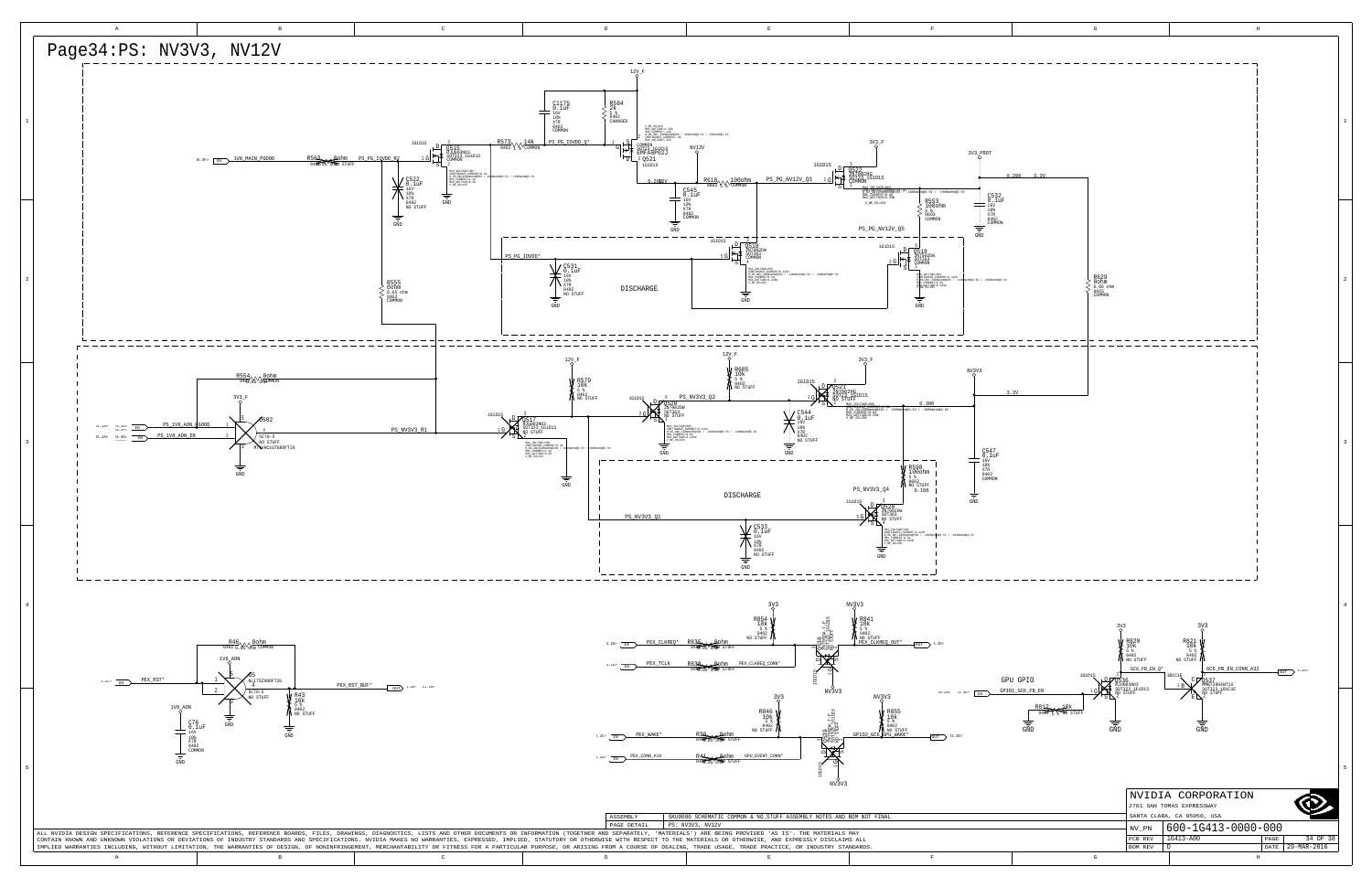# Page34:PS: NV3V3, NV12V

DISCHARGE

DISCHARGE

GPU GPIO

| | |
|---|---|
| ASSEMBLY | SKU0000 SCHEMATIC COMMON & NO_STUFF ASSEMBLY NOTES AND BOM NOT FINAL |
| PAGE DETAIL | PS: NV3V3, NV12V |

ALL NVIDIA DESIGN SPECIFICATIONS, REFERENCE SPECIFICATIONS, REFERENCE BOARDS, FILES, DRAWINGS, DIAGNOSTICS, LISTS AND OTHER DOCUMENTS OR INFORMATION (TOGETHER AND SEPARATELY, "MATERIALS") ARE BEING PROVIDED "AS IS". THE MATERIALS MAY CONTAIN KNOWN AND UNKNOWN VIOLATIONS OR DEVIATIONS OF INDUSTRY STANDARDS AND SPECIFICATIONS. NVIDIA MAKES NO WARRANTIES, EXPRESSED, IMPLIED, STATUTORY OR OTHERWISE WITH RESPECT TO THE MATERIALS OR OTHERWISE, AND EXPRESSLY DISCLAIMS ALL IMPLIED WARRANTIES INCLUDING, WITHOUT LIMITATION, THE WARRANTIES OF DESIGN, OF NONINFRINGEMENT, MERCHANTABILITY OR FITNESS FOR A PARTICULAR PURPOSE, OR ARISING FROM A COURSE OF DEALING, TRADE USAGE, TRADE PRACTICE, OR INDUSTRY STANDARDS.

NVIDIA CORPORATION
2701 SAN TOMAS EXPRESSWAY
SANTA CLARA, CA 95050, USA

| | | | |
|---|---|---|---|
| NV_PN | 600-1G413-0000-000 | | |
| PCB REV | 1G413-A00 | PAGE | 34 OF 38 |
| BOM REV | D | DATE | 29-MAR-2016 |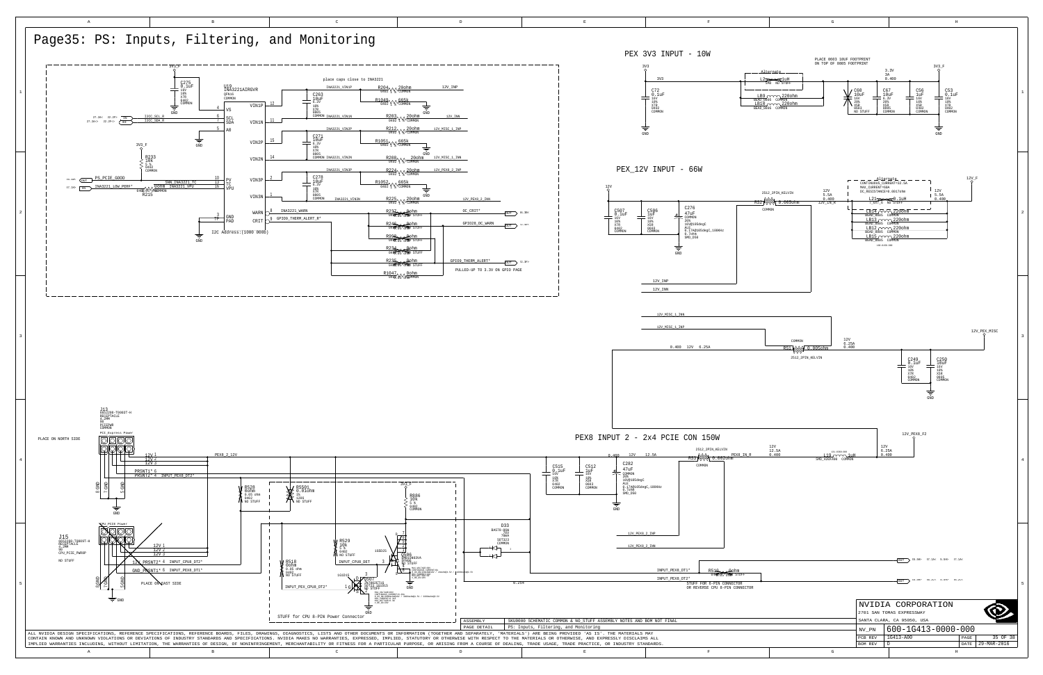# Page35: PS: Inputs, Filtering, and Monitoring

## PEX 3V3 INPUT - 10W

3V3 — C72 0.1uF 16V 10% X7R 0402 COMMON

Alternate: L2 1uH NO STUFF; LB9 220ohm, LB10 220ohm BEAD_0805 COMMON

C60 10uF 16V 10% X5R 0603 NO STUFF; C67 10uF 6.3V 20% X5R 0805 COMMON; C56 1uF 16V 10% X5R 0402 COMMON; C53 0.1uF 16V 10% X7R 0402 COMMON

PLACE 0603 10UF FOOTPRINT ON TOP OF 0805 FOOTPRINT

3.3V 3A 0.400 → 3V3_F

## PEX_12V INPUT - 66W

12V — C507 0.1uF 16V 10% X7R 0402 COMMON; C586 1uF 16V 10% X5R 0603 COMMON; C276 47uF COMMON 20% 16V@105degC ALC 0.17A@105degC,100KHz 0.7ohm SMD_D58

R32 0.005ohm 2512_2PIN_KELVIN COMMON → 12V 5.5A 0.400 12V_IN_R

Alternate: CONTINUOUS_CURRENT=32.5A, MAX_CURRENT=60A, DC_RESISTANCE=0.0017ohm; L21 1uH NO STUFF; LB14 220ohm, LB13 220ohm, LB12 220ohm, LB15 220ohm BEAD_0805 COMMON

12V 5.5A 0.400 → 12V_F

12V_INP, 12V_INN

12V_MISC_1_INN, 12V_MISC_1_INP

R51 0.005ohm 2512_2PIN_KELVIN COMMON — 0.400 12V 0.25A; 12V 6.25A 0.400 → 12V_PEX_MISC

C249 0.1uF 16V 10% X7R 0402 COMMON; C250 10uF 16V 10% X5R 0805 COMMON

## INA3221 Monitor

3V3_F — C275 0.1uF 16V 10% X7R 0402 COMMON

U19 INA3221AIRGVR QFN16 COMMON

- VS (4), SCL (6), SDA (7), A0 (5)
- VIN1P (12), VIN1N (11), VIN2P (15), VIN2N (14), VIN3P (2), VIN3N (1)
- PV (10), TC (13), VPU (16)
- GND (3), PAD (17), WARN (8), CRIT (9)

I2C_SCL_R, I2C_SDA_R

I2C Address:(1000 000b)

R233 10k 5% 0402 COMMON; R215 0ohm — PS_PCIE_GOOD, INA3221_LOW_PERF*, SNN_INA3221_TC, INA3221_VPU

place caps close to INA3221

- C263 10uF 6.3V 10% X7R 0805 COMMON; R204 20ohm INA3221_VIN1P 12V_INP; R1049 665k; R203 20ohm INA3221_VIN1N 12V_INN
- C271 10uF 6.3V 10% X7R 0805 COMMON; R212 20ohm INA3221_VIN2P 12V_MISC_1_INP; R1051 665k; R208 20ohm INA3221_VIN2N 12V_MISC_1_INN
- C278 10uF 6.3V 10% X7R 0805 COMMON; R224 20ohm INA3221_VIN3P 12V_PEX8_2_INP; R1052 665k; R225 20ohm INA3221_VIN3N 12V_PEX8_2_INN

INA3221_WARN — R232 0ohm NO STUFF → OC_CRIT*; R246 0ohm NO STUFF → GPIO20_OC_WARN; R998 0ohm NO STUFF

GPIO9_THERM_ALERT_R* — R234 0ohm, R235 0ohm NO STUFF → GPIO9_THERM_ALERT*; R1047 0ohm NO STUFF

PULLED-UP TO 3.3V ON GPIO PAGE

## PEX8 INPUT 2 - 2x4 PCIE CON 150W

J13 695288-T0007-H RECEPTACLE 4.2MM 8P PCIEPWR COMMON — PCI_Express Power

PLACE ON NORTH SIDE

12V 1, 12V 2, 12V 3, PRSNT1* 6, PRSNT2* 4 INPUT_PEX8_DT2*, GND 5, 7, 8 — PEX8_2_12V

C515 0.1uF 16V 10% X7R 0402 COMMON; C512 1uF 16V 10% X5R 0603 COMMON; C282 47uF COMMON 20% 16V@105degC ALC 0.17A@105degC,100KHz 0.7ohm SMD_D58

0.400 12V 12.5A — R33 0.002ohm 2512_2PIN_KELVIN COMMON → PEX8_IN_R; 12V 12.5A 0.400 — L19 1uH SMD_420X400 COMMON → 12V 6.25A 0.400 12V_PEX8_F2

12V_PEX8_2_INP, 12V_PEX8_2_INN

J15 695288-T0007-H RECEPTACLE 4.2MM 8P CPU_PCIE_PWR8P NO STUFF — CPU_PCIE Power

12V 1, 12V 2, 12V 3, 12V PRSNT2* 4 INPUT_CPU8_DT2*, GND PRSNT1* 6 INPUT_PEX8_DT1*

PLACE ON EAST SIDE

R528 0ohm 0.05 ohm 0402 NO STUFF; R5601 0.01ohm 1% 1206 NO STUFF; R886 10k 5% 0402 COMMON; R529 10k 5% 0402 NO STUFF; R518 0ohm 0.05 ohm 0402 NO STUFF

INPUT_CPU8_DET, INPUT_PEX_CPU8_DT2*

Q506 DMG1002VA, Q507 2N7002, D33 BAS70-06W 70V 70mA SOT323 COMMON

STUFF for CPU 8-PIN Power Connector

INPUT_PEX8_DT1*, INPUT_PEX8_DT2* — R519 0ohm NO STUFF

STUFF FOR 6-PIN CONNECTOR OR REVERSE CPU 8-PIN CONNECTOR

| ASSEMBLY | SKU0000 SCHEMATIC COMMON & NO_STUFF ASSEMBLY NOTES AND BOM NOT FINAL |
|---|---|
| PAGE DETAIL | PS: Inputs, Filtering, and Monitoring |

ALL NVIDIA DESIGN SPECIFICATIONS, REFERENCE SPECIFICATIONS, REFERENCE BOARDS, FILES, DRAWINGS, DIAGNOSTICS, LISTS AND OTHER DOCUMENTS OR INFORMATION (TOGETHER AND SEPARATELY, 'MATERIALS') ARE BEING PROVIDED 'AS IS'. THE MATERIALS MAY CONTAIN KNOWN AND UNKNOWN VIOLATIONS OR DEVIATIONS OF INDUSTRY STANDARDS AND SPECIFICATIONS. NVIDIA MAKES NO WARRANTIES, EXPRESSED, IMPLIED, STATUTORY OR OTHERWISE WITH RESPECT TO THE MATERIALS OR OTHERWISE, AND EXPRESSLY DISCLAIMS ALL IMPLIED WARRANTIES INCLUDING, WITHOUT LIMITATION, THE WARRANTIES OF DESIGN, OF NONINFRINGEMENT, MERCHANTABILITY OR FITNESS FOR A PARTICULAR PURPOSE, OR ARISING FROM A COURSE OF DEALING, TRADE USAGE, TRADE PRACTICE, OR INDUSTRY STANDARDS.

NVIDIA CORPORATION
2701 SAN TOMAS EXPRESSWAY
SANTA CLARA, CA 95050, USA

| NV_PN | 600-1G413-0000-000 | | |
|---|---|---|---|
| PCB REV | 1G413-A00 | PAGE | 35 OF 38 |
| BOM REV | D | DATE | 29-MAR-2016 |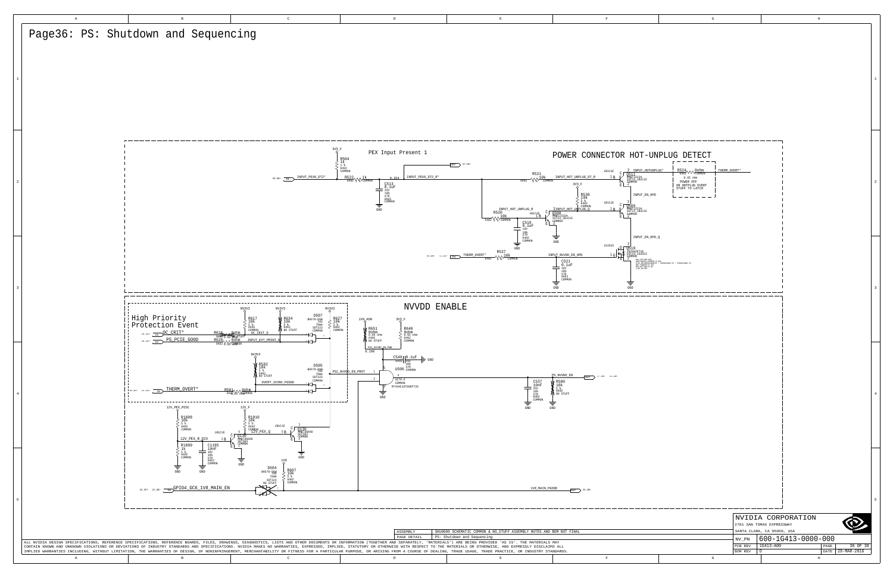# Page36: PS: Shutdown and Sequencing

## POWER CONNECTOR HOT-UNPLUG DETECT

PEX Input Present 1

3V3_F

R504 1k 1 % 0402 COMMON

INPUT_PEX8_DT2* — R522 1k 0402 1 % COMMON — 0.254 — INPUT_PEX8_DT2_R*

C513 0.1uF 25V 10% X7R 0603 COMMON

R521 10k 0402 5 % COMMON — INPUT_HOT_UNPLUG_DT_R

Q511 MMBT2222A SOT23_1B1C1E COMMON

INPUT_HOTUNPLUG*

R524 0ohm 0402 COMMON — 0.05 ohm — THERM_OVERT*

POWER OFF ON HOTPLUG EVENT STUFF TO LATCH

3V3_F

R536 10k 5 % 0402 COMMON

INPUT_EN_HPD

Q509 MMBT2222A SOT23_1B1C1E COMMON

INPUT_HOT_UNPLUG_R — R520 10k 0402 5 % COMMON

Q508 MMBT2222A SOT23_1B1C1E COMMON — INPUT_HOT_UNPLUG_Q

C519 0.1uF 16V 10% X7R 0402 COMMON

INPUT_EN_HPD_Q

THERM_OVERT* — R537 10k 0402 5 % COMMON — INPUT_NVVDD_EN_HPD

C521 0.1uF 16V 10% X7R 0402 COMMON

Q510 2N7002ET1G SOT23_1G1D1S COMMON

## NVVDD ENABLE

### High Priority Protection Event

NV3V3

R617 10k 5 % 0402 COMMON

R634 10k 5 % 0402 NO STUFF

R627 10k 5 % 0402 COMMON

D507 BAS70-05W 70V 70mA SOT323 COMMON

OC_CRIT* — R616 0ohm 0402 0.05 ohm NO STUFF — OC_CRIT_D

PS_PCIE_GOOD — R620 0ohm 0402 0.05 ohm COMMON — INPUT_EXT_PRSNT_D

NV3V3

R582 10k 5 % 0402 NO STUFF

OVERT_3V3NV_PGOOD

D505 BAS70-05W 70V 70mA SOT323 COMMON

THERM_OVERT* — R581 0ohm 0402 0.05 ohm COMMON

1V8_AON — R651 0ohm 0.05 ohm 0402 NO STUFF

3V3_F — R640 0ohm 0.05 ohm 0402 COMMON

PS1_NVVDD_EN_PWR — 0.100

C549 0.1uF 0402 16V 10% X7R COMMON

PS1_NVVDD_EN_PROT

U506 SC70-5 COMMON M74VHC1GT08DFT2G

PS_NVVDD_EN

C537 10nF 25V 10% X7R 0402 COMMON

R580 10k 5 % 0402 NO STUFF

12V_PEX_MISC

R1008 10k 5 % 0402 COMMON

12V_PEX_R_DIV

R1009 1k 5 % 0402 COMMON

C1185 10nF 16V 10% X7R 0402 COMMON

12V_F

R1010 10k 5 % 0402 COMMON

12V_PEX_Q

Q1139 MMBT3904D SOT363 COMMON

Q1138 MMBT3904D SOT363 COMMON

1V8

D504 BAS70-05W 70V 70mA SOT323 NO STUFF

R607 10k 5 % 0402 COMMON

GPIO4_GC6_1V8_MAIN_EN

1V8_MAIN_PGOOD

| | |
|---|---|
| ASSEMBLY | SKU0000 SCHEMATIC COMMON & NO_STUFF ASSEMBLY NOTES AND BOM NOT FINAL |
| PAGE DETAIL | PS: Shutdown and Sequencing |

ALL NVIDIA DESIGN SPECIFICATIONS, REFERENCE SPECIFICATIONS, REFERENCE BOARDS, FILES, DRAWINGS, DIAGNOSTICS, LISTS AND OTHER DOCUMENTS OR INFORMATION (TOGETHER AND SEPARATELY, 'MATERIALS') ARE BEING PROVIDED 'AS IS'. THE MATERIALS MAY CONTAIN KNOWN AND UNKNOWN VIOLATIONS OR DEVIATIONS OF INDUSTRY STANDARDS AND SPECIFICATIONS. NVIDIA MAKES NO WARRANTIES, EXPRESSED, IMPLIED, STATUTORY OR OTHERWISE WITH RESPECT TO THE MATERIALS OR OTHERWISE, AND EXPRESSLY DISCLAIMS ALL IMPLIED WARRANTIES INCLUDING, WITHOUT LIMITATION, THE WARRANTIES OF DESIGN, OF NONINFRINGEMENT, MERCHANTABILITY OR FITNESS FOR A PARTICULAR PURPOSE, OR ARISING FROM A COURSE OF DEALING, TRADE USAGE, TRADE PRACTICE, OR INDUSTRY STANDARDS.

NVIDIA CORPORATION
2701 SAN TOMAS EXPRESSWAY
SANTA CLARA, CA 95050, USA

| | | | |
|---|---|---|---|
| NV_PN | 600-1G413-0000-000 | | |
| PCB REV | 1G413-A00 | PAGE | 36 OF 38 |
| BOM REV | D | DATE | 29-MAR-2016 |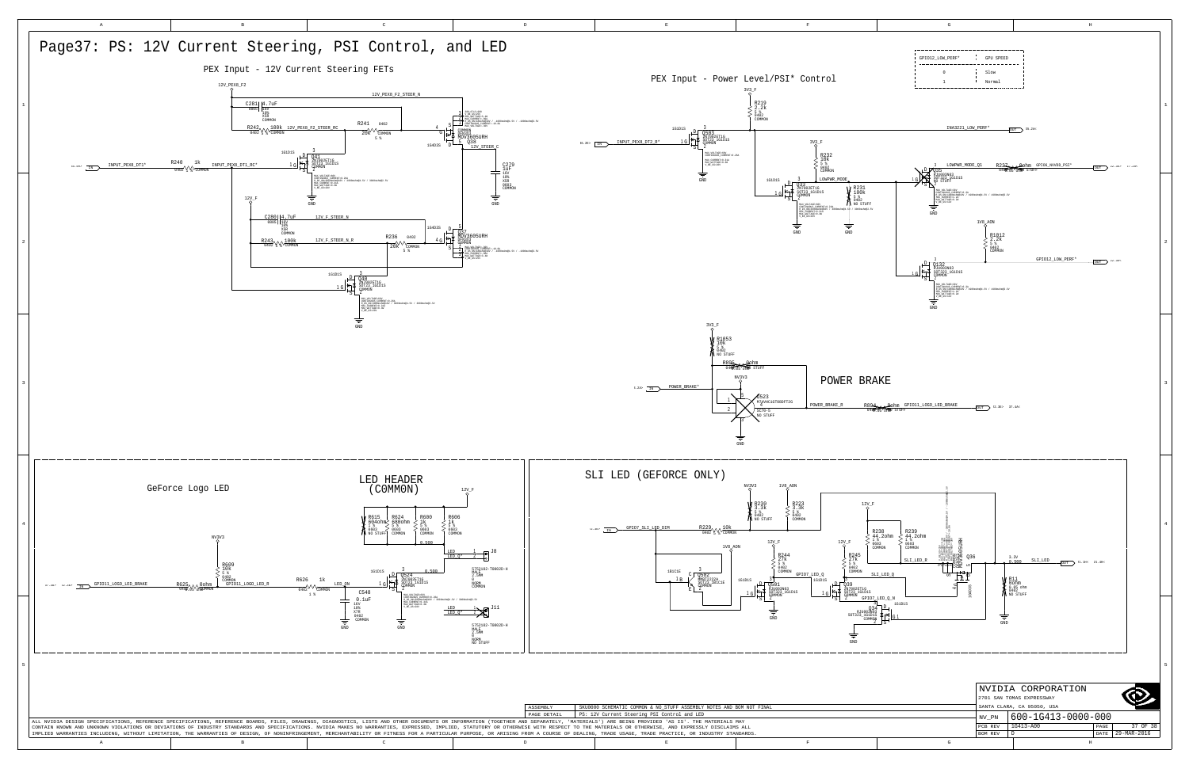# Page37: PS: 12V Current Steering, PSI Control, and LED

## PEX Input - 12V Current Steering FETs

12V_PEX8_F2

C281 4.7uF 0805 16V X5R COMMON

12V_PEX8_F2_STEER_N

R242 100k 12V_PEX8_F2_STEER_RC 0402 5% COMMON

R241 0402 20K COMMON 5%

Q38 MDV3605URH COMMON 12V_STEER_C

C279 1uF 16V 10% X5R 0603 COMMON

INPUT_PEX8_DT1* R240 1k INPUT_PEX8_DT1_RC* 0402 5% COMMON

Q41 2N7002ET1G SOT23_1G1D1S COMMON

12V_F

C280 4.7uF 0805 16V X5R COMMON 12V_F_STEER_N

R243 100k 12V_F_STEER_N_R 0402 5% COMMON

R236 0402 20K COMMON 5%

Q37 MDV3605URH COMMON

Q40 2N7002ET1G SOT23_1G1D1S COMMON

GND

## PEX Input - Power Level/PSI* Control

| GPIO12_LOW_PERF* | GPU SPEED |
|---|---|
| 0 | Slow |
| 1 | Normal |

3V3_F

R219 2.2k 5% 0402 COMMON

INA3221_LOW_PERF*

INPUT_PEX8_DT2_R* Q503 2N7002ET1G SOT23_1G1D1S COMMON

R232 18K 5% 0402 COMMON

Q33 2N7002ET1G SOT23_1G1D1S COMMON LOWPWR_MODE

R231 100k 5% 0402 NO STUFF

LOWPWR_MODE_Q1 R232 0ohm GPIO6_NVVDD_PSI*

Q35 RJU003N03 SOT323_1G1D1S NO STUFF

1V8_AON

R1812 2.2k 5% 0402 COMMON

GPIO12_LOW_PERF*

Q132 RJU003N03 SOT323_1G1D1S COMMON

## POWER BRAKE

3V3_F

R1853 10K 5% 0402 NO STUFF

R805 0ohm NO STUFF

NV3V3

POWER_BRAKE* U523 MC74VHC1GT08DFT2G SC70-5 NO STUFF

POWER_BRAKE_R R804 0ohm NO STUFF GPIO11_LOGO_LED_BRAKE

GND

## GeForce Logo LED

NV3V3

R609 10k 5% 0402 COMMON

GPIO11_LOGO_LED_BRAKE R625 0ohm COMMON GPIO11_LOGO_LED_R

R626 1k 0402 COMMON 1% LED_ON

C548 0.1uF 16V 10% X7R 0402 COMMON

## LED HEADER (COMMON)

12V_F

R615 604ohm 1% 0603 NO STUFF

R624 680ohm 5% 0402 COMMON

R600 1k 5% 0603 COMMON

R606 1k 5% 0603 COMMON

Q524 2N7002ET1G SOT23_1G1D1S COMMON

LED / LED_Q* J8 S7S2102-TB002D-H MALE 2.5MM 0 NORM COMMON

LED / LED_Q* J11 S7S2102-TB002D-H MALE 2.5MM 0 NORM NO STUFF

## SLI LED (GEFORCE ONLY)

NV3V3 R230 3.3K 5% 0402 NO STUFF

1V8_AON R223 3.3K 5% 0402 COMMON

GPIO7_SLI_LED_OCM R229 10k 0402 5% COMMON

Q502 MMBT2222A SOT23_1B1C1E COMMON

12V_F R244 27K 5% 0402 COMMON

Q501 RJU003N03 SOT323_1G1D1S COMMON GPIO7_LED_Q

12V_F R245 27K 5% 0402 COMMON SLI_LED_Q

Q39 2N7002ET1G SOT23_1G1D1S COMMON

GPIO7_LED_Q_N Q34 RJU003N03 SOT323_1G1D1S COMMON

12V_F R238 44.2ohm 1% 0603 COMMON

R239 44.2ohm 1% 0603 COMMON

SLI_LED_R Q36

R11 0ohm 0.01 ohm 0402 NO STUFF

SLI_LED

GND

| ASSEMBLY | SKU0000 SCHEMATIC COMMON & NO_STUFF ASSEMBLY NOTES AND BOM NOT FINAL |
|---|---|
| PAGE DETAIL | PS: 12V Current Steering PSI Control and LED |

ALL NVIDIA DESIGN SPECIFICATIONS, REFERENCE SPECIFICATIONS, REFERENCE BOARDS, FILES, DRAWINGS, DIAGNOSTICS, LISTS AND OTHER DOCUMENTS OR INFORMATION (TOGETHER AND SEPARATELY, "MATERIALS") ARE BEING PROVIDED 'AS IS'. THE MATERIALS MAY CONTAIN KNOWN AND UNKNOWN VIOLATIONS OR DEVIATIONS OF INDUSTRY STANDARDS AND SPECIFICATIONS. NVIDIA MAKES NO WARRANTIES, EXPRESSED, IMPLIED, STATUTORY OR OTHERWISE WITH RESPECT TO THE MATERIALS OR OTHERWISE WITH RESPECT TO THE MATERIALS, AND EXPRESSLY DISCLAIMS ALL IMPLIED WARRANTIES INCLUDING, WITHOUT LIMITATION, THE WARRANTIES OF DESIGN, OF NONINFRINGEMENT, MERCHANTABILITY OR FITNESS FOR A PARTICULAR PURPOSE, OR ARISING FROM A COURSE OF DEALING, TRADE USAGE, TRADE PRACTICE, OR INDUSTRY STANDARDS.

NVIDIA CORPORATION
2701 SAN TOMAS EXPRESSWAY
SANTA CLARA, CA 95050, USA

| NV_PN | 600-1G413-0000-000 | | |
|---|---|---|---|
| PCB REV | 1G413-A00 | PAGE | 37 OF 38 |
| BOM REV | D | DATE | 29-MAR-2016 |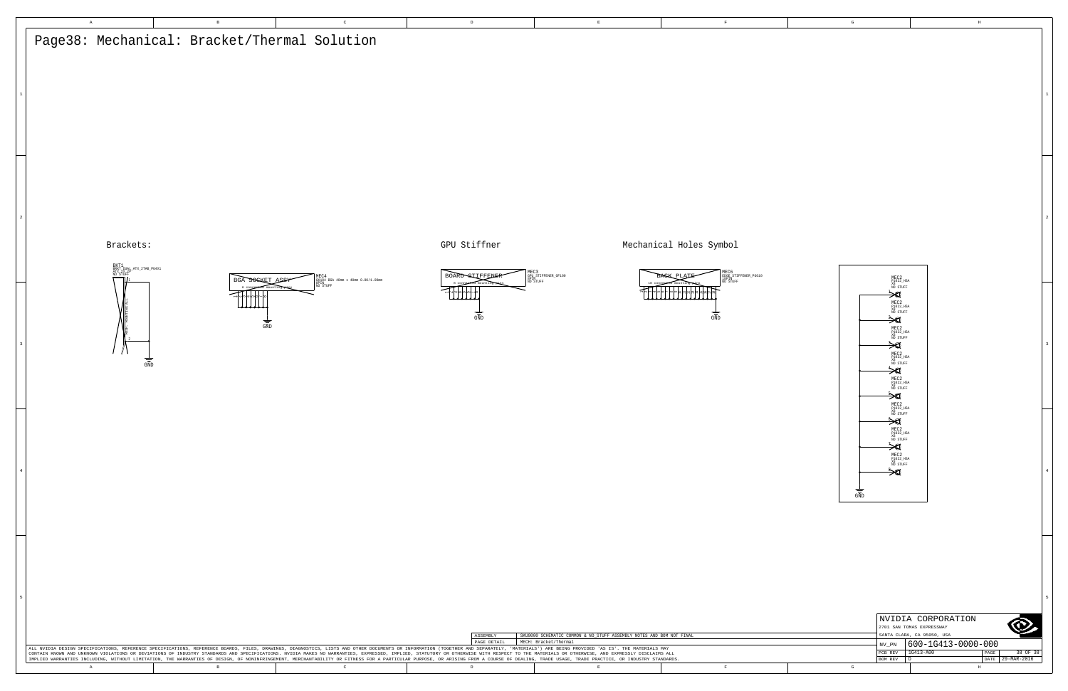# Page38: Mechanical: Bracket/Thermal Solution

Brackets:

BKT1
BKT1_DUAL_ATX_2TAB_P64X1
NO STUFF

GND

BGA SOCKET ASSY

MEC4
SKT_BGA_40mm x 40mm 0.80/1.00mm
NO STUFF

GND

GPU Stiffner

BOARD STIFFENER

MEC3
GPU_STIFFENER_BF100
NO STUFF

GND

Mechanical Holes Symbol

BACK PLATE

MEC6
EDGE_STIFFENER_P0810
NO STUFF

GND

MEC2
P1022_HSA
X8
NO STUFF

MEC2
P1022_HSA
X8
NO STUFF

MEC2
P1022_HSA
X8
NO STUFF

MEC2
P1022_HSA
X8
NO STUFF

MEC2
P1022_HSA
X8
NO STUFF

MEC2
P1022_HSA
X8
NO STUFF

MEC2
P1022_HSA
X8
NO STUFF

MEC2
P1022_HSA
X8
NO STUFF

GND

| | |
|---|---|
| ASSEMBLY | SKU0000 SCHEMATIC COMMON & NO_STUFF ASSEMBLY NOTES AND BOM NOT FINAL |
| PAGE DETAIL | MECH: Bracket/Thermal |

ALL NVIDIA DESIGN SPECIFICATIONS, REFERENCE SPECIFICATIONS, REFERENCE BOARDS, FILES, DRAWINGS, DIAGNOSTICS, LISTS AND OTHER DOCUMENTS OR INFORMATION (TOGETHER AND SEPARATELY, 'MATERIALS') ARE BEING PROVIDED 'AS IS'. THE MATERIALS MAY CONTAIN KNOWN AND UNKNOWN VIOLATIONS OR DEVIATIONS OF INDUSTRY STANDARDS AND SPECIFICATIONS. NVIDIA MAKES NO WARRANTIES, EXPRESSED, IMPLIED, STATUTORY OR OTHERWISE WITH RESPECT TO THE MATERIALS OR OTHERWISE, AND EXPRESSLY DISCLAIMS ALL IMPLIED WARRANTIES INCLUDING, WITHOUT LIMITATION, THE WARRANTIES OF DESIGN, OF NONINFRINGEMENT, MERCHANTABILITY OR FITNESS FOR A PARTICULAR PURPOSE, OR ARISING FROM A COURSE OF DEALING, TRADE USAGE, TRADE PRACTICE, OR INDUSTRY STANDARDS.

NVIDIA CORPORATION
2701 SAN TOMAS EXPRESSWAY
SANTA CLARA, CA 95050, USA

| | | | |
|---|---|---|---|
| NV_PN | 600-1G413-0000-000 | | |
| PCB REV | 1G413-A00 | PAGE | 38 OF 38 |
| BOM REV | D | DATE | 29-MAR-2016 |